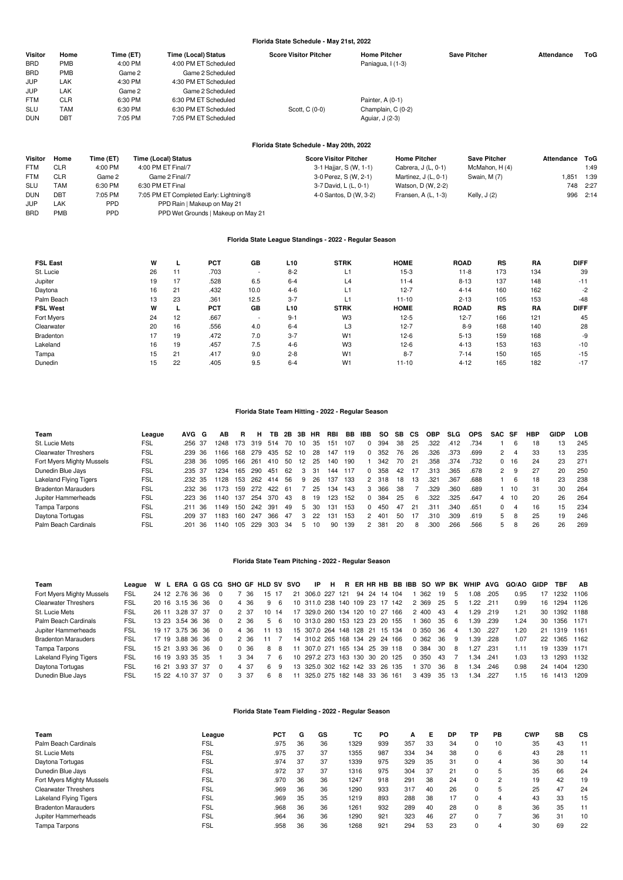## Florida State Schedule - May 21st, 2022

| Visitor | Home | Time (ET) | Time (Local) Status | Score Visitor Pitcher | Home Pitcher | Save Pitcher | Attendance | ToG |
|---|---|---|---|---|---|---|---|---|
| BRD | PMB | 4:00 PM | 4:00 PM ET Scheduled | | Paniagua, I (1-3) | | | |
| BRD | PMB | Game 2 | Game 2 Scheduled | | | | | |
| JUP | LAK | 4:30 PM | 4:30 PM ET Scheduled | | | | | |
| JUP | LAK | Game 2 | Game 2 Scheduled | | | | | |
| FTM | CLR | 6:30 PM | 6:30 PM ET Scheduled | | Painter, A (0-1) | | | |
| SLU | TAM | 6:30 PM | 6:30 PM ET Scheduled | Scott, C (0-0) | Champlain, C (0-2) | | | |
| DUN | DBT | 7:05 PM | 7:05 PM ET Scheduled | | Aguiar, J (2-3) | | | |

## Florida State Schedule - May 20th, 2022

| Visitor | Home | Time (ET) | Time (Local) Status | Score Visitor Pitcher | Home Pitcher | Save Pitcher | Attendance | ToG |
|---|---|---|---|---|---|---|---|---|
| FTM | CLR | 4:00 PM | 4:00 PM ET Final/7 | 3-1 Hajjar, S (W, 1-1) | Cabrera, J (L, 0-1) | McMahon, H (4) | | 1:49 |
| FTM | CLR | Game 2 | Game 2 Final/7 | 3-0 Perez, S (W, 2-1) | Martinez, J (L, 0-1) | Swain, M (7) | 1,851 | 1:39 |
| SLU | TAM | 6:30 PM | 6:30 PM ET Final | 3-7 David, L (L, 0-1) | Watson, D (W, 2-2) | | 748 | 2:27 |
| DUN | DBT | 7:05 PM | 7:05 PM ET Completed Early: Lightning/8 | 4-0 Santos, D (W, 3-2) | Fransen, A (L, 1-3) | Kelly, J (2) | 996 | 2:14 |
| JUP | LAK | PPD | PPD Rain \| Makeup on May 21 | | | | | |
| BRD | PMB | PPD | PPD Wet Grounds \| Makeup on May 21 | | | | | |

## Florida State League Standings - 2022 - Regular Season

| FSL East | W | L | PCT | GB | L10 | STRK | HOME | ROAD | RS | RA | DIFF |
|---|---|---|---|---|---|---|---|---|---|---|---|
| St. Lucie | 26 | 11 | .703 | - | 8-2 | L1 | 15-3 | 11-8 | 173 | 134 | 39 |
| Jupiter | 19 | 17 | .528 | 6.5 | 6-4 | L4 | 11-4 | 8-13 | 137 | 148 | -11 |
| Daytona | 16 | 21 | .432 | 10.0 | 4-6 | L1 | 12-7 | 4-14 | 160 | 162 | -2 |
| Palm Beach | 13 | 23 | .361 | 12.5 | 3-7 | L1 | 11-10 | 2-13 | 105 | 153 | -48 |
| **FSL West** | **W** | **L** | **PCT** | **GB** | **L10** | **STRK** | **HOME** | **ROAD** | **RS** | **RA** | **DIFF** |
| Fort Myers | 24 | 12 | .667 | - | 9-1 | W3 | 12-5 | 12-7 | 166 | 121 | 45 |
| Clearwater | 20 | 16 | .556 | 4.0 | 6-4 | L3 | 12-7 | 8-9 | 168 | 140 | 28 |
| Bradenton | 17 | 19 | .472 | 7.0 | 3-7 | W1 | 12-6 | 5-13 | 159 | 168 | -9 |
| Lakeland | 16 | 19 | .457 | 7.5 | 4-6 | W3 | 12-6 | 4-13 | 153 | 163 | -10 |
| Tampa | 15 | 21 | .417 | 9.0 | 2-8 | W1 | 8-7 | 7-14 | 150 | 165 | -15 |
| Dunedin | 15 | 22 | .405 | 9.5 | 6-4 | W1 | 11-10 | 4-12 | 165 | 182 | -17 |

## Florida State Team Hitting - 2022 - Regular Season

| Team | League | AVG | G | AB | R | H | TB | 2B | 3B | HR | RBI | BB | IBB | SO | SB | CS | OBP | SLG | OPS | SAC | SF | HBP | GIDP | LOB |
|---|---|---|---|---|---|---|---|---|---|---|---|---|---|---|---|---|---|---|---|---|---|---|---|---|
| St. Lucie Mets | FSL | .256 | 37 | 1248 | 173 | 319 | 514 | 70 | 10 | 35 | 151 | 107 | 0 | 394 | 38 | 25 | .322 | .412 | .734 | 1 | 6 | 18 | 13 | 245 |
| Clearwater Threshers | FSL | .239 | 36 | 1166 | 168 | 279 | 435 | 52 | 10 | 28 | 147 | 119 | 0 | 352 | 76 | 26 | .326 | .373 | .699 | 2 | 4 | 33 | 13 | 235 |
| Fort Myers Mighty Mussels | FSL | .238 | 36 | 1095 | 166 | 261 | 410 | 50 | 12 | 25 | 140 | 190 | 1 | 342 | 70 | 21 | .358 | .374 | .732 | 0 | 16 | 24 | 23 | 271 |
| Dunedin Blue Jays | FSL | .235 | 37 | 1234 | 165 | 290 | 451 | 62 | 3 | 31 | 144 | 117 | 0 | 358 | 42 | 17 | .313 | .365 | .678 | 2 | 9 | 27 | 20 | 250 |
| Lakeland Flying Tigers | FSL | .232 | 35 | 1128 | 153 | 262 | 414 | 56 | 9 | 26 | 137 | 133 | 2 | 318 | 18 | 13 | .321 | .367 | .688 | 1 | 6 | 18 | 23 | 238 |
| Bradenton Marauders | FSL | .232 | 36 | 1173 | 159 | 272 | 422 | 61 | 7 | 25 | 134 | 143 | 3 | 366 | 38 | 7 | .329 | .360 | .689 | 1 | 10 | 31 | 30 | 264 |
| Jupiter Hammerheads | FSL | .223 | 36 | 1140 | 137 | 254 | 370 | 43 | 8 | 19 | 123 | 152 | 0 | 384 | 25 | 6 | .322 | .325 | .647 | 4 | 10 | 20 | 26 | 264 |
| Tampa Tarpons | FSL | .211 | 36 | 1149 | 150 | 242 | 391 | 49 | 5 | 30 | 131 | 153 | 0 | 450 | 47 | 21 | .311 | .340 | .651 | 0 | 4 | 16 | 15 | 234 |
| Daytona Tortugas | FSL | .209 | 37 | 1183 | 160 | 247 | 366 | 47 | 3 | 22 | 131 | 153 | 2 | 401 | 50 | 17 | .310 | .309 | .619 | 5 | 8 | 25 | 19 | 246 |
| Palm Beach Cardinals | FSL | .201 | 36 | 1140 | 105 | 229 | 303 | 34 | 5 | 10 | 90 | 139 | 2 | 381 | 20 | 8 | .300 | .266 | .566 | 5 | 8 | 26 | 26 | 269 |

## Florida State Team Pitching - 2022 - Regular Season

| Team | League | W | L | ERA | G | GS | CG | SHO | GF | HLD | SV | SVO | IP | H | R | ER | HR | HB | BB | IBB | SO | WP | BK | WHIP | AVG | GO/AO | GIDP | TBF | AB |
|---|---|---|---|---|---|---|---|---|---|---|---|---|---|---|---|---|---|---|---|---|---|---|---|---|---|---|---|---|---|
| Fort Myers Mighty Mussels | FSL | 24 | 12 | 2.76 | 36 | 36 | 0 | 7 | 36 | 15 | 17 | 21 | 306.0 | 227 | 121 | 94 | 24 | 14 | 104 | 1 | 362 | 19 | 5 | 1.08 | .205 | 0.95 | 17 | 1232 | 1106 |
| Clearwater Threshers | FSL | 20 | 16 | 3.15 | 36 | 36 | 0 | 4 | 36 | 9 | 6 | 10 | 311.0 | 238 | 140 | 109 | 23 | 17 | 142 | 2 | 369 | 25 | 5 | 1.22 | .211 | 0.99 | 16 | 1294 | 1126 |
| St. Lucie Mets | FSL | 26 | 11 | 3.28 | 37 | 37 | 0 | 2 | 37 | 10 | 14 | 17 | 329.0 | 260 | 134 | 120 | 10 | 27 | 166 | 2 | 400 | 43 | 4 | 1.29 | .219 | 1.21 | 30 | 1392 | 1188 |
| Palm Beach Cardinals | FSL | 13 | 23 | 3.54 | 36 | 36 | 0 | 2 | 36 | 5 | 6 | 10 | 313.0 | 280 | 153 | 123 | 23 | 20 | 155 | 1 | 360 | 35 | 6 | 1.39 | .239 | 1.24 | 30 | 1356 | 1171 |
| Jupiter Hammerheads | FSL | 19 | 17 | 3.75 | 36 | 36 | 0 | 4 | 36 | 11 | 13 | 15 | 307.0 | 264 | 148 | 128 | 21 | 15 | 134 | 0 | 350 | 36 | 4 | 1.30 | .227 | 1.20 | 21 | 1319 | 1161 |
| Bradenton Marauders | FSL | 17 | 19 | 3.88 | 36 | 36 | 0 | 2 | 36 | 11 | 7 | 14 | 310.2 | 265 | 168 | 134 | 29 | 24 | 166 | 0 | 362 | 36 | 9 | 1.39 | .228 | 1.07 | 22 | 1365 | 1162 |
| Tampa Tarpons | FSL | 15 | 21 | 3.93 | 36 | 36 | 0 | 0 | 36 | 8 | 8 | 11 | 307.0 | 271 | 165 | 134 | 25 | 39 | 118 | 0 | 384 | 30 | 8 | 1.27 | .231 | 1.11 | 19 | 1339 | 1171 |
| Lakeland Flying Tigers | FSL | 16 | 19 | 3.93 | 35 | 35 | 1 | 3 | 34 | 7 | 6 | 10 | 297.2 | 273 | 163 | 130 | 30 | 20 | 125 | 0 | 350 | 43 | 7 | 1.34 | .241 | 1.03 | 13 | 1293 | 1132 |
| Daytona Tortugas | FSL | 16 | 21 | 3.93 | 37 | 37 | 0 | 4 | 37 | 6 | 9 | 13 | 325.0 | 302 | 162 | 142 | 33 | 26 | 135 | 1 | 370 | 36 | 8 | 1.34 | .246 | 0.98 | 24 | 1404 | 1230 |
| Dunedin Blue Jays | FSL | 15 | 22 | 4.10 | 37 | 37 | 0 | 3 | 37 | 6 | 8 | 11 | 325.0 | 275 | 182 | 148 | 33 | 36 | 161 | 3 | 439 | 35 | 13 | 1.34 | .227 | 1.15 | 16 | 1413 | 1209 |

## Florida State Team Fielding - 2022 - Regular Season

| Team | League | PCT | G | GS | TC | PO | A | E | DP | TP | PB | CWP | SB | CS |
|---|---|---|---|---|---|---|---|---|---|---|---|---|---|---|
| Palm Beach Cardinals | FSL | .975 | 36 | 36 | 1329 | 939 | 357 | 33 | 34 | 0 | 10 | 35 | 43 | 11 |
| St. Lucie Mets | FSL | .975 | 37 | 37 | 1355 | 987 | 334 | 34 | 38 | 0 | 6 | 43 | 28 | 11 |
| Daytona Tortugas | FSL | .974 | 37 | 37 | 1339 | 975 | 329 | 35 | 31 | 0 | 4 | 36 | 30 | 14 |
| Dunedin Blue Jays | FSL | .972 | 37 | 37 | 1316 | 975 | 304 | 37 | 21 | 0 | 5 | 35 | 66 | 24 |
| Fort Myers Mighty Mussels | FSL | .970 | 36 | 36 | 1247 | 918 | 291 | 38 | 24 | 0 | 2 | 19 | 42 | 19 |
| Clearwater Threshers | FSL | .969 | 36 | 36 | 1290 | 933 | 317 | 40 | 26 | 0 | 5 | 25 | 47 | 24 |
| Lakeland Flying Tigers | FSL | .969 | 35 | 35 | 1219 | 893 | 288 | 38 | 17 | 0 | 4 | 43 | 33 | 15 |
| Bradenton Marauders | FSL | .968 | 36 | 36 | 1261 | 932 | 289 | 40 | 28 | 0 | 8 | 36 | 35 | 11 |
| Jupiter Hammerheads | FSL | .964 | 36 | 36 | 1290 | 921 | 323 | 46 | 27 | 0 | 7 | 36 | 31 | 10 |
| Tampa Tarpons | FSL | .958 | 36 | 36 | 1268 | 921 | 294 | 53 | 23 | 0 | 4 | 30 | 69 | 22 |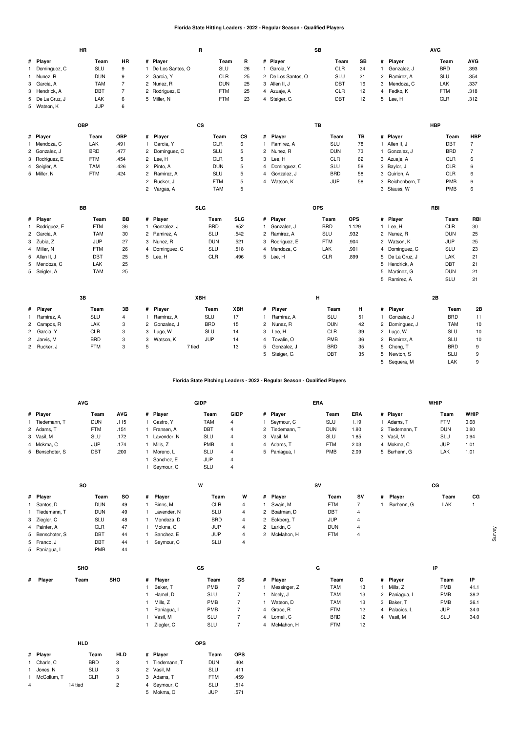# Florida State Hitting Leaders - 2022 - Regular Season - Qualified Players

### HR

| # | Player | Team | HR |
|---|---|---|---|
| 1 | Dominguez, C | SLU | 9 |
| 1 | Nunez, R | DUN | 9 |
| 3 | Garcia, A | TAM | 7 |
| 3 | Hendrick, A | DBT | 7 |
| 5 | De La Cruz, J | LAK | 6 |
| 5 | Watson, K | JUP | 6 |

### R

| # | Player | Team | R |
|---|---|---|---|
| 1 | De Los Santos, O | SLU | 26 |
| 2 | Garcia, Y | CLR | 25 |
| 2 | Nunez, R | DUN | 25 |
| 2 | Rodriguez, E | FTM | 25 |
| 5 | Miller, N | FTM | 23 |

### SB

| # | Player | Team | SB |
|---|---|---|---|
| 1 | Garcia, Y | CLR | 24 |
| 2 | De Los Santos, O | SLU | 21 |
| 3 | Allen II, J | DBT | 16 |
| 4 | Azuaje, A | CLR | 12 |
| 4 | Steiger, G | DBT | 12 |

### AVG

| # | Player | Team | AVG |
|---|---|---|---|
| 1 | Gonzalez, J | BRD | .393 |
| 2 | Ramirez, A | SLU | .354 |
| 3 | Mendoza, C | LAK | .337 |
| 4 | Fedko, K | FTM | .318 |
| 5 | Lee, H | CLR | .312 |

### OBP

| # | Player | Team | OBP |
|---|---|---|---|
| 1 | Mendoza, C | LAK | .491 |
| 2 | Gonzalez, J | BRD | .477 |
| 3 | Rodriguez, E | FTM | .454 |
| 4 | Seigler, A | TAM | .426 |
| 5 | Miller, N | FTM | .424 |

### CS

| # | Player | Team | CS |
|---|---|---|---|
| 1 | Garcia, Y | CLR | 6 |
| 2 | Dominguez, C | SLU | 5 |
| 2 | Lee, H | CLR | 5 |
| 2 | Pinto, A | DUN | 5 |
| 2 | Ramirez, A | SLU | 5 |
| 2 | Rucker, J | FTM | 5 |
| 2 | Vargas, A | TAM | 5 |

### TB

| # | Player | Team | TB |
|---|---|---|---|
| 1 | Ramirez, A | SLU | 78 |
| 2 | Nunez, R | DUN | 73 |
| 3 | Lee, H | CLR | 62 |
| 4 | Dominguez, C | SLU | 58 |
| 4 | Gonzalez, J | BRD | 58 |
| 4 | Watson, K | JUP | 58 |

### HBP

| # | Player | Team | HBP |
|---|---|---|---|
| 1 | Allen II, J | DBT | 7 |
| 1 | Gonzalez, J | BRD | 7 |
| 3 | Azuaje, A | CLR | 6 |
| 3 | Baylor, J | CLR | 6 |
| 3 | Quirion, A | CLR | 6 |
| 3 | Reichenborn, T | PMB | 6 |
| 3 | Stauss, W | PMB | 6 |

### BB

| # | Player | Team | BB |
|---|---|---|---|
| 1 | Rodriguez, E | FTM | 36 |
| 2 | Garcia, A | TAM | 30 |
| 3 | Zubia, Z | JUP | 27 |
| 4 | Miller, N | FTM | 26 |
| 5 | Allen II, J | DBT | 25 |
| 5 | Mendoza, C | LAK | 25 |
| 5 | Seigler, A | TAM | 25 |

### SLG

| # | Player | Team | SLG |
|---|---|---|---|
| 1 | Gonzalez, J | BRD | .652 |
| 2 | Ramirez, A | SLU | .542 |
| 3 | Nunez, R | DUN | .521 |
| 4 | Dominguez, C | SLU | .518 |
| 5 | Lee, H | CLR | .496 |

### OPS

| # | Player | Team | OPS |
|---|---|---|---|
| 1 | Gonzalez, J | BRD | 1.129 |
| 2 | Ramirez, A | SLU | .932 |
| 3 | Rodriguez, E | FTM | .904 |
| 4 | Mendoza, C | LAK | .901 |
| 5 | Lee, H | CLR | .899 |

### RBI

| # | Player | Team | RBI |
|---|---|---|---|
| 1 | Lee, H | CLR | 30 |
| 2 | Nunez, R | DUN | 25 |
| 2 | Watson, K | JUP | 25 |
| 4 | Dominguez, C | SLU | 23 |
| 5 | De La Cruz, J | LAK | 21 |
| 5 | Hendrick, A | DBT | 21 |
| 5 | Martinez, G | DUN | 21 |
| 5 | Ramirez, A | SLU | 21 |

### 3B

| # | Player | Team | 3B |
|---|---|---|---|
| 1 | Ramirez, A | SLU | 4 |
| 2 | Campos, R | LAK | 3 |
| 2 | Garcia, Y | CLR | 3 |
| 2 | Jarvis, M | BRD | 3 |
| 2 | Rucker, J | FTM | 3 |

### XBH

| # | Player | Team | XBH |
|---|---|---|---|
| 1 | Ramirez, A | SLU | 17 |
| 2 | Gonzalez, J | BRD | 15 |
| 3 | Lugo, W | SLU | 14 |
| 3 | Watson, K | JUP | 14 |
| 5 | 7 tied | | 13 |

### H

| # | Player | Team | H |
|---|---|---|---|
| 1 | Ramirez, A | SLU | 51 |
| 2 | Nunez, R | DUN | 42 |
| 3 | Lee, H | CLR | 39 |
| 4 | Tovalin, O | PMB | 36 |
| 5 | Gonzalez, J | BRD | 35 |
| 5 | Steiger, G | DBT | 35 |

### 2B

| # | Player | Team | 2B |
|---|---|---|---|
| 1 | Gonzalez, J | BRD | 11 |
| 2 | Dominguez, J | TAM | 10 |
| 2 | Lugo, W | SLU | 10 |
| 2 | Ramirez, A | SLU | 10 |
| 5 | Cheng, T | BRD | 9 |
| 5 | Newton, S | SLU | 9 |
| 5 | Sequera, M | LAK | 9 |

# Florida State Pitching Leaders - 2022 - Regular Season - Qualified Players

### AVG

| # | Player | Team | AVG |
|---|---|---|---|
| 1 | Tiedemann, T | DUN | .115 |
| 2 | Adams, T | FTM | .151 |
| 3 | Vasil, M | SLU | .172 |
| 4 | Mokma, C | JUP | .174 |
| 5 | Benschoter, S | DBT | .200 |

### GIDP

| # | Player | Team | GIDP |
|---|---|---|---|
| 1 | Castro, Y | TAM | 4 |
| 1 | Fransen, A | DBT | 4 |
| 1 | Lavender, N | SLU | 4 |
| 1 | Mills, Z | PMB | 4 |
| 1 | Moreno, L | SLU | 4 |
| 1 | Sanchez, E | JUP | 4 |
| 1 | Seymour, C | SLU | 4 |

### ERA

| # | Player | Team | ERA |
|---|---|---|---|
| 1 | Seymour, C | SLU | 1.19 |
| 2 | Tiedemann, T | DUN | 1.80 |
| 3 | Vasil, M | SLU | 1.85 |
| 4 | Adams, T | FTM | 2.03 |
| 5 | Paniagua, I | PMB | 2.09 |

### WHIP

| # | Player | Team | WHIP |
|---|---|---|---|
| 1 | Adams, T | FTM | 0.68 |
| 2 | Tiedemann, T | DUN | 0.80 |
| 3 | Vasil, M | SLU | 0.94 |
| 4 | Mokma, C | JUP | 1.01 |
| 5 | Burhenn, G | LAK | 1.01 |

### SO

| # | Player | Team | SO |
|---|---|---|---|
| 1 | Santos, D | DUN | 49 |
| 1 | Tiedemann, T | DUN | 49 |
| 3 | Ziegler, C | SLU | 48 |
| 4 | Painter, A | CLR | 47 |
| 5 | Benschoter, S | DBT | 44 |
| 5 | Franco, J | DBT | 44 |
| 5 | Paniagua, I | PMB | 44 |

### W

| # | Player | Team | W |
|---|---|---|---|
| 1 | Binns, M | CLR | 4 |
| 1 | Lavender, N | SLU | 4 |
| 1 | Mendoza, D | BRD | 4 |
| 1 | Mokma, C | JUP | 4 |
| 1 | Sanchez, E | JUP | 4 |
| 1 | Seymour, C | SLU | 4 |

### SV

| # | Player | Team | SV |
|---|---|---|---|
| 1 | Swain, M | FTM | 7 |
| 2 | Boatman, D | DBT | 4 |
| 2 | Eckberg, T | JUP | 4 |
| 2 | Larkin, C | DUN | 4 |
| 2 | McMahon, H | FTM | 4 |

### CG

| # | Player | Team | CG |
|---|---|---|---|
| 1 | Burhenn, G | LAK | 1 |

### SHO

| # | Player | Team | SHO |
|---|---|---|---|

### GS

| # | Player | Team | GS |
|---|---|---|---|
| 1 | Baker, T | PMB | 7 |
| 1 | Hamel, D | SLU | 7 |
| 1 | Mills, Z | PMB | 7 |
| 1 | Paniagua, I | PMB | 7 |
| 1 | Vasil, M | SLU | 7 |
| 1 | Ziegler, C | SLU | 7 |

### G

| # | Player | Team | G |
|---|---|---|---|
| 1 | Messinger, Z | TAM | 13 |
| 1 | Neely, J | TAM | 13 |
| 1 | Watson, D | TAM | 13 |
| 4 | Grace, R | FTM | 12 |
| 4 | Lomeli, C | BRD | 12 |
| 4 | McMahon, H | FTM | 12 |

### IP

| # | Player | Team | IP |
|---|---|---|---|
| 1 | Mills, Z | PMB | 41.1 |
| 2 | Paniagua, I | PMB | 38.2 |
| 3 | Baker, T | PMB | 36.1 |
| 4 | Palacios, L | JUP | 34.0 |
| 4 | Vasil, M | SLU | 34.0 |

### HLD

| # | Player | Team | HLD |
|---|---|---|---|
| 1 | Charle, C | BRD | 3 |
| 1 | Jones, N | SLU | 3 |
| 1 | McCollum, T | CLR | 3 |
| 4 | 14 tied | | 2 |

### OPS

| # | Player | Team | OPS |
|---|---|---|---|
| 1 | Tiedemann, T | DUN | .404 |
| 2 | Vasil, M | SLU | .411 |
| 3 | Adams, T | FTM | .459 |
| 4 | Seymour, C | SLU | .514 |
| 5 | Mokma, C | JUP | .571 |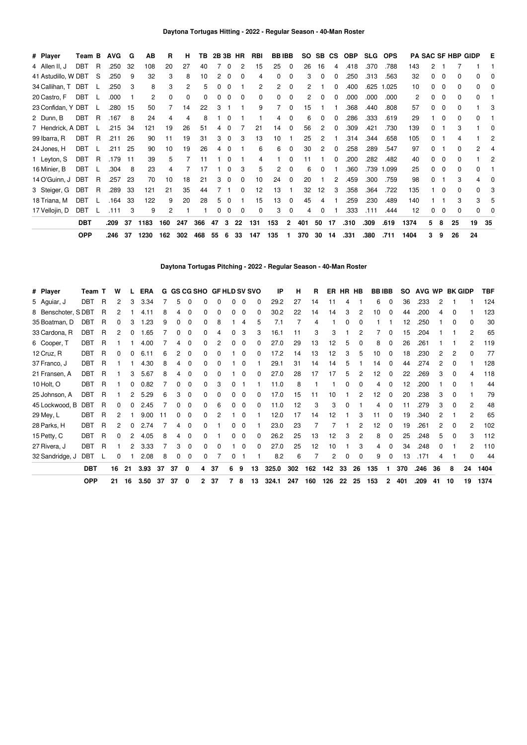## Daytona Tortugas Hitting - 2022 - Regular Season - 40-Man Roster

| # | Player | Team | B | AVG | G | AB | R | H | TB | 2B | 3B | HR | RBI | BB | IBB | SO | SB | CS | OBP | SLG | OPS | PA | SAC | SF | HBP | GIDP | E |
|---|---|---|---|---|---|---|---|---|---|---|---|---|---|---|---|---|---|---|---|---|---|---|---|---|---|---|---|
| 4 | Allen II, J | DBT | R | .250 | 32 | 108 | 20 | 27 | 40 | 7 | 0 | 2 | 15 | 25 | 0 | 26 | 16 | 4 | .418 | .370 | .788 | 143 | 2 | 1 | 7 | 1 | 1 |
| 41 | Astudillo, W | DBT | S | .250 | 9 | 32 | 3 | 8 | 10 | 2 | 0 | 0 | 4 | 0 | 0 | 3 | 0 | 0 | .250 | .313 | .563 | 32 | 0 | 0 | 0 | 0 | 0 |
| 34 | Callihan, T | DBT | L | .250 | 3 | 8 | 3 | 2 | 5 | 0 | 0 | 1 | 2 | 2 | 0 | 2 | 1 | 0 | .400 | .625 | 1.025 | 10 | 0 | 0 | 0 | 0 | 0 |
| 20 | Castro, F | DBT | L | .000 | 1 | 2 | 0 | 0 | 0 | 0 | 0 | 0 | 0 | 0 | 0 | 2 | 0 | 0 | .000 | .000 | .000 | 2 | 0 | 0 | 0 | 0 | 1 |
| 23 | Confidan, Y | DBT | L | .280 | 15 | 50 | 7 | 14 | 22 | 3 | 1 | 1 | 9 | 7 | 0 | 15 | 1 | 1 | .368 | .440 | .808 | 57 | 0 | 0 | 0 | 1 | 3 |
| 2 | Dunn, B | DBT | R | .167 | 8 | 24 | 4 | 4 | 8 | 1 | 0 | 1 | 1 | 4 | 0 | 6 | 0 | 0 | .286 | .333 | .619 | 29 | 1 | 0 | 0 | 0 | 1 |
| 7 | Hendrick, A | DBT | L | .215 | 34 | 121 | 19 | 26 | 51 | 4 | 0 | 7 | 21 | 14 | 0 | 56 | 2 | 0 | .309 | .421 | .730 | 139 | 0 | 1 | 3 | 1 | 0 |
| 99 | Ibarra, R | DBT | R | .211 | 26 | 90 | 11 | 19 | 31 | 3 | 0 | 3 | 13 | 10 | 1 | 25 | 2 | 1 | .314 | .344 | .658 | 105 | 0 | 1 | 4 | 1 | 2 |
| 24 | Jones, H | DBT | L | .211 | 25 | 90 | 10 | 19 | 26 | 4 | 0 | 1 | 6 | 6 | 0 | 30 | 2 | 0 | .258 | .289 | .547 | 97 | 0 | 1 | 0 | 2 | 4 |
| 1 | Leyton, S | DBT | R | .179 | 11 | 39 | 5 | 7 | 11 | 1 | 0 | 1 | 4 | 1 | 0 | 11 | 1 | 0 | .200 | .282 | .482 | 40 | 0 | 0 | 0 | 1 | 2 |
| 16 | Minier, B | DBT | L | .304 | 8 | 23 | 4 | 7 | 17 | 1 | 0 | 3 | 5 | 2 | 0 | 6 | 0 | 1 | .360 | .739 | 1.099 | 25 | 0 | 0 | 0 | 0 | 1 |
| 14 | O'Guinn, J | DBT | R | .257 | 23 | 70 | 10 | 18 | 21 | 3 | 0 | 0 | 10 | 24 | 0 | 20 | 1 | 2 | .459 | .300 | .759 | 98 | 0 | 1 | 3 | 4 | 0 |
| 3 | Steiger, G | DBT | R | .289 | 33 | 121 | 21 | 35 | 44 | 7 | 1 | 0 | 12 | 13 | 1 | 32 | 12 | 3 | .358 | .364 | .722 | 135 | 1 | 0 | 0 | 0 | 3 |
| 18 | Triana, M | DBT | L | .164 | 33 | 122 | 9 | 20 | 28 | 5 | 0 | 1 | 15 | 13 | 0 | 45 | 4 | 1 | .259 | .230 | .489 | 140 | 1 | 1 | 3 | 3 | 5 |
| 17 | Vellojin, D | DBT | L | .111 | 3 | 9 | 2 | 1 | 1 | 0 | 0 | 0 | 0 | 3 | 0 | 4 | 0 | 1 | .333 | .111 | .444 | 12 | 0 | 0 | 0 | 0 | 0 |
| | | **DBT** | | **.209** | **37** | **1183** | **160** | **247** | **366** | **47** | **3** | **22** | **131** | **153** | **2** | **401** | **50** | **17** | **.310** | **.309** | **.619** | **1374** | **5** | **8** | **25** | **19** | **35** |
| | | **OPP** | | **.246** | **37** | **1230** | **162** | **302** | **468** | **55** | **6** | **33** | **147** | **135** | **1** | **370** | **30** | **14** | **.331** | **.380** | **.711** | **1404** | **3** | **9** | **26** | **24** | |

## Daytona Tortugas Pitching - 2022 - Regular Season - 40-Man Roster

| # | Player | Team | T | W | L | ERA | G | GS | CG | SHO | GF | HLD | SV | SVO | IP | H | R | ER | HR | HB | BB | IBB | SO | AVG | WP | BK | GIDP | TBF |
|---|---|---|---|---|---|---|---|---|---|---|---|---|---|---|---|---|---|---|---|---|---|---|---|---|---|---|---|---|
| 5 | Aguiar, J | DBT | R | 2 | 3 | 3.34 | 7 | 5 | 0 | 0 | 0 | 0 | 0 | 0 | 29.2 | 27 | 14 | 11 | 4 | 1 | 6 | 0 | 36 | .233 | 2 | 1 | 1 | 124 |
| 8 | Benschoter, S | DBT | R | 2 | 1 | 4.11 | 8 | 4 | 0 | 0 | 0 | 0 | 0 | 0 | 30.2 | 22 | 14 | 14 | 3 | 2 | 10 | 0 | 44 | .200 | 4 | 0 | 1 | 123 |
| 35 | Boatman, D | DBT | R | 0 | 3 | 1.23 | 9 | 0 | 0 | 0 | 8 | 1 | 4 | 5 | 7.1 | 7 | 4 | 1 | 0 | 0 | 1 | 1 | 12 | .250 | 1 | 0 | 0 | 30 |
| 33 | Cardona, R | DBT | R | 2 | 0 | 1.65 | 7 | 0 | 0 | 0 | 4 | 0 | 3 | 3 | 16.1 | 11 | 3 | 3 | 1 | 2 | 7 | 0 | 15 | .204 | 1 | 1 | 2 | 65 |
| 6 | Cooper, T | DBT | R | 1 | 1 | 4.00 | 7 | 4 | 0 | 0 | 2 | 0 | 0 | 0 | 27.0 | 29 | 13 | 12 | 5 | 0 | 8 | 0 | 26 | .261 | 1 | 1 | 2 | 119 |
| 12 | Cruz, R | DBT | R | 0 | 0 | 6.11 | 6 | 2 | 0 | 0 | 0 | 1 | 0 | 0 | 17.2 | 14 | 13 | 12 | 3 | 5 | 10 | 0 | 18 | .230 | 2 | 2 | 0 | 77 |
| 37 | Franco, J | DBT | R | 1 | 1 | 4.30 | 8 | 4 | 0 | 0 | 0 | 1 | 0 | 1 | 29.1 | 31 | 14 | 14 | 5 | 1 | 14 | 0 | 44 | .274 | 2 | 0 | 1 | 128 |
| 21 | Fransen, A | DBT | R | 1 | 3 | 5.67 | 8 | 4 | 0 | 0 | 0 | 1 | 0 | 0 | 27.0 | 28 | 17 | 17 | 5 | 2 | 12 | 0 | 22 | .269 | 3 | 0 | 4 | 118 |
| 10 | Holt, O | DBT | R | 1 | 0 | 0.82 | 7 | 0 | 0 | 0 | 3 | 0 | 1 | 1 | 11.0 | 8 | 1 | 1 | 0 | 0 | 4 | 0 | 12 | .200 | 1 | 0 | 1 | 44 |
| 25 | Johnson, A | DBT | R | 1 | 2 | 5.29 | 6 | 3 | 0 | 0 | 0 | 0 | 0 | 0 | 17.0 | 15 | 11 | 10 | 1 | 2 | 12 | 0 | 20 | .238 | 3 | 0 | 1 | 79 |
| 45 | Lockwood, B | DBT | R | 0 | 0 | 2.45 | 7 | 0 | 0 | 0 | 6 | 0 | 0 | 0 | 11.0 | 12 | 3 | 3 | 0 | 1 | 4 | 0 | 11 | .279 | 3 | 0 | 2 | 48 |
| 29 | Mey, L | DBT | R | 2 | 1 | 9.00 | 11 | 0 | 0 | 0 | 2 | 1 | 0 | 1 | 12.0 | 17 | 14 | 12 | 1 | 3 | 11 | 0 | 19 | .340 | 2 | 1 | 2 | 65 |
| 28 | Parks, H | DBT | R | 2 | 0 | 2.74 | 7 | 4 | 0 | 0 | 1 | 0 | 0 | 1 | 23.0 | 23 | 7 | 7 | 1 | 2 | 12 | 0 | 19 | .261 | 2 | 0 | 2 | 102 |
| 15 | Petty, C | DBT | R | 0 | 2 | 4.05 | 8 | 4 | 0 | 0 | 1 | 0 | 0 | 0 | 26.2 | 25 | 13 | 12 | 3 | 2 | 8 | 0 | 25 | .248 | 5 | 0 | 3 | 112 |
| 27 | Rivera, J | DBT | R | 1 | 2 | 3.33 | 7 | 3 | 0 | 0 | 0 | 1 | 0 | 0 | 27.0 | 25 | 12 | 10 | 1 | 3 | 4 | 0 | 34 | .248 | 0 | 1 | 2 | 110 |
| 32 | Sandridge, J | DBT | L | 0 | 1 | 2.08 | 8 | 0 | 0 | 0 | 7 | 0 | 1 | 1 | 8.2 | 6 | 7 | 2 | 0 | 0 | 9 | 0 | 13 | .171 | 4 | 1 | 0 | 44 |
| | | **DBT** | | **16** | **21** | **3.93** | **37** | **37** | **0** | **4** | **37** | **6** | **9** | **13** | **325.0** | **302** | **162** | **142** | **33** | **26** | **135** | **1** | **370** | **.246** | **36** | **8** | **24** | **1404** |
| | | **OPP** | | **21** | **16** | **3.50** | **37** | **37** | **0** | **2** | **37** | **7** | **8** | **13** | **324.1** | **247** | **160** | **126** | **22** | **25** | **153** | **2** | **401** | **.209** | **41** | **10** | **19** | **1374** |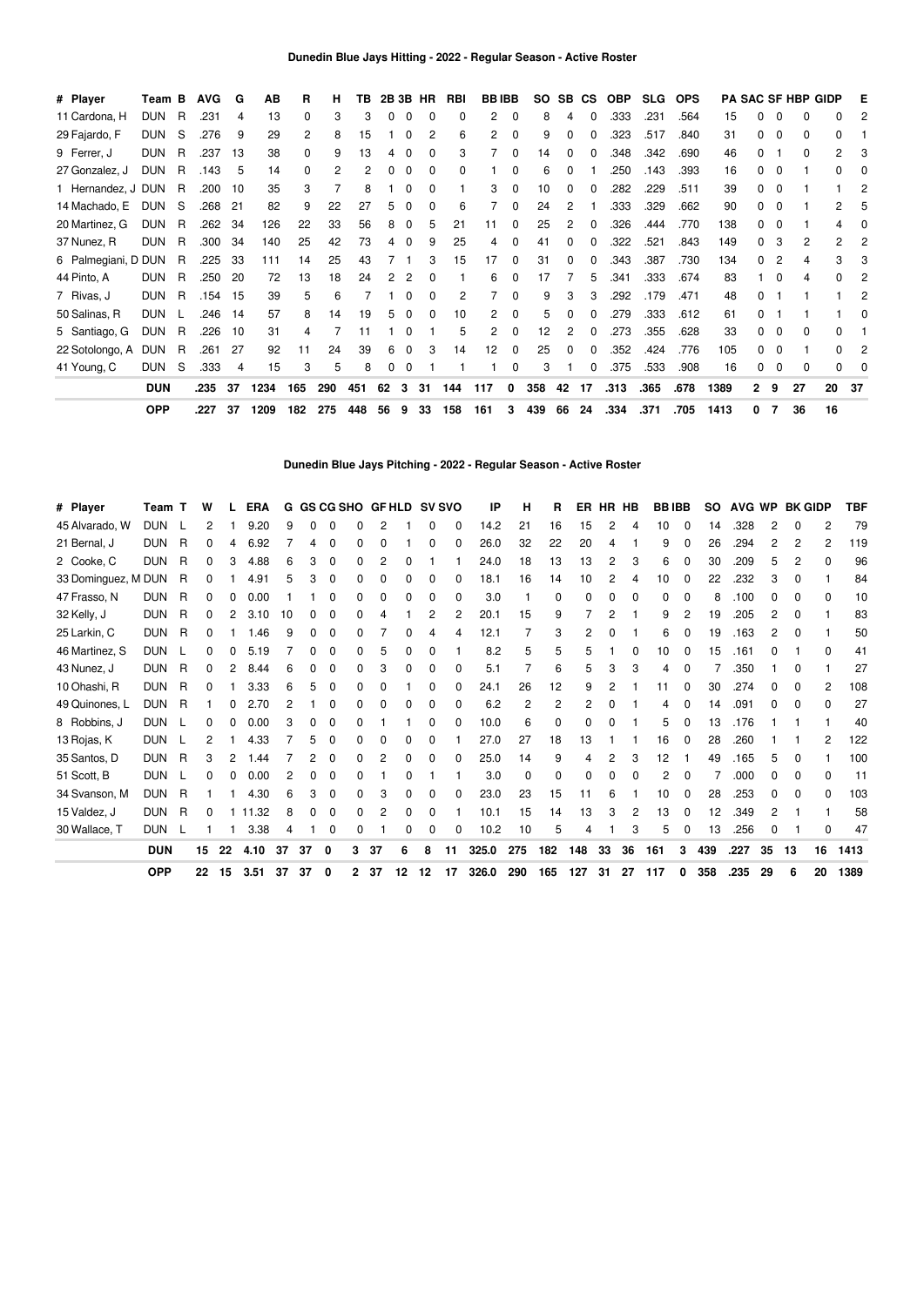## Dunedin Blue Jays Hitting - 2022 - Regular Season - Active Roster

| # | Player | Team | B | AVG | G | AB | R | H | TB | 2B | 3B | HR | RBI | BB | IBB | SO | SB | CS | OBP | SLG | OPS | PA | SAC | SF | HBP | GIDP | E |
|---|---|---|---|---|---|---|---|---|---|---|---|---|---|---|---|---|---|---|---|---|---|---|---|---|---|---|---|
| 11 | Cardona, H | DUN | R | .231 | 4 | 13 | 0 | 3 | 3 | 0 | 0 | 0 | 0 | 2 | 0 | 8 | 4 | 0 | .333 | .231 | .564 | 15 | 0 | 0 | 0 | 0 | 2 |
| 29 | Fajardo, F | DUN | S | .276 | 9 | 29 | 2 | 8 | 15 | 1 | 0 | 2 | 6 | 2 | 0 | 9 | 0 | 0 | .323 | .517 | .840 | 31 | 0 | 0 | 0 | 0 | 1 |
| 9 | Ferrer, J | DUN | R | .237 | 13 | 38 | 0 | 9 | 13 | 4 | 0 | 0 | 3 | 7 | 0 | 14 | 0 | 0 | .348 | .342 | .690 | 46 | 0 | 1 | 0 | 2 | 3 |
| 27 | Gonzalez, J | DUN | R | .143 | 5 | 14 | 0 | 2 | 2 | 0 | 0 | 0 | 0 | 1 | 0 | 6 | 0 | 1 | .250 | .143 | .393 | 16 | 0 | 0 | 1 | 0 | 0 |
| 1 | Hernandez, J | DUN | R | .200 | 10 | 35 | 3 | 7 | 8 | 1 | 0 | 0 | 1 | 3 | 0 | 10 | 0 | 0 | .282 | .229 | .511 | 39 | 0 | 0 | 1 | 1 | 2 |
| 14 | Machado, E | DUN | S | .268 | 21 | 82 | 9 | 22 | 27 | 5 | 0 | 0 | 6 | 7 | 0 | 24 | 2 | 1 | .333 | .329 | .662 | 90 | 0 | 0 | 1 | 2 | 5 |
| 20 | Martinez, G | DUN | R | .262 | 34 | 126 | 22 | 33 | 56 | 8 | 0 | 5 | 21 | 11 | 0 | 25 | 2 | 0 | .326 | .444 | .770 | 138 | 0 | 0 | 1 | 4 | 0 |
| 37 | Nunez, R | DUN | R | .300 | 34 | 140 | 25 | 42 | 73 | 4 | 0 | 9 | 25 | 4 | 0 | 41 | 0 | 0 | .322 | .521 | .843 | 149 | 0 | 3 | 2 | 2 | 2 |
| 6 | Palmegiani, D | DUN | R | .225 | 33 | 111 | 14 | 25 | 43 | 7 | 1 | 3 | 15 | 17 | 0 | 31 | 0 | 0 | .343 | .387 | .730 | 134 | 0 | 2 | 4 | 3 | 3 |
| 44 | Pinto, A | DUN | R | .250 | 20 | 72 | 13 | 18 | 24 | 2 | 2 | 0 | 1 | 6 | 0 | 17 | 7 | 5 | .341 | .333 | .674 | 83 | 1 | 0 | 4 | 0 | 2 |
| 7 | Rivas, J | DUN | R | .154 | 15 | 39 | 5 | 6 | 7 | 1 | 0 | 0 | 2 | 7 | 0 | 9 | 3 | 3 | .292 | .179 | .471 | 48 | 0 | 1 | 1 | 1 | 2 |
| 50 | Salinas, R | DUN | L | .246 | 14 | 57 | 8 | 14 | 19 | 5 | 0 | 0 | 10 | 2 | 0 | 5 | 0 | 0 | .279 | .333 | .612 | 61 | 0 | 1 | 1 | 1 | 0 |
| 5 | Santiago, G | DUN | R | .226 | 10 | 31 | 4 | 7 | 11 | 1 | 0 | 1 | 5 | 2 | 0 | 12 | 2 | 0 | .273 | .355 | .628 | 33 | 0 | 0 | 0 | 0 | 1 |
| 22 | Sotolongo, A | DUN | R | .261 | 27 | 92 | 11 | 24 | 39 | 6 | 0 | 3 | 14 | 12 | 0 | 25 | 0 | 0 | .352 | .424 | .776 | 105 | 0 | 0 | 1 | 0 | 2 |
| 41 | Young, C | DUN | S | .333 | 4 | 15 | 3 | 5 | 8 | 0 | 0 | 1 | 1 | 1 | 0 | 3 | 1 | 0 | .375 | .533 | .908 | 16 | 0 | 0 | 0 | 0 | 0 |
| | | **DUN** | | **.235** | **37** | **1234** | **165** | **290** | **451** | **62** | **3** | **31** | **144** | **117** | **0** | **358** | **42** | **17** | **.313** | **.365** | **.678** | **1389** | **2** | **9** | **27** | **20** | **37** |
| | | **OPP** | | **.227** | **37** | **1209** | **182** | **275** | **448** | **56** | **9** | **33** | **158** | **161** | **3** | **439** | **66** | **24** | **.334** | **.371** | **.705** | **1413** | **0** | **7** | **36** | **16** | |

## Dunedin Blue Jays Pitching - 2022 - Regular Season - Active Roster

| # | Player | Team | T | W | L | ERA | G | GS | CG | SHO | GF | HLD | SV | SVO | IP | H | R | ER | HR | HB | BB | IBB | SO | AVG | WP | BK | GIDP | TBF |
|---|---|---|---|---|---|---|---|---|---|---|---|---|---|---|---|---|---|---|---|---|---|---|---|---|---|---|---|---|
| 45 | Alvarado, W | DUN | L | 2 | 1 | 9.20 | 9 | 0 | 0 | 0 | 2 | 1 | 0 | 0 | 14.2 | 21 | 16 | 15 | 2 | 4 | 10 | 0 | 14 | .328 | 2 | 0 | 2 | 79 |
| 21 | Bernal, J | DUN | R | 0 | 4 | 6.92 | 7 | 4 | 0 | 0 | 0 | 1 | 0 | 0 | 26.0 | 32 | 22 | 20 | 4 | 1 | 9 | 0 | 26 | .294 | 2 | 2 | 2 | 119 |
| 2 | Cooke, C | DUN | R | 0 | 3 | 4.88 | 6 | 3 | 0 | 0 | 2 | 0 | 1 | 1 | 24.0 | 18 | 13 | 13 | 2 | 3 | 6 | 0 | 30 | .209 | 5 | 2 | 0 | 96 |
| 33 | Dominguez, M | DUN | R | 0 | 1 | 4.91 | 5 | 3 | 0 | 0 | 0 | 0 | 0 | 0 | 18.1 | 16 | 14 | 10 | 2 | 4 | 10 | 0 | 22 | .232 | 3 | 0 | 1 | 84 |
| 47 | Frasso, N | DUN | R | 0 | 0 | 0.00 | 1 | 1 | 0 | 0 | 0 | 0 | 0 | 0 | 3.0 | 1 | 0 | 0 | 0 | 0 | 0 | 0 | 8 | .100 | 0 | 0 | 0 | 10 |
| 32 | Kelly, J | DUN | R | 0 | 2 | 3.10 | 10 | 0 | 0 | 0 | 4 | 1 | 2 | 2 | 20.1 | 15 | 9 | 7 | 2 | 1 | 9 | 2 | 19 | .205 | 2 | 0 | 1 | 83 |
| 25 | Larkin, C | DUN | R | 0 | 1 | 1.46 | 9 | 0 | 0 | 0 | 7 | 0 | 4 | 4 | 12.1 | 7 | 3 | 2 | 0 | 1 | 6 | 0 | 19 | .163 | 2 | 0 | 1 | 50 |
| 46 | Martinez, S | DUN | L | 0 | 0 | 5.19 | 7 | 0 | 0 | 0 | 5 | 0 | 0 | 1 | 8.2 | 5 | 5 | 5 | 1 | 0 | 10 | 0 | 15 | .161 | 0 | 1 | 0 | 41 |
| 43 | Nunez, J | DUN | R | 0 | 2 | 8.44 | 6 | 0 | 0 | 0 | 3 | 0 | 0 | 0 | 5.1 | 7 | 6 | 5 | 3 | 3 | 4 | 0 | 7 | .350 | 1 | 0 | 1 | 27 |
| 10 | Ohashi, R | DUN | R | 0 | 1 | 3.33 | 6 | 5 | 0 | 0 | 0 | 1 | 0 | 0 | 24.1 | 26 | 12 | 9 | 2 | 1 | 11 | 0 | 30 | .274 | 0 | 0 | 2 | 108 |
| 49 | Quinones, L | DUN | R | 1 | 0 | 2.70 | 2 | 1 | 0 | 0 | 0 | 0 | 0 | 0 | 6.2 | 2 | 2 | 2 | 0 | 1 | 4 | 0 | 14 | .091 | 0 | 0 | 0 | 27 |
| 8 | Robbins, J | DUN | L | 0 | 0 | 0.00 | 3 | 0 | 0 | 0 | 1 | 1 | 0 | 0 | 10.0 | 6 | 0 | 0 | 0 | 1 | 5 | 0 | 13 | .176 | 1 | 1 | 1 | 40 |
| 13 | Rojas, K | DUN | L | 2 | 1 | 4.33 | 7 | 5 | 0 | 0 | 0 | 0 | 0 | 1 | 27.0 | 27 | 18 | 13 | 1 | 1 | 16 | 0 | 28 | .260 | 1 | 1 | 2 | 122 |
| 35 | Santos, D | DUN | R | 3 | 2 | 1.44 | 7 | 2 | 0 | 0 | 2 | 0 | 0 | 0 | 25.0 | 14 | 9 | 4 | 2 | 3 | 12 | 1 | 49 | .165 | 5 | 0 | 1 | 100 |
| 51 | Scott, B | DUN | L | 0 | 0 | 0.00 | 2 | 0 | 0 | 0 | 1 | 0 | 1 | 1 | 3.0 | 0 | 0 | 0 | 0 | 0 | 2 | 0 | 7 | .000 | 0 | 0 | 0 | 11 |
| 34 | Svanson, M | DUN | R | 1 | 1 | 4.30 | 6 | 3 | 0 | 0 | 3 | 0 | 0 | 0 | 23.0 | 23 | 15 | 11 | 6 | 1 | 10 | 0 | 28 | .253 | 0 | 0 | 0 | 103 |
| 15 | Valdez, J | DUN | R | 0 | 1 | 11.32 | 8 | 0 | 0 | 0 | 2 | 0 | 0 | 1 | 10.1 | 15 | 14 | 13 | 3 | 2 | 13 | 0 | 12 | .349 | 2 | 1 | 1 | 58 |
| 30 | Wallace, T | DUN | L | 1 | 1 | 3.38 | 4 | 1 | 0 | 0 | 1 | 0 | 0 | 0 | 10.2 | 10 | 5 | 4 | 1 | 3 | 5 | 0 | 13 | .256 | 0 | 1 | 0 | 47 |
| | | **DUN** | | **15** | **22** | **4.10** | **37** | **37** | **0** | **3** | **37** | **6** | **8** | **11** | **325.0** | **275** | **182** | **148** | **33** | **36** | **161** | **3** | **439** | **.227** | **35** | **13** | **16** | **1413** |
| | | **OPP** | | **22** | **15** | **3.51** | **37** | **37** | **0** | **2** | **37** | **12** | **12** | **17** | **326.0** | **290** | **165** | **127** | **31** | **27** | **117** | **0** | **358** | **.235** | **29** | **6** | **20** | **1389** |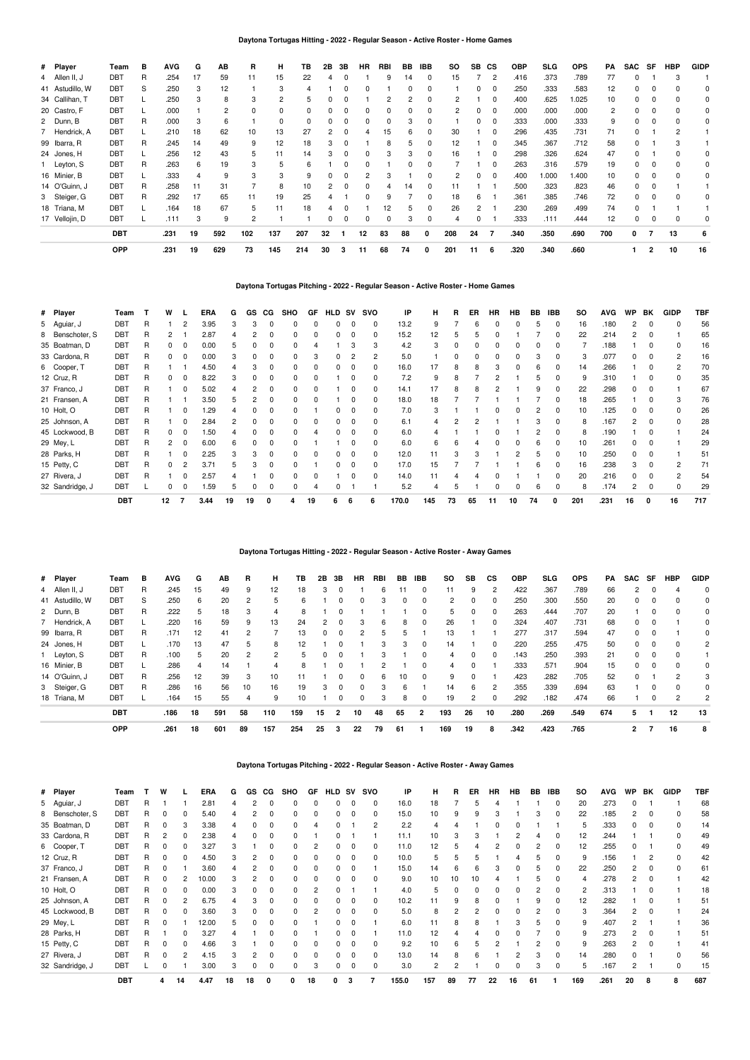### Daytona Tortugas Hitting - 2022 - Regular Season - Active Roster - Home Games

| # | Player | Team | B | AVG | G | AB | R | H | TB | 2B | 3B | HR | RBI | BB | IBB | SO | SB | CS | OBP | SLG | OPS | PA | SAC | SF | HBP | GIDP |
|---|---|---|---|---|---|---|---|---|---|---|---|---|---|---|---|---|---|---|---|---|---|---|---|---|---|---|
| 4 | Allen II, J | DBT | R | .254 | 17 | 59 | 11 | 15 | 22 | 4 | 0 | 1 | 9 | 14 | 0 | 15 | 7 | 2 | .416 | .373 | .789 | 77 | 0 | 1 | 3 | 1 |
| 41 | Astudillo, W | DBT | S | .250 | 3 | 12 | 1 | 3 | 4 | 1 | 0 | 0 | 1 | 0 | 0 | 1 | 0 | 0 | .250 | .333 | .583 | 12 | 0 | 0 | 0 | 0 |
| 34 | Callihan, T | DBT | L | .250 | 3 | 8 | 3 | 2 | 5 | 0 | 0 | 1 | 2 | 2 | 0 | 2 | 1 | 0 | .400 | .625 | 1.025 | 10 | 0 | 0 | 0 | 0 |
| 20 | Castro, F | DBT | L | .000 | 1 | 2 | 0 | 0 | 0 | 0 | 0 | 0 | 0 | 0 | 0 | 2 | 0 | 0 | .000 | .000 | .000 | 2 | 0 | 0 | 0 | 0 |
| 2 | Dunn, B | DBT | R | .000 | 3 | 6 | 1 | 0 | 0 | 0 | 0 | 0 | 0 | 3 | 0 | 1 | 0 | 0 | .333 | .000 | .333 | 9 | 0 | 0 | 0 | 0 |
| 7 | Hendrick, A | DBT | L | .210 | 18 | 62 | 10 | 13 | 27 | 2 | 0 | 4 | 15 | 6 | 0 | 30 | 1 | 0 | .296 | .435 | .731 | 71 | 0 | 1 | 2 | 1 |
| 99 | Ibarra, R | DBT | R | .245 | 14 | 49 | 9 | 12 | 18 | 3 | 0 | 1 | 8 | 5 | 0 | 12 | 1 | 0 | .345 | .367 | .712 | 58 | 0 | 1 | 3 | 1 |
| 24 | Jones, H | DBT | L | .256 | 12 | 43 | 5 | 11 | 14 | 3 | 0 | 0 | 3 | 3 | 0 | 16 | 1 | 0 | .298 | .326 | .624 | 47 | 0 | 1 | 0 | 0 |
| 1 | Leyton, S | DBT | R | .263 | 6 | 19 | 3 | 5 | 6 | 1 | 0 | 0 | 1 | 0 | 0 | 7 | 1 | 1 | .263 | .316 | .579 | 19 | 0 | 0 | 0 | 0 |
| 16 | Minier, B | DBT | L | .333 | 4 | 9 | 3 | 3 | 9 | 0 | 0 | 2 | 3 | 1 | 0 | 2 | 0 | 0 | .400 | 1.000 | 1.400 | 10 | 0 | 0 | 0 | 0 |
| 14 | O'Guinn, J | DBT | R | .258 | 11 | 31 | 7 | 8 | 10 | 2 | 0 | 0 | 4 | 14 | 0 | 11 | 1 | 1 | .500 | .323 | .823 | 46 | 0 | 0 | 1 | 1 |
| 3 | Steiger, G | DBT | R | .292 | 17 | 65 | 11 | 19 | 25 | 4 | 1 | 0 | 9 | 7 | 0 | 18 | 6 | 1 | .361 | .385 | .746 | 72 | 0 | 0 | 0 | 0 |
| 18 | Triana, M | DBT | L | .164 | 18 | 67 | 5 | 11 | 18 | 4 | 0 | 1 | 12 | 5 | 0 | 26 | 2 | 1 | .230 | .269 | .499 | 74 | 0 | 1 | 1 | 1 |
| 17 | Vellojin, D | DBT | L | .111 | 3 | 9 | 2 | 1 | 1 | 0 | 0 | 0 | 0 | 3 | 0 | 4 | 0 | 1 | .333 | .111 | .444 | 12 | 0 | 0 | 0 | 0 |
| | | **DBT** | | **.231** | **19** | **592** | **102** | **137** | **207** | **32** | **1** | **12** | **83** | **88** | **0** | **208** | **24** | **7** | **.340** | **.350** | **.690** | **700** | **0** | **7** | **13** | **6** |
| | | **OPP** | | **.231** | **19** | **629** | **73** | **145** | **214** | **30** | **3** | **11** | **68** | **74** | **0** | **201** | **11** | **6** | **.320** | **.340** | **.660** | | **1** | **2** | **10** | **16** |

### Daytona Tortugas Pitching - 2022 - Regular Season - Active Roster - Home Games

| # | Player | Team | T | W | L | ERA | G | GS | CG | SHO | GF | HLD | SV | SVO | IP | H | R | ER | HR | HB | BB | IBB | SO | AVG | WP | BK | GIDP | TBF |
|---|---|---|---|---|---|---|---|---|---|---|---|---|---|---|---|---|---|---|---|---|---|---|---|---|---|---|---|---|
| 5 | Aguiar, J | DBT | R | 1 | 2 | 3.95 | 3 | 3 | 0 | 0 | 0 | 0 | 0 | 0 | 13.2 | 9 | 7 | 6 | 0 | 0 | 5 | 0 | 16 | .180 | 2 | 0 | 0 | 56 |
| 8 | Benschoter, S | DBT | R | 2 | 1 | 2.87 | 4 | 2 | 0 | 0 | 0 | 0 | 0 | 0 | 15.2 | 12 | 5 | 5 | 0 | 1 | 7 | 0 | 22 | .214 | 2 | 0 | 1 | 65 |
| 35 | Boatman, D | DBT | R | 0 | 0 | 0.00 | 5 | 0 | 0 | 0 | 4 | 1 | 3 | 3 | 4.2 | 3 | 0 | 0 | 0 | 0 | 0 | 0 | 7 | .188 | 1 | 0 | 0 | 16 |
| 33 | Cardona, R | DBT | R | 0 | 0 | 0.00 | 3 | 0 | 0 | 0 | 3 | 0 | 2 | 2 | 5.0 | 1 | 0 | 0 | 0 | 0 | 3 | 0 | 3 | .077 | 0 | 0 | 2 | 16 |
| 6 | Cooper, T | DBT | R | 1 | 1 | 4.50 | 4 | 3 | 0 | 0 | 0 | 0 | 0 | 0 | 16.0 | 17 | 8 | 8 | 3 | 0 | 6 | 0 | 14 | .266 | 1 | 0 | 2 | 70 |
| 12 | Cruz, R | DBT | R | 0 | 0 | 8.22 | 3 | 0 | 0 | 0 | 0 | 1 | 0 | 0 | 7.2 | 9 | 8 | 7 | 2 | 1 | 5 | 0 | 9 | .310 | 1 | 0 | 0 | 35 |
| 37 | Franco, J | DBT | R | 1 | 0 | 5.02 | 4 | 2 | 0 | 0 | 0 | 1 | 0 | 0 | 14.1 | 17 | 8 | 8 | 2 | 1 | 9 | 0 | 22 | .298 | 0 | 0 | 1 | 67 |
| 21 | Fransen, A | DBT | R | 1 | 0 | 3.50 | 5 | 2 | 0 | 0 | 0 | 1 | 0 | 0 | 18.0 | 18 | 7 | 7 | 1 | 1 | 7 | 0 | 18 | .265 | 1 | 0 | 3 | 76 |
| 10 | Holt, O | DBT | R | 1 | 0 | 1.29 | 4 | 0 | 0 | 0 | 1 | 0 | 0 | 0 | 7.0 | 3 | 1 | 1 | 0 | 0 | 2 | 0 | 10 | .125 | 0 | 0 | 0 | 26 |
| 25 | Johnson, A | DBT | R | 1 | 0 | 2.84 | 2 | 0 | 0 | 0 | 0 | 0 | 0 | 0 | 6.1 | 4 | 2 | 2 | 1 | 1 | 3 | 0 | 8 | .167 | 2 | 0 | 0 | 28 |
| 45 | Lockwood, B | DBT | R | 0 | 0 | 1.50 | 4 | 0 | 0 | 0 | 4 | 0 | 0 | 0 | 6.0 | 4 | 1 | 1 | 0 | 1 | 2 | 0 | 8 | .190 | 1 | 0 | 1 | 24 |
| 29 | Mey, L | DBT | R | 2 | 0 | 6.00 | 6 | 0 | 0 | 0 | 1 | 1 | 0 | 0 | 6.0 | 6 | 6 | 4 | 0 | 0 | 6 | 0 | 10 | .261 | 0 | 0 | 1 | 29 |
| 28 | Parks, H | DBT | R | 1 | 0 | 2.25 | 3 | 3 | 0 | 0 | 0 | 0 | 0 | 0 | 12.0 | 11 | 3 | 3 | 1 | 2 | 5 | 0 | 10 | .250 | 0 | 0 | 1 | 51 |
| 15 | Petty, C | DBT | R | 0 | 2 | 3.71 | 5 | 3 | 0 | 0 | 1 | 0 | 0 | 0 | 17.0 | 15 | 7 | 7 | 1 | 1 | 6 | 0 | 16 | .238 | 3 | 0 | 2 | 71 |
| 27 | Rivera, J | DBT | R | 1 | 0 | 2.57 | 4 | 1 | 0 | 0 | 0 | 1 | 0 | 0 | 14.0 | 11 | 4 | 4 | 0 | 1 | 1 | 0 | 20 | .216 | 0 | 0 | 2 | 54 |
| 32 | Sandridge, J | DBT | L | 0 | 0 | 1.59 | 5 | 0 | 0 | 0 | 4 | 0 | 1 | 1 | 5.2 | 4 | 5 | 1 | 0 | 0 | 6 | 0 | 8 | .174 | 2 | 0 | 0 | 29 |
| | | **DBT** | | **12** | **7** | **3.44** | **19** | **19** | **0** | **4** | **19** | **6** | **6** | **6** | **170.0** | **145** | **73** | **65** | **11** | **10** | **74** | **0** | **201** | **.231** | **16** | **0** | **16** | **717** |

### Daytona Tortugas Hitting - 2022 - Regular Season - Active Roster - Away Games

| # | Player | Team | B | AVG | G | AB | R | H | TB | 2B | 3B | HR | RBI | BB | IBB | SO | SB | CS | OBP | SLG | OPS | PA | SAC | SF | HBP | GIDP |
|---|---|---|---|---|---|---|---|---|---|---|---|---|---|---|---|---|---|---|---|---|---|---|---|---|---|---|
| 4 | Allen II, J | DBT | R | .245 | 15 | 49 | 9 | 12 | 18 | 3 | 0 | 1 | 6 | 11 | 0 | 11 | 9 | 2 | .422 | .367 | .789 | 66 | 2 | 0 | 4 | 0 |
| 41 | Astudillo, W | DBT | S | .250 | 6 | 20 | 2 | 5 | 6 | 1 | 0 | 0 | 3 | 0 | 0 | 2 | 0 | 0 | .250 | .300 | .550 | 20 | 0 | 0 | 0 | 0 |
| 2 | Dunn, B | DBT | R | .222 | 5 | 18 | 3 | 4 | 8 | 1 | 0 | 1 | 1 | 1 | 0 | 5 | 0 | 0 | .263 | .444 | .707 | 20 | 1 | 0 | 0 | 0 |
| 7 | Hendrick, A | DBT | L | .220 | 16 | 59 | 9 | 13 | 24 | 2 | 0 | 3 | 6 | 8 | 0 | 26 | 1 | 0 | .324 | .407 | .731 | 68 | 0 | 0 | 1 | 0 |
| 99 | Ibarra, R | DBT | R | .171 | 12 | 41 | 2 | 7 | 13 | 0 | 0 | 2 | 5 | 5 | 1 | 13 | 1 | 1 | .277 | .317 | .594 | 47 | 0 | 0 | 1 | 0 |
| 24 | Jones, H | DBT | L | .170 | 13 | 47 | 5 | 8 | 12 | 1 | 0 | 1 | 3 | 3 | 0 | 14 | 1 | 0 | .220 | .255 | .475 | 50 | 0 | 0 | 0 | 2 |
| 1 | Leyton, S | DBT | R | .100 | 5 | 20 | 2 | 2 | 5 | 0 | 0 | 1 | 3 | 1 | 0 | 4 | 0 | 0 | .143 | .250 | .393 | 21 | 0 | 0 | 0 | 1 |
| 16 | Minier, B | DBT | L | .286 | 4 | 14 | 1 | 4 | 8 | 1 | 0 | 1 | 2 | 1 | 0 | 4 | 0 | 1 | .333 | .571 | .904 | 15 | 0 | 0 | 0 | 0 |
| 14 | O'Guinn, J | DBT | R | .256 | 12 | 39 | 3 | 10 | 11 | 1 | 0 | 0 | 6 | 10 | 0 | 9 | 0 | 1 | .423 | .282 | .705 | 52 | 0 | 1 | 2 | 3 |
| 3 | Steiger, G | DBT | R | .286 | 16 | 56 | 10 | 16 | 19 | 3 | 0 | 0 | 3 | 6 | 1 | 14 | 6 | 2 | .355 | .339 | .694 | 63 | 1 | 0 | 0 | 0 |
| 18 | Triana, M | DBT | L | .164 | 15 | 55 | 4 | 9 | 10 | 1 | 0 | 0 | 3 | 8 | 0 | 19 | 2 | 0 | .292 | .182 | .474 | 66 | 1 | 0 | 2 | 2 |
| | | **DBT** | | **.186** | **18** | **591** | **58** | **110** | **159** | **15** | **2** | **10** | **48** | **65** | **2** | **193** | **26** | **10** | **.280** | **.269** | **.549** | **674** | **5** | **1** | **12** | **13** |
| | | **OPP** | | **.261** | **18** | **601** | **89** | **157** | **254** | **25** | **3** | **22** | **79** | **61** | **1** | **169** | **19** | **8** | **.342** | **.423** | **.765** | | **2** | **7** | **16** | **8** |

### Daytona Tortugas Pitching - 2022 - Regular Season - Active Roster - Away Games

| # | Player | Team | T | W | L | ERA | G | GS | CG | SHO | GF | HLD | SV | SVO | IP | H | R | ER | HR | HB | BB | IBB | SO | AVG | WP | BK | GIDP | TBF |
|---|---|---|---|---|---|---|---|---|---|---|---|---|---|---|---|---|---|---|---|---|---|---|---|---|---|---|---|---|
| 5 | Aguiar, J | DBT | R | 1 | 1 | 2.81 | 4 | 2 | 0 | 0 | 0 | 0 | 0 | 0 | 16.0 | 18 | 7 | 5 | 4 | 1 | 1 | 0 | 20 | .273 | 0 | 1 | 1 | 68 |
| 8 | Benschoter, S | DBT | R | 0 | 0 | 5.40 | 4 | 2 | 0 | 0 | 0 | 0 | 0 | 0 | 15.0 | 10 | 9 | 9 | 3 | 1 | 3 | 0 | 22 | .185 | 2 | 0 | 0 | 58 |
| 35 | Boatman, D | DBT | R | 0 | 3 | 3.38 | 4 | 0 | 0 | 0 | 4 | 0 | 1 | 2 | 2.2 | 4 | 4 | 1 | 0 | 0 | 1 | 1 | 5 | .333 | 0 | 0 | 0 | 14 |
| 33 | Cardona, R | DBT | R | 2 | 0 | 2.38 | 4 | 0 | 0 | 0 | 1 | 0 | 1 | 1 | 11.1 | 10 | 3 | 3 | 1 | 2 | 4 | 0 | 12 | .244 | 1 | 1 | 0 | 49 |
| 6 | Cooper, T | DBT | R | 0 | 0 | 3.27 | 3 | 1 | 0 | 0 | 2 | 0 | 0 | 0 | 11.0 | 12 | 5 | 4 | 2 | 0 | 2 | 0 | 12 | .255 | 0 | 1 | 0 | 49 |
| 12 | Cruz, R | DBT | R | 0 | 0 | 4.50 | 3 | 2 | 0 | 0 | 0 | 0 | 0 | 0 | 10.0 | 5 | 5 | 5 | 1 | 4 | 5 | 0 | 9 | .156 | 1 | 2 | 0 | 42 |
| 37 | Franco, J | DBT | R | 0 | 1 | 3.60 | 4 | 2 | 0 | 0 | 0 | 0 | 0 | 1 | 15.0 | 14 | 6 | 6 | 3 | 0 | 5 | 0 | 22 | .250 | 2 | 0 | 0 | 61 |
| 21 | Fransen, A | DBT | R | 0 | 2 | 10.00 | 3 | 2 | 0 | 0 | 0 | 0 | 0 | 0 | 9.0 | 10 | 10 | 10 | 4 | 1 | 5 | 0 | 4 | .278 | 2 | 0 | 1 | 42 |
| 10 | Holt, O | DBT | R | 0 | 0 | 0.00 | 3 | 0 | 0 | 0 | 2 | 0 | 1 | 1 | 4.0 | 5 | 0 | 0 | 0 | 0 | 2 | 0 | 2 | .313 | 1 | 0 | 1 | 18 |
| 25 | Johnson, A | DBT | R | 0 | 2 | 6.75 | 4 | 3 | 0 | 0 | 0 | 0 | 0 | 0 | 10.2 | 11 | 9 | 8 | 0 | 1 | 9 | 0 | 12 | .282 | 1 | 0 | 1 | 51 |
| 45 | Lockwood, B | DBT | R | 0 | 0 | 3.60 | 3 | 0 | 0 | 0 | 2 | 0 | 0 | 0 | 5.0 | 8 | 2 | 2 | 0 | 0 | 2 | 0 | 3 | .364 | 2 | 0 | 1 | 24 |
| 29 | Mey, L | DBT | R | 0 | 1 | 12.00 | 5 | 0 | 0 | 0 | 1 | 0 | 0 | 1 | 6.0 | 11 | 8 | 8 | 1 | 3 | 5 | 0 | 9 | .407 | 2 | 1 | 1 | 36 |
| 28 | Parks, H | DBT | R | 1 | 0 | 3.27 | 4 | 1 | 0 | 0 | 1 | 0 | 0 | 1 | 11.0 | 12 | 4 | 4 | 0 | 0 | 7 | 0 | 9 | .273 | 2 | 0 | 1 | 51 |
| 15 | Petty, C | DBT | R | 0 | 0 | 4.66 | 3 | 1 | 0 | 0 | 0 | 0 | 0 | 0 | 9.2 | 10 | 6 | 5 | 2 | 1 | 2 | 0 | 9 | .263 | 2 | 0 | 1 | 41 |
| 27 | Rivera, J | DBT | R | 0 | 2 | 4.15 | 3 | 2 | 0 | 0 | 0 | 0 | 0 | 0 | 13.0 | 14 | 8 | 6 | 1 | 2 | 3 | 0 | 14 | .280 | 0 | 1 | 0 | 56 |
| 32 | Sandridge, J | DBT | L | 0 | 1 | 3.00 | 3 | 0 | 0 | 0 | 3 | 0 | 0 | 0 | 3.0 | 2 | 2 | 1 | 0 | 0 | 3 | 0 | 5 | .167 | 2 | 1 | 0 | 15 |
| | | **DBT** | | **4** | **14** | **4.47** | **18** | **18** | **0** | **0** | **18** | **0** | **3** | **7** | **155.0** | **157** | **89** | **77** | **22** | **16** | **61** | **1** | **169** | **.261** | **20** | **8** | **8** | **687** |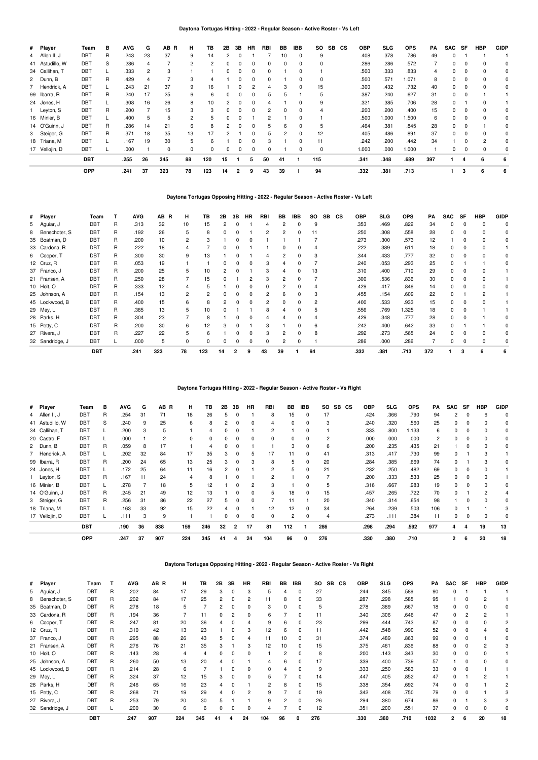### Daytona Tortugas Hitting - 2022 - Regular Season - Active Roster - Vs Left

| # | Player | Team | B | AVG | G | AB | R | H | TB | 2B | 3B | HR | RBI | BB | IBB | SO | SB | CS | OBP | SLG | OPS | PA | SAC | SF | HBP | GIDP |
|---|---|---|---|---|---|---|---|---|---|---|---|---|---|---|---|---|---|---|---|---|---|---|---|---|---|---|
| 4 | Allen II, J | DBT | R | .243 | 23 | 37 | | 9 | 14 | 2 | 0 | 1 | 7 | 10 | 0 | 9 | | | .408 | .378 | .786 | 49 | 0 | 1 | 1 | 1 |
| 41 | Astudillo, W | DBT | S | .286 | 4 | 7 | | 2 | 2 | 0 | 0 | 0 | 0 | 0 | 0 | 0 | | | .286 | .286 | .572 | 7 | 0 | 0 | 0 | 0 |
| 34 | Callihan, T | DBT | L | .333 | 2 | 3 | | 1 | 1 | 0 | 0 | 0 | 0 | 1 | 0 | 1 | | | .500 | .333 | .833 | 4 | 0 | 0 | 0 | 0 |
| 2 | Dunn, B | DBT | R | .429 | 4 | 7 | | 3 | 4 | 1 | 0 | 0 | 0 | 1 | 0 | 0 | | | .500 | .571 | 1.071 | 8 | 0 | 0 | 0 | 0 |
| 7 | Hendrick, A | DBT | L | .243 | 21 | 37 | | 9 | 16 | 1 | 0 | 2 | 4 | 3 | 0 | 15 | | | .300 | .432 | .732 | 40 | 0 | 0 | 0 | 0 |
| 99 | Ibarra, R | DBT | R | .240 | 17 | 25 | | 6 | 6 | 0 | 0 | 0 | 5 | 5 | 1 | 5 | | | .387 | .240 | .627 | 31 | 0 | 0 | 1 | 1 |
| 24 | Jones, H | DBT | L | .308 | 16 | 26 | | 8 | 10 | 2 | 0 | 0 | 4 | 1 | 0 | 9 | | | .321 | .385 | .706 | 28 | 0 | 1 | 0 | 1 |
| 1 | Leyton, S | DBT | R | .200 | 7 | 15 | | 3 | 3 | 0 | 0 | 0 | 2 | 0 | 0 | 4 | | | .200 | .200 | .400 | 15 | 0 | 0 | 0 | 0 |
| 16 | Minier, B | DBT | L | .400 | 5 | 5 | | 2 | 5 | 0 | 0 | 1 | 2 | 1 | 0 | 1 | | | .500 | 1.000 | 1.500 | 6 | 0 | 0 | 0 | 0 |
| 14 | O'Guinn, J | DBT | R | .286 | 14 | 21 | | 6 | 8 | 2 | 0 | 0 | 5 | 6 | 0 | 5 | | | .464 | .381 | .845 | 28 | 0 | 0 | 1 | 0 |
| 3 | Steiger, G | DBT | R | .371 | 18 | 35 | | 13 | 17 | 2 | 1 | 0 | 5 | 2 | 0 | 12 | | | .405 | .486 | .891 | 37 | 0 | 0 | 0 | 0 |
| 18 | Triana, M | DBT | L | .167 | 19 | 30 | | 5 | 6 | 1 | 0 | 0 | 3 | 1 | 0 | 11 | | | .242 | .200 | .442 | 34 | 1 | 0 | 2 | 0 |
| 17 | Vellojin, D | DBT | L | .000 | 1 | 0 | | 0 | 0 | 0 | 0 | 0 | 0 | 1 | 0 | 0 | | | 1.000 | .000 | 1.000 | 1 | 0 | 0 | 0 | 0 |
| | | **DBT** | | **.255** | **26** | **345** | | **88** | **120** | **15** | **1** | **5** | **50** | **41** | **1** | **115** | | | **.341** | **.348** | **.689** | **397** | **1** | **4** | **6** | **6** |
| | | **OPP** | | **.241** | **37** | **323** | | **78** | **123** | **14** | **2** | **9** | **43** | **39** | **1** | **94** | | | **.332** | **.381** | **.713** | | **1** | **3** | **6** | **6** |

### Daytona Tortugas Opposing Hitting - 2022 - Regular Season - Active Roster - Vs Left

| # | Player | Team | T | AVG | AB | R | H | TB | 2B | 3B | HR | RBI | BB | IBB | SO | SB | CS | OBP | SLG | OPS | PA | SAC | SF | HBP | GIDP |
|---|---|---|---|---|---|---|---|---|---|---|---|---|---|---|---|---|---|---|---|---|---|---|---|---|---|
| 5 | Aguiar, J | DBT | R | .313 | 32 | | 10 | 15 | 2 | 0 | 1 | 4 | 2 | 0 | 9 | | | .353 | .469 | .822 | 34 | 0 | 0 | 0 | 0 |
| 8 | Benschoter, S | DBT | R | .192 | 26 | | 5 | 8 | 0 | 0 | 1 | 2 | 2 | 0 | 11 | | | .250 | .308 | .558 | 28 | 0 | 0 | 0 | 0 |
| 35 | Boatman, D | DBT | R | .200 | 10 | | 2 | 3 | 1 | 0 | 0 | 1 | 1 | 1 | 7 | | | .273 | .300 | .573 | 12 | 1 | 0 | 0 | 0 |
| 33 | Cardona, R | DBT | R | .222 | 18 | | 4 | 7 | 0 | 0 | 1 | 1 | 0 | 0 | 4 | | | .222 | .389 | .611 | 18 | 0 | 0 | 0 | 1 |
| 6 | Cooper, T | DBT | R | .300 | 30 | | 9 | 13 | 1 | 0 | 1 | 4 | 2 | 0 | 3 | | | .344 | .433 | .777 | 32 | 0 | 0 | 0 | 0 |
| 12 | Cruz, R | DBT | R | .053 | 19 | | 1 | 1 | 0 | 0 | 0 | 3 | 4 | 0 | 7 | | | .240 | .053 | .293 | 25 | 0 | 1 | 1 | 0 |
| 37 | Franco, J | DBT | R | .200 | 25 | | 5 | 10 | 2 | 0 | 1 | 3 | 4 | 0 | 13 | | | .310 | .400 | .710 | 29 | 0 | 0 | 0 | 1 |
| 21 | Fransen, A | DBT | R | .250 | 28 | | 7 | 15 | 0 | 1 | 2 | 3 | 2 | 0 | 7 | | | .300 | .536 | .836 | 30 | 0 | 0 | 0 | 1 |
| 10 | Holt, O | DBT | R | .333 | 12 | | 4 | 5 | 1 | 0 | 0 | 0 | 2 | 0 | 4 | | | .429 | .417 | .846 | 14 | 0 | 0 | 0 | 0 |
| 25 | Johnson, A | DBT | R | .154 | 13 | | 2 | 2 | 0 | 0 | 0 | 2 | 6 | 0 | 3 | | | .455 | .154 | .609 | 22 | 0 | 1 | 2 | 1 |
| 45 | Lockwood, B | DBT | R | .400 | 15 | | 6 | 8 | 2 | 0 | 0 | 2 | 0 | 0 | 2 | | | .400 | .533 | .933 | 15 | 0 | 0 | 0 | 1 |
| 29 | Mey, L | DBT | R | .385 | 13 | | 5 | 10 | 0 | 1 | 1 | 8 | 4 | 0 | 5 | | | .556 | .769 | 1.325 | 18 | 0 | 0 | 1 | 1 |
| 28 | Parks, H | DBT | R | .304 | 23 | | 7 | 8 | 1 | 0 | 0 | 4 | 4 | 0 | 4 | | | .429 | .348 | .777 | 28 | 0 | 0 | 1 | 0 |
| 15 | Petty, C | DBT | R | .200 | 30 | | 6 | 12 | 3 | 0 | 1 | 3 | 1 | 0 | 6 | | | .242 | .400 | .642 | 33 | 0 | 1 | 1 | 0 |
| 27 | Rivera, J | DBT | R | .227 | 22 | | 5 | 6 | 1 | 0 | 0 | 3 | 2 | 0 | 8 | | | .292 | .273 | .565 | 24 | 0 | 0 | 0 | 0 |
| 32 | Sandridge, J | DBT | L | .000 | 5 | | 0 | 0 | 0 | 0 | 0 | 0 | 2 | 0 | 1 | | | .286 | .000 | .286 | 7 | 0 | 0 | 0 | 0 |
| | | **DBT** | | **.241** | **323** | | **78** | **123** | **14** | **2** | **9** | **43** | **39** | **1** | **94** | | | **.332** | **.381** | **.713** | **372** | **1** | **3** | **6** | **6** |

### Daytona Tortugas Hitting - 2022 - Regular Season - Active Roster - Vs Right

| # | Player | Team | B | AVG | G | AB | R | H | TB | 2B | 3B | HR | RBI | BB | IBB | SO | SB | CS | OBP | SLG | OPS | PA | SAC | SF | HBP | GIDP |
|---|---|---|---|---|---|---|---|---|---|---|---|---|---|---|---|---|---|---|---|---|---|---|---|---|---|---|
| 4 | Allen II, J | DBT | R | .254 | 31 | 71 | | 18 | 26 | 5 | 0 | 1 | 8 | 15 | 0 | 17 | | | .424 | .366 | .790 | 94 | 2 | 0 | 6 | 0 |
| 41 | Astudillo, W | DBT | S | .240 | 9 | 25 | | 6 | 8 | 2 | 0 | 0 | 4 | 0 | 0 | 3 | | | .240 | .320 | .560 | 25 | 0 | 0 | 0 | 0 |
| 34 | Callihan, T | DBT | L | .200 | 3 | 5 | | 1 | 4 | 0 | 0 | 1 | 2 | 1 | 0 | 1 | | | .333 | .800 | 1.133 | 6 | 0 | 0 | 0 | 0 |
| 20 | Castro, F | DBT | L | .000 | 1 | 2 | | 0 | 0 | 0 | 0 | 0 | 0 | 0 | 0 | 2 | | | .000 | .000 | .000 | 2 | 0 | 0 | 0 | 0 |
| 2 | Dunn, B | DBT | R | .059 | 8 | 17 | | 1 | 4 | 0 | 0 | 1 | 1 | 3 | 0 | 6 | | | .200 | .235 | .435 | 21 | 1 | 0 | 0 | 0 |
| 7 | Hendrick, A | DBT | L | .202 | 32 | 84 | | 17 | 35 | 3 | 0 | 5 | 17 | 11 | 0 | 41 | | | .313 | .417 | .730 | 99 | 0 | 1 | 3 | 0 |
| 99 | Ibarra, R | DBT | R | .200 | 24 | 65 | | 13 | 25 | 3 | 0 | 3 | 8 | 5 | 0 | 20 | | | .284 | .385 | .669 | 74 | 0 | 1 | 3 | 0 |
| 24 | Jones, H | DBT | L | .172 | 25 | 64 | | 11 | 16 | 2 | 0 | 1 | 2 | 5 | 0 | 21 | | | .232 | .250 | .482 | 69 | 0 | 0 | 0 | 1 |
| 1 | Leyton, S | DBT | R | .167 | 11 | 24 | | 4 | 8 | 1 | 0 | 1 | 2 | 1 | 0 | 7 | | | .200 | .333 | .533 | 25 | 0 | 0 | 0 | 1 |
| 16 | Minier, B | DBT | L | .278 | 7 | 18 | | 5 | 12 | 1 | 0 | 2 | 3 | 1 | 0 | 5 | | | .316 | .667 | .983 | 19 | 0 | 0 | 0 | 0 |
| 14 | O'Guinn, J | DBT | R | .245 | 21 | 49 | | 12 | 13 | 1 | 0 | 0 | 5 | 18 | 0 | 15 | | | .457 | .265 | .722 | 70 | 0 | 1 | 2 | 4 |
| 3 | Steiger, G | DBT | R | .256 | 31 | 86 | | 22 | 27 | 5 | 0 | 0 | 7 | 11 | 1 | 20 | | | .340 | .314 | .654 | 98 | 1 | 0 | 0 | 0 |
| 18 | Triana, M | DBT | L | .163 | 33 | 92 | | 15 | 22 | 4 | 0 | 1 | 12 | 12 | 0 | 34 | | | .264 | .239 | .503 | 106 | 0 | 1 | 1 | 3 |
| 17 | Vellojin, D | DBT | L | .111 | 3 | 9 | | 1 | 1 | 0 | 0 | 0 | 0 | 2 | 0 | 4 | | | .273 | .111 | .384 | 11 | 0 | 0 | 0 | 0 |
| | | **DBT** | | **.190** | **36** | **838** | | **159** | **246** | **32** | **2** | **17** | **81** | **112** | **1** | **286** | | | **.298** | **.294** | **.592** | **977** | **4** | **4** | **19** | **13** |
| | | **OPP** | | **.247** | **37** | **907** | | **224** | **345** | **41** | **4** | **24** | **104** | **96** | **0** | **276** | | | **.330** | **.380** | **.710** | | **2** | **6** | **20** | **18** |

### Daytona Tortugas Opposing Hitting - 2022 - Regular Season - Active Roster - Vs Right

| # | Player | Team | T | AVG | AB | R | H | TB | 2B | 3B | HR | RBI | BB | IBB | SO | SB | CS | OBP | SLG | OPS | PA | SAC | SF | HBP | GIDP |
|---|---|---|---|---|---|---|---|---|---|---|---|---|---|---|---|---|---|---|---|---|---|---|---|---|---|
| 5 | Aguiar, J | DBT | R | .202 | 84 | | 17 | 29 | 3 | 0 | 3 | 5 | 4 | 0 | 27 | | | .244 | .345 | .589 | 90 | 0 | 1 | 1 | 1 |
| 8 | Benschoter, S | DBT | R | .202 | 84 | | 17 | 25 | 2 | 0 | 2 | 11 | 8 | 0 | 33 | | | .287 | .298 | .585 | 95 | 1 | 0 | 2 | 1 |
| 35 | Boatman, D | DBT | R | .278 | 18 | | 5 | 7 | 2 | 0 | 0 | 3 | 0 | 0 | 5 | | | .278 | .389 | .667 | 18 | 0 | 0 | 0 | 0 |
| 33 | Cardona, R | DBT | R | .194 | 36 | | 7 | 11 | 0 | 2 | 0 | 6 | 7 | 0 | 11 | | | .340 | .306 | .646 | 47 | 0 | 2 | 2 | 1 |
| 6 | Cooper, T | DBT | R | .247 | 81 | | 20 | 36 | 4 | 0 | 4 | 9 | 6 | 0 | 23 | | | .299 | .444 | .743 | 87 | 0 | 0 | 0 | 2 |
| 12 | Cruz, R | DBT | R | .310 | 42 | | 13 | 23 | 1 | 0 | 3 | 12 | 6 | 0 | 11 | | | .442 | .548 | .990 | 52 | 0 | 0 | 4 | 0 |
| 37 | Franco, J | DBT | R | .295 | 88 | | 26 | 43 | 5 | 0 | 4 | 11 | 10 | 0 | 31 | | | .374 | .489 | .863 | 99 | 0 | 0 | 1 | 0 |
| 21 | Fransen, A | DBT | R | .276 | 76 | | 21 | 35 | 3 | 1 | 3 | 12 | 10 | 0 | 15 | | | .375 | .461 | .836 | 88 | 0 | 0 | 2 | 3 |
| 10 | Holt, O | DBT | R | .143 | 28 | | 4 | 4 | 0 | 0 | 0 | 1 | 2 | 0 | 8 | | | .200 | .143 | .343 | 30 | 0 | 0 | 0 | 1 |
| 25 | Johnson, A | DBT | R | .260 | 50 | | 13 | 20 | 4 | 0 | 1 | 4 | 6 | 0 | 17 | | | .339 | .400 | .739 | 57 | 1 | 0 | 0 | 0 |
| 45 | Lockwood, B | DBT | R | .214 | 28 | | 6 | 7 | 1 | 0 | 0 | 0 | 4 | 0 | 9 | | | .333 | .250 | .583 | 33 | 0 | 0 | 1 | 1 |
| 29 | Mey, L | DBT | R | .324 | 37 | | 12 | 15 | 3 | 0 | 0 | 5 | 7 | 0 | 14 | | | .447 | .405 | .852 | 47 | 0 | 1 | 2 | 1 |
| 28 | Parks, H | DBT | R | .246 | 65 | | 16 | 23 | 4 | 0 | 1 | 2 | 8 | 0 | 15 | | | .338 | .354 | .692 | 74 | 0 | 0 | 1 | 2 |
| 15 | Petty, C | DBT | R | .268 | 71 | | 19 | 29 | 4 | 0 | 2 | 9 | 7 | 0 | 19 | | | .342 | .408 | .750 | 79 | 0 | 0 | 1 | 3 |
| 27 | Rivera, J | DBT | R | .253 | 79 | | 20 | 30 | 5 | 1 | 1 | 9 | 2 | 0 | 26 | | | .294 | .380 | .674 | 86 | 0 | 1 | 3 | 2 |
| 32 | Sandridge, J | DBT | L | .200 | 30 | | 6 | 6 | 0 | 0 | 0 | 4 | 7 | 0 | 12 | | | .351 | .200 | .551 | 37 | 0 | 0 | 0 | 0 |
| | | **DBT** | | **.247** | **907** | | **224** | **345** | **41** | **4** | **24** | **104** | **96** | **0** | **276** | | | **.330** | **.380** | **.710** | **1032** | **2** | **6** | **20** | **18** |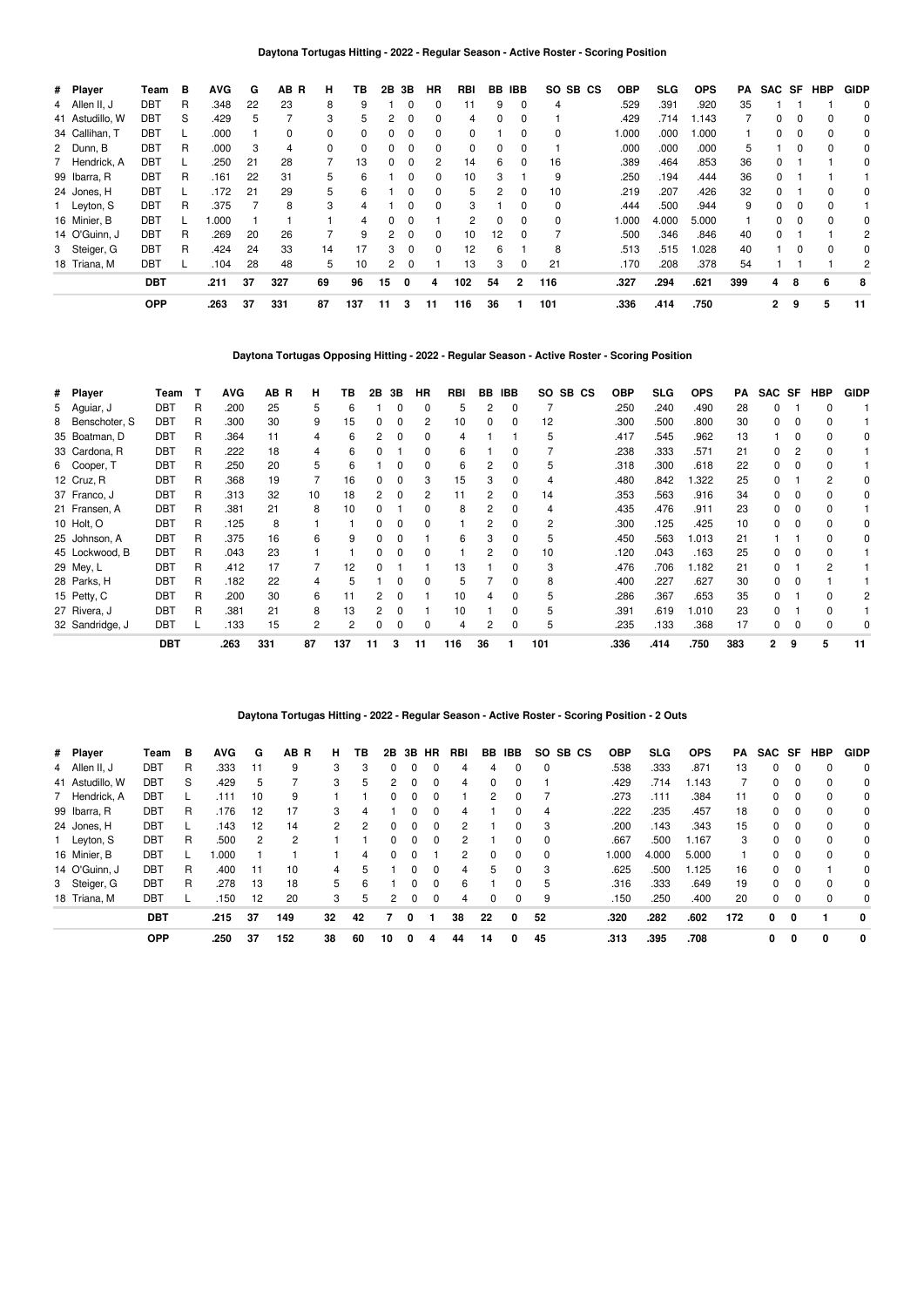### Daytona Tortugas Hitting - 2022 - Regular Season - Active Roster - Scoring Position

| # | Player | Team | B | AVG | G | AB | R | H | TB | 2B | 3B | HR | RBI | BB | IBB | SO | SB | CS | OBP | SLG | OPS | PA | SAC | SF | HBP | GIDP |
|---|---|---|---|---|---|---|---|---|---|---|---|---|---|---|---|---|---|---|---|---|---|---|---|---|---|---|
| 4 | Allen II, J | DBT | R | .348 | 22 | 23 | | 8 | 9 | 1 | 0 | 0 | 11 | 9 | 0 | 4 | | | .529 | .391 | .920 | 35 | 1 | 1 | 1 | 0 |
| 41 | Astudillo, W | DBT | S | .429 | 5 | 7 | | 3 | 5 | 2 | 0 | 0 | 4 | 0 | 0 | 1 | | | .429 | .714 | 1.143 | 7 | 0 | 0 | 0 | 0 |
| 34 | Callihan, T | DBT | L | .000 | 1 | 0 | | 0 | 0 | 0 | 0 | 0 | 0 | 1 | 0 | 0 | | | 1.000 | .000 | 1.000 | 1 | 0 | 0 | 0 | 0 |
| 2 | Dunn, B | DBT | R | .000 | 3 | 4 | | 0 | 0 | 0 | 0 | 0 | 0 | 0 | 0 | 1 | | | .000 | .000 | .000 | 5 | 1 | 0 | 0 | 0 |
| 7 | Hendrick, A | DBT | L | .250 | 21 | 28 | | 7 | 13 | 0 | 0 | 2 | 14 | 6 | 0 | 16 | | | .389 | .464 | .853 | 36 | 0 | 1 | 1 | 0 |
| 99 | Ibarra, R | DBT | R | .161 | 22 | 31 | | 5 | 6 | 1 | 0 | 0 | 10 | 3 | 1 | 9 | | | .250 | .194 | .444 | 36 | 0 | 1 | 1 | 1 |
| 24 | Jones, H | DBT | L | .172 | 21 | 29 | | 5 | 6 | 1 | 0 | 0 | 5 | 2 | 0 | 10 | | | .219 | .207 | .426 | 32 | 0 | 1 | 0 | 0 |
| 1 | Leyton, S | DBT | R | .375 | 7 | 8 | | 3 | 4 | 1 | 0 | 0 | 3 | 1 | 0 | 0 | | | .444 | .500 | .944 | 9 | 0 | 0 | 0 | 1 |
| 16 | Minier, B | DBT | L | 1.000 | 1 | 1 | | 1 | 4 | 0 | 0 | 1 | 2 | 0 | 0 | 0 | | | 1.000 | 4.000 | 5.000 | 1 | 0 | 0 | 0 | 0 |
| 14 | O'Guinn, J | DBT | R | .269 | 20 | 26 | | 7 | 9 | 2 | 0 | 0 | 10 | 12 | 0 | 7 | | | .500 | .346 | .846 | 40 | 0 | 1 | 1 | 2 |
| 3 | Steiger, G | DBT | R | .424 | 24 | 33 | | 14 | 17 | 3 | 0 | 0 | 12 | 6 | 1 | 8 | | | .513 | .515 | 1.028 | 40 | 1 | 0 | 0 | 0 |
| 18 | Triana, M | DBT | L | .104 | 28 | 48 | | 5 | 10 | 2 | 0 | 1 | 13 | 3 | 0 | 21 | | | .170 | .208 | .378 | 54 | 1 | 1 | 1 | 2 |
| | | **DBT** | | **.211** | **37** | **327** | | **69** | **96** | **15** | **0** | **4** | **102** | **54** | **2** | **116** | | | **.327** | **.294** | **.621** | **399** | **4** | **8** | **6** | **8** |
| | | **OPP** | | **.263** | **37** | **331** | | **87** | **137** | **11** | **3** | **11** | **116** | **36** | **1** | **101** | | | **.336** | **.414** | **.750** | | **2** | **9** | **5** | **11** |

### Daytona Tortugas Opposing Hitting - 2022 - Regular Season - Active Roster - Scoring Position

| # | Player | Team | T | AVG | AB | R | H | TB | 2B | 3B | HR | RBI | BB | IBB | SO | SB | CS | OBP | SLG | OPS | PA | SAC | SF | HBP | GIDP |
|---|---|---|---|---|---|---|---|---|---|---|---|---|---|---|---|---|---|---|---|---|---|---|---|---|---|
| 5 | Aguiar, J | DBT | R | .200 | 25 | | 5 | 6 | 1 | 0 | 0 | 5 | 2 | 0 | 7 | | | .250 | .240 | .490 | 28 | 0 | 1 | 0 | 1 |
| 8 | Benschoter, S | DBT | R | .300 | 30 | | 9 | 15 | 0 | 0 | 2 | 10 | 0 | 0 | 12 | | | .300 | .500 | .800 | 30 | 0 | 0 | 0 | 1 |
| 35 | Boatman, D | DBT | R | .364 | 11 | | 4 | 6 | 2 | 0 | 0 | 4 | 1 | 1 | 5 | | | .417 | .545 | .962 | 13 | 1 | 0 | 0 | 0 |
| 33 | Cardona, R | DBT | R | .222 | 18 | | 4 | 6 | 0 | 1 | 0 | 6 | 1 | 0 | 7 | | | .238 | .333 | .571 | 21 | 0 | 2 | 0 | 1 |
| 6 | Cooper, T | DBT | R | .250 | 20 | | 5 | 6 | 1 | 0 | 0 | 6 | 2 | 0 | 5 | | | .318 | .300 | .618 | 22 | 0 | 0 | 0 | 1 |
| 12 | Cruz, R | DBT | R | .368 | 19 | | 7 | 16 | 0 | 0 | 3 | 15 | 3 | 0 | 4 | | | .480 | .842 | 1.322 | 25 | 0 | 1 | 2 | 0 |
| 37 | Franco, J | DBT | R | .313 | 32 | | 10 | 18 | 2 | 0 | 2 | 11 | 2 | 0 | 14 | | | .353 | .563 | .916 | 34 | 0 | 0 | 0 | 0 |
| 21 | Fransen, A | DBT | R | .381 | 21 | | 8 | 10 | 0 | 1 | 0 | 8 | 2 | 0 | 4 | | | .435 | .476 | .911 | 23 | 0 | 0 | 0 | 1 |
| 10 | Holt, O | DBT | R | .125 | 8 | | 1 | 1 | 0 | 0 | 0 | 1 | 2 | 0 | 2 | | | .300 | .125 | .425 | 10 | 0 | 0 | 0 | 0 |
| 25 | Johnson, A | DBT | R | .375 | 16 | | 6 | 9 | 0 | 0 | 1 | 6 | 3 | 0 | 5 | | | .450 | .563 | 1.013 | 21 | 1 | 1 | 0 | 0 |
| 45 | Lockwood, B | DBT | R | .043 | 23 | | 1 | 1 | 0 | 0 | 0 | 1 | 2 | 0 | 10 | | | .120 | .043 | .163 | 25 | 0 | 0 | 0 | 1 |
| 29 | Mey, L | DBT | R | .412 | 17 | | 7 | 12 | 0 | 1 | 1 | 13 | 1 | 0 | 3 | | | .476 | .706 | 1.182 | 21 | 0 | 1 | 2 | 1 |
| 28 | Parks, H | DBT | R | .182 | 22 | | 4 | 5 | 1 | 0 | 0 | 5 | 7 | 0 | 8 | | | .400 | .227 | .627 | 30 | 0 | 0 | 1 | 1 |
| 15 | Petty, C | DBT | R | .200 | 30 | | 6 | 11 | 2 | 0 | 1 | 10 | 4 | 0 | 5 | | | .286 | .367 | .653 | 35 | 0 | 1 | 0 | 2 |
| 27 | Rivera, J | DBT | R | .381 | 21 | | 8 | 13 | 2 | 0 | 1 | 10 | 1 | 0 | 5 | | | .391 | .619 | 1.010 | 23 | 0 | 1 | 0 | 1 |
| 32 | Sandridge, J | DBT | L | .133 | 15 | | 2 | 2 | 0 | 0 | 0 | 4 | 2 | 0 | 5 | | | .235 | .133 | .368 | 17 | 0 | 0 | 0 | 0 |
| | | **DBT** | | **.263** | **331** | | **87** | **137** | **11** | **3** | **11** | **116** | **36** | **1** | **101** | | | **.336** | **.414** | **.750** | **383** | **2** | **9** | **5** | **11** |

### Daytona Tortugas Hitting - 2022 - Regular Season - Active Roster - Scoring Position - 2 Outs

| # | Player | Team | B | AVG | G | AB | R | H | TB | 2B | 3B | HR | RBI | BB | IBB | SO | SB | CS | OBP | SLG | OPS | PA | SAC | SF | HBP | GIDP |
|---|---|---|---|---|---|---|---|---|---|---|---|---|---|---|---|---|---|---|---|---|---|---|---|---|---|---|
| 4 | Allen II, J | DBT | R | .333 | 11 | 9 | | 3 | 3 | 0 | 0 | 0 | 4 | 4 | 0 | 0 | | | .538 | .333 | .871 | 13 | 0 | 0 | 0 | 0 |
| 41 | Astudillo, W | DBT | S | .429 | 5 | 7 | | 3 | 5 | 2 | 0 | 0 | 4 | 0 | 0 | 1 | | | .429 | .714 | 1.143 | 7 | 0 | 0 | 0 | 0 |
| 7 | Hendrick, A | DBT | L | .111 | 10 | 9 | | 1 | 1 | 0 | 0 | 0 | 1 | 2 | 0 | 7 | | | .273 | .111 | .384 | 11 | 0 | 0 | 0 | 0 |
| 99 | Ibarra, R | DBT | R | .176 | 12 | 17 | | 3 | 4 | 1 | 0 | 0 | 4 | 1 | 0 | 4 | | | .222 | .235 | .457 | 18 | 0 | 0 | 0 | 0 |
| 24 | Jones, H | DBT | L | .143 | 12 | 14 | | 2 | 2 | 0 | 0 | 0 | 2 | 1 | 0 | 3 | | | .200 | .143 | .343 | 15 | 0 | 0 | 0 | 0 |
| 1 | Leyton, S | DBT | R | .500 | 2 | 2 | | 1 | 1 | 0 | 0 | 0 | 2 | 1 | 0 | 0 | | | .667 | .500 | 1.167 | 3 | 0 | 0 | 0 | 0 |
| 16 | Minier, B | DBT | L | 1.000 | 1 | 1 | | 1 | 4 | 0 | 0 | 1 | 2 | 0 | 0 | 0 | | | 1.000 | 4.000 | 5.000 | 1 | 0 | 0 | 0 | 0 |
| 14 | O'Guinn, J | DBT | R | .400 | 11 | 10 | | 4 | 5 | 1 | 0 | 0 | 4 | 5 | 0 | 3 | | | .625 | .500 | 1.125 | 16 | 0 | 0 | 1 | 0 |
| 3 | Steiger, G | DBT | R | .278 | 13 | 18 | | 5 | 6 | 1 | 0 | 0 | 6 | 1 | 0 | 5 | | | .316 | .333 | .649 | 19 | 0 | 0 | 0 | 0 |
| 18 | Triana, M | DBT | L | .150 | 12 | 20 | | 3 | 5 | 2 | 0 | 0 | 4 | 0 | 0 | 9 | | | .150 | .250 | .400 | 20 | 0 | 0 | 0 | 0 |
| | | **DBT** | | **.215** | **37** | **149** | | **32** | **42** | **7** | **0** | **1** | **38** | **22** | **0** | **52** | | | **.320** | **.282** | **.602** | **172** | **0** | **0** | **1** | **0** |
| | | **OPP** | | **.250** | **37** | **152** | | **38** | **60** | **10** | **0** | **4** | **44** | **14** | **0** | **45** | | | **.313** | **.395** | **.708** | | **0** | **0** | **0** | **0** |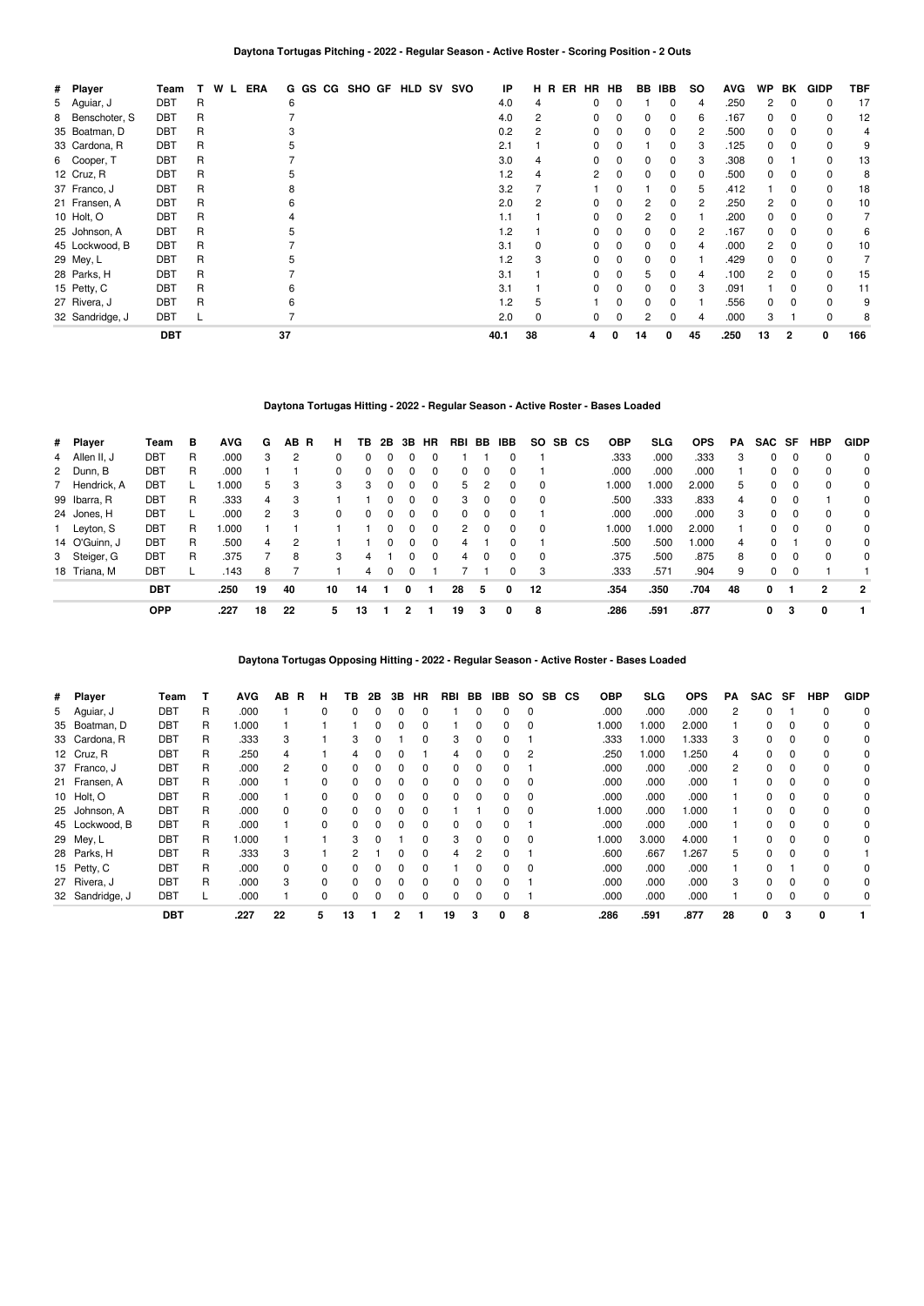### Daytona Tortugas Pitching - 2022 - Regular Season - Active Roster - Scoring Position - 2 Outs

| # | Player | Team | T | W | L | ERA | G | GS | CG | SHO | GF | HLD | SV | SVO | IP | H | R | ER | HR | HB | BB | IBB | SO | AVG | WP | BK | GIDP | TBF |
|---|---|---|---|---|---|---|---|---|---|---|---|---|---|---|---|---|---|---|---|---|---|---|---|---|---|---|---|---|
| 5 | Aguiar, J | DBT | R | | | | 6 | | | | | | | | 4.0 | 4 | | | 0 | 0 | 1 | 0 | 4 | .250 | 2 | 0 | 0 | 17 |
| 8 | Benschoter, S | DBT | R | | | | 7 | | | | | | | | 4.0 | 2 | | | 0 | 0 | 0 | 0 | 6 | .167 | 0 | 0 | 0 | 12 |
| 35 | Boatman, D | DBT | R | | | | 3 | | | | | | | | 0.2 | 2 | | | 0 | 0 | 0 | 0 | 2 | .500 | 0 | 0 | 0 | 4 |
| 33 | Cardona, R | DBT | R | | | | 5 | | | | | | | | 2.1 | 1 | | | 0 | 0 | 1 | 0 | 3 | .125 | 0 | 0 | 0 | 9 |
| 6 | Cooper, T | DBT | R | | | | 7 | | | | | | | | 3.0 | 4 | | | 0 | 0 | 0 | 0 | 3 | .308 | 0 | 1 | 0 | 13 |
| 12 | Cruz, R | DBT | R | | | | 5 | | | | | | | | 1.2 | 4 | | | 2 | 0 | 0 | 0 | 0 | .500 | 0 | 0 | 0 | 8 |
| 37 | Franco, J | DBT | R | | | | 8 | | | | | | | | 3.2 | 7 | | | 1 | 0 | 1 | 0 | 5 | .412 | 1 | 0 | 0 | 18 |
| 21 | Fransen, A | DBT | R | | | | 6 | | | | | | | | 2.0 | 2 | | | 0 | 0 | 2 | 0 | 2 | .250 | 2 | 0 | 0 | 10 |
| 10 | Holt, O | DBT | R | | | | 4 | | | | | | | | 1.1 | 1 | | | 0 | 0 | 2 | 0 | 1 | .200 | 0 | 0 | 0 | 7 |
| 25 | Johnson, A | DBT | R | | | | 5 | | | | | | | | 1.2 | 1 | | | 0 | 0 | 0 | 0 | 2 | .167 | 0 | 0 | 0 | 6 |
| 45 | Lockwood, B | DBT | R | | | | 7 | | | | | | | | 3.1 | 0 | | | 0 | 0 | 0 | 0 | 4 | .000 | 2 | 0 | 0 | 10 |
| 29 | Mey, L | DBT | R | | | | 5 | | | | | | | | 1.2 | 3 | | | 0 | 0 | 0 | 0 | 1 | .429 | 0 | 0 | 0 | 7 |
| 28 | Parks, H | DBT | R | | | | 7 | | | | | | | | 3.1 | 1 | | | 0 | 0 | 5 | 0 | 4 | .100 | 2 | 0 | 0 | 15 |
| 15 | Petty, C | DBT | R | | | | 6 | | | | | | | | 3.1 | 1 | | | 0 | 0 | 0 | 0 | 3 | .091 | 1 | 0 | 0 | 11 |
| 27 | Rivera, J | DBT | R | | | | 6 | | | | | | | | 1.2 | 5 | | | 1 | 0 | 0 | 0 | 1 | .556 | 0 | 0 | 0 | 9 |
| 32 | Sandridge, J | DBT | L | | | | 7 | | | | | | | | 2.0 | 0 | | | 0 | 0 | 2 | 0 | 4 | .000 | 3 | 1 | 0 | 8 |
| | | **DBT** | | | | | **37** | | | | | | | | **40.1** | **38** | | | **4** | **0** | **14** | **0** | **45** | **.250** | **13** | **2** | **0** | **166** |

### Daytona Tortugas Hitting - 2022 - Regular Season - Active Roster - Bases Loaded

| # | Player | Team | B | AVG | G | AB | R | H | TB | 2B | 3B | HR | RBI | BB | IBB | SO | SB | CS | OBP | SLG | OPS | PA | SAC | SF | HBP | GIDP |
|---|---|---|---|---|---|---|---|---|---|---|---|---|---|---|---|---|---|---|---|---|---|---|---|---|---|---|
| 4 | Allen II, J | DBT | R | .000 | 3 | 2 | | 0 | 0 | 0 | 0 | 0 | 1 | 1 | 0 | 1 | | | .333 | .000 | .333 | 3 | 0 | 0 | 0 | 0 |
| 2 | Dunn, B | DBT | R | .000 | 1 | 1 | | 0 | 0 | 0 | 0 | 0 | 0 | 0 | 0 | 1 | | | .000 | .000 | .000 | 1 | 0 | 0 | 0 | 0 |
| 7 | Hendrick, A | DBT | L | 1.000 | 5 | 3 | | 3 | 3 | 0 | 0 | 0 | 5 | 2 | 0 | 0 | | | 1.000 | 1.000 | 2.000 | 5 | 0 | 0 | 0 | 0 |
| 99 | Ibarra, R | DBT | R | .333 | 4 | 3 | | 1 | 1 | 0 | 0 | 0 | 3 | 0 | 0 | 0 | | | .500 | .333 | .833 | 4 | 0 | 0 | 1 | 0 |
| 24 | Jones, H | DBT | L | .000 | 2 | 3 | | 0 | 0 | 0 | 0 | 0 | 0 | 0 | 0 | 1 | | | .000 | .000 | .000 | 3 | 0 | 0 | 0 | 0 |
| 1 | Leyton, S | DBT | R | 1.000 | 1 | 1 | | 1 | 1 | 0 | 0 | 0 | 2 | 0 | 0 | 0 | | | 1.000 | 1.000 | 2.000 | 1 | 0 | 0 | 0 | 0 |
| 14 | O'Guinn, J | DBT | R | .500 | 4 | 2 | | 1 | 1 | 0 | 0 | 0 | 4 | 1 | 0 | 1 | | | .500 | .500 | 1.000 | 4 | 0 | 1 | 0 | 0 |
| 3 | Steiger, G | DBT | R | .375 | 7 | 8 | | 3 | 4 | 1 | 0 | 0 | 4 | 0 | 0 | 0 | | | .375 | .500 | .875 | 8 | 0 | 0 | 0 | 0 |
| 18 | Triana, M | DBT | L | .143 | 8 | 7 | | 1 | 4 | 0 | 0 | 1 | 7 | 1 | 0 | 3 | | | .333 | .571 | .904 | 9 | 0 | 0 | 1 | 1 |
| | | **DBT** | | **.250** | **19** | **40** | | **10** | **14** | **1** | **0** | **1** | **28** | **5** | **0** | **12** | | | **.354** | **.350** | **.704** | **48** | **0** | **1** | **2** | **2** |
| | | **OPP** | | **.227** | **18** | **22** | | **5** | **13** | **1** | **2** | **1** | **19** | **3** | **0** | **8** | | | **.286** | **.591** | **.877** | | **0** | **3** | **0** | **1** |

### Daytona Tortugas Opposing Hitting - 2022 - Regular Season - Active Roster - Bases Loaded

| # | Player | Team | T | AVG | AB | R | H | TB | 2B | 3B | HR | RBI | BB | IBB | SO | SB | CS | OBP | SLG | OPS | PA | SAC | SF | HBP | GIDP |
|---|---|---|---|---|---|---|---|---|---|---|---|---|---|---|---|---|---|---|---|---|---|---|---|---|---|
| 5 | Aguiar, J | DBT | R | .000 | 1 | | 0 | 0 | 0 | 0 | 0 | 1 | 0 | 0 | 0 | | | .000 | .000 | .000 | 2 | 0 | 1 | 0 | 0 |
| 35 | Boatman, D | DBT | R | 1.000 | 1 | | 1 | 1 | 0 | 0 | 0 | 1 | 0 | 0 | 0 | | | 1.000 | 1.000 | 2.000 | 1 | 0 | 0 | 0 | 0 |
| 33 | Cardona, R | DBT | R | .333 | 3 | | 1 | 3 | 0 | 1 | 0 | 3 | 0 | 0 | 1 | | | .333 | 1.000 | 1.333 | 3 | 0 | 0 | 0 | 0 |
| 12 | Cruz, R | DBT | R | .250 | 4 | | 1 | 4 | 0 | 0 | 1 | 4 | 0 | 0 | 2 | | | .250 | 1.000 | 1.250 | 4 | 0 | 0 | 0 | 0 |
| 37 | Franco, J | DBT | R | .000 | 2 | | 0 | 0 | 0 | 0 | 0 | 0 | 0 | 0 | 1 | | | .000 | .000 | .000 | 2 | 0 | 0 | 0 | 0 |
| 21 | Fransen, A | DBT | R | .000 | 1 | | 0 | 0 | 0 | 0 | 0 | 0 | 0 | 0 | 0 | | | .000 | .000 | .000 | 1 | 0 | 0 | 0 | 0 |
| 10 | Holt, O | DBT | R | .000 | 1 | | 0 | 0 | 0 | 0 | 0 | 0 | 0 | 0 | 0 | | | .000 | .000 | .000 | 1 | 0 | 0 | 0 | 0 |
| 25 | Johnson, A | DBT | R | .000 | 0 | | 0 | 0 | 0 | 0 | 0 | 1 | 1 | 0 | 0 | | | 1.000 | .000 | 1.000 | 1 | 0 | 0 | 0 | 0 |
| 45 | Lockwood, B | DBT | R | .000 | 1 | | 0 | 0 | 0 | 0 | 0 | 0 | 0 | 0 | 1 | | | .000 | .000 | .000 | 1 | 0 | 0 | 0 | 0 |
| 29 | Mey, L | DBT | R | 1.000 | 1 | | 1 | 3 | 0 | 1 | 0 | 3 | 0 | 0 | 0 | | | 1.000 | 3.000 | 4.000 | 1 | 0 | 0 | 0 | 0 |
| 28 | Parks, H | DBT | R | .333 | 3 | | 1 | 2 | 1 | 0 | 0 | 4 | 2 | 0 | 1 | | | .600 | .667 | 1.267 | 5 | 0 | 0 | 0 | 1 |
| 15 | Petty, C | DBT | R | .000 | 0 | | 0 | 0 | 0 | 0 | 0 | 1 | 0 | 0 | 0 | | | .000 | .000 | .000 | 1 | 0 | 1 | 0 | 0 |
| 27 | Rivera, J | DBT | R | .000 | 3 | | 0 | 0 | 0 | 0 | 0 | 0 | 0 | 0 | 1 | | | .000 | .000 | .000 | 3 | 0 | 0 | 0 | 0 |
| 32 | Sandridge, J | DBT | L | .000 | 1 | | 0 | 0 | 0 | 0 | 0 | 0 | 0 | 0 | 1 | | | .000 | .000 | .000 | 1 | 0 | 0 | 0 | 0 |
| | | **DBT** | | **.227** | **22** | | **5** | **13** | **1** | **2** | **1** | **19** | **3** | **0** | **8** | | | **.286** | **.591** | **.877** | **28** | **0** | **3** | **0** | **1** |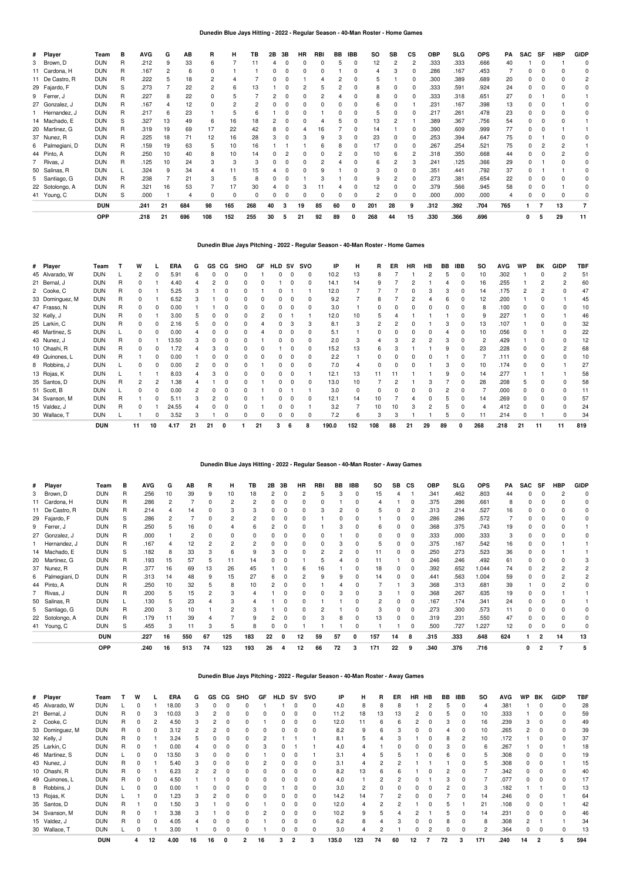## Dunedin Blue Jays Hitting - 2022 - Regular Season - 40-Man Roster - Home Games

| # | Player | Team | B | AVG | G | AB | R | H | TB | 2B | 3B | HR | RBI | BB | IBB | SO | SB | CS | OBP | SLG | OPS | PA | SAC | SF | HBP | GIDP |
|---|---|---|---|---|---|---|---|---|---|---|---|---|---|---|---|---|---|---|---|---|---|---|---|---|---|---|
| 3 | Brown, D | DUN | R | .212 | 9 | 33 | 6 | 7 | 11 | 4 | 0 | 0 | 0 | 5 | 0 | 12 | 2 | 2 | .333 | .333 | .666 | 40 | 1 | 0 | 1 | 0 |
| 11 | Cardona, H | DUN | R | .167 | 2 | 6 | 0 | 1 | 1 | 0 | 0 | 0 | 0 | 1 | 0 | 4 | 3 | 0 | .286 | .167 | .453 | 7 | 0 | 0 | 0 | 0 |
| 11 | De Castro, R | DUN | R | .222 | 5 | 18 | 2 | 4 | 7 | 0 | 0 | 1 | 4 | 2 | 0 | 5 | 1 | 0 | .300 | .389 | .689 | 20 | 0 | 0 | 0 | 2 |
| 29 | Fajardo, F | DUN | S | .273 | 7 | 22 | 2 | 6 | 13 | 1 | 0 | 2 | 5 | 2 | 0 | 8 | 0 | 0 | .333 | .591 | .924 | 24 | 0 | 0 | 0 | 0 |
| 9 | Ferrer, J | DUN | R | .227 | 8 | 22 | 0 | 5 | 7 | 2 | 0 | 0 | 2 | 4 | 0 | 8 | 0 | 0 | .333 | .318 | .651 | 27 | 0 | 1 | 0 | 1 |
| 27 | Gonzalez, J | DUN | R | .167 | 4 | 12 | 0 | 2 | 2 | 0 | 0 | 0 | 0 | 0 | 0 | 6 | 0 | 1 | .231 | .167 | .398 | 13 | 0 | 0 | 1 | 0 |
| 1 | Hernandez, J | DUN | R | .217 | 6 | 23 | 1 | 5 | 6 | 1 | 0 | 0 | 1 | 0 | 0 | 5 | 0 | 0 | .217 | .261 | .478 | 23 | 0 | 0 | 0 | 0 |
| 14 | Machado, E | DUN | S | .327 | 13 | 49 | 6 | 16 | 18 | 2 | 0 | 0 | 4 | 5 | 0 | 13 | 2 | 1 | .389 | .367 | .756 | 54 | 0 | 0 | 0 | 1 |
| 20 | Martinez, G | DUN | R | .319 | 19 | 69 | 17 | 22 | 42 | 8 | 0 | 4 | 16 | 7 | 0 | 14 | 1 | 0 | .390 | .609 | .999 | 77 | 0 | 0 | 1 | 1 |
| 37 | Nunez, R | DUN | R | .225 | 18 | 71 | 12 | 16 | 28 | 3 | 0 | 3 | 9 | 3 | 0 | 23 | 0 | 0 | .253 | .394 | .647 | 75 | 0 | 1 | 0 | 0 |
| 6 | Palmegiani, D | DUN | R | .159 | 19 | 63 | 5 | 10 | 16 | 1 | 1 | 1 | 6 | 8 | 0 | 17 | 0 | 0 | .267 | .254 | .521 | 75 | 0 | 2 | 2 | 1 |
| 44 | Pinto, A | DUN | R | .250 | 10 | 40 | 8 | 10 | 14 | 0 | 2 | 0 | 0 | 2 | 0 | 10 | 6 | 2 | .318 | .350 | .668 | 44 | 0 | 0 | 2 | 0 |
| 7 | Rivas, J | DUN | R | .125 | 10 | 24 | 3 | 3 | 3 | 0 | 0 | 0 | 2 | 4 | 0 | 6 | 2 | 3 | .241 | .125 | .366 | 29 | 0 | 1 | 0 | 0 |
| 50 | Salinas, R | DUN | L | .324 | 9 | 34 | 4 | 11 | 15 | 4 | 0 | 0 | 9 | 1 | 0 | 3 | 0 | 0 | .351 | .441 | .792 | 37 | 0 | 1 | 1 | 0 |
| 5 | Santiago, G | DUN | R | .238 | 7 | 21 | 3 | 5 | 8 | 0 | 0 | 1 | 3 | 1 | 0 | 9 | 2 | 0 | .273 | .381 | .654 | 22 | 0 | 0 | 0 | 0 |
| 22 | Sotolongo, A | DUN | R | .321 | 16 | 53 | 7 | 17 | 30 | 4 | 0 | 3 | 11 | 4 | 0 | 12 | 0 | 0 | .379 | .566 | .945 | 58 | 0 | 0 | 1 | 0 |
| 41 | Young, C | DUN | S | .000 | 1 | 4 | 0 | 0 | 0 | 0 | 0 | 0 | 0 | 0 | 0 | 2 | 0 | 0 | .000 | .000 | .000 | 4 | 0 | 0 | 0 | 0 |
| | DUN | | | .241 | 21 | 684 | 98 | 165 | 268 | 40 | 3 | 19 | 85 | 60 | 0 | 201 | 28 | 9 | .312 | .392 | .704 | 765 | 1 | 7 | 13 | 7 |
| | OPP | | | .218 | 21 | 696 | 108 | 152 | 255 | 30 | 5 | 21 | 92 | 89 | 0 | 268 | 44 | 15 | .330 | .366 | .696 | | 0 | 5 | 29 | 11 |

## Dunedin Blue Jays Pitching - 2022 - Regular Season - 40-Man Roster - Home Games

| # | Player | Team | T | W | L | ERA | G | GS | CG | SHO | GF | HLD | SV | SVO | IP | H | R | ER | HR | HB | BB | IBB | SO | AVG | WP | BK | GIDP | TBF |
|---|---|---|---|---|---|---|---|---|---|---|---|---|---|---|---|---|---|---|---|---|---|---|---|---|---|---|---|---|
| 45 | Alvarado, W | DUN | L | 2 | 0 | 5.91 | 6 | 0 | 0 | 0 | 1 | 0 | 0 | 0 | 10.2 | 13 | 8 | 7 | 1 | 2 | 5 | 0 | 10 | .302 | 1 | 0 | 2 | 51 |
| 21 | Bernal, J | DUN | R | 0 | 1 | 4.40 | 4 | 2 | 0 | 0 | 0 | 1 | 0 | 0 | 14.1 | 14 | 9 | 7 | 2 | 1 | 4 | 0 | 16 | .255 | 1 | 2 | 2 | 60 |
| 2 | Cooke, C | DUN | R | 0 | 1 | 5.25 | 3 | 1 | 0 | 0 | 1 | 0 | 1 | 1 | 12.0 | 7 | 7 | 7 | 0 | 3 | 3 | 0 | 14 | .175 | 2 | 2 | 0 | 47 |
| 33 | Dominguez, M | DUN | R | 0 | 1 | 6.52 | 3 | 1 | 0 | 0 | 0 | 0 | 0 | 0 | 9.2 | 7 | 8 | 7 | 2 | 4 | 6 | 0 | 12 | .200 | 1 | 0 | 1 | 45 |
| 47 | Frasso, N | DUN | R | 0 | 0 | 0.00 | 1 | 1 | 0 | 0 | 0 | 0 | 0 | 0 | 3.0 | 1 | 0 | 0 | 0 | 0 | 0 | 0 | 8 | .100 | 0 | 0 | 0 | 10 |
| 32 | Kelly, J | DUN | R | 0 | 1 | 3.00 | 5 | 0 | 0 | 0 | 2 | 0 | 1 | 1 | 12.0 | 10 | 5 | 4 | 1 | 1 | 1 | 0 | 9 | .227 | 1 | 0 | 1 | 46 |
| 25 | Larkin, C | DUN | R | 0 | 0 | 2.16 | 5 | 0 | 0 | 0 | 4 | 0 | 3 | 3 | 8.1 | 3 | 2 | 2 | 0 | 1 | 3 | 0 | 13 | .107 | 1 | 0 | 0 | 32 |
| 46 | Martinez, S | DUN | L | 0 | 0 | 0.00 | 4 | 0 | 0 | 0 | 4 | 0 | 0 | 0 | 5.1 | 1 | 0 | 0 | 0 | 0 | 4 | 0 | 10 | .056 | 0 | 1 | 0 | 22 |
| 43 | Nunez, J | DUN | R | 0 | 1 | 13.50 | 3 | 0 | 0 | 0 | 1 | 0 | 0 | 0 | 2.0 | 3 | 4 | 3 | 2 | 2 | 3 | 0 | 2 | .429 | 1 | 0 | 0 | 12 |
| 10 | Ohashi, R | DUN | R | 0 | 0 | 1.72 | 4 | 3 | 0 | 0 | 0 | 1 | 0 | 0 | 15.2 | 13 | 6 | 3 | 1 | 1 | 9 | 0 | 23 | .228 | 0 | 0 | 2 | 68 |
| 49 | Quinones, L | DUN | R | 1 | 0 | 0.00 | 1 | 0 | 0 | 0 | 0 | 0 | 0 | 0 | 2.2 | 1 | 0 | 0 | 0 | 0 | 1 | 0 | 7 | .111 | 0 | 0 | 0 | 10 |
| 8 | Robbins, J | DUN | L | 0 | 0 | 0.00 | 2 | 0 | 0 | 0 | 1 | 0 | 0 | 0 | 7.0 | 4 | 0 | 0 | 0 | 1 | 3 | 0 | 10 | .174 | 0 | 0 | 1 | 27 |
| 13 | Rojas, K | DUN | L | 1 | 1 | 8.03 | 4 | 3 | 0 | 0 | 0 | 0 | 0 | 1 | 12.1 | 13 | 11 | 11 | 1 | 1 | 9 | 0 | 14 | .277 | 1 | 1 | 1 | 58 |
| 35 | Santos, D | DUN | R | 2 | 2 | 1.38 | 4 | 1 | 0 | 0 | 1 | 0 | 0 | 0 | 13.0 | 10 | 7 | 2 | 1 | 3 | 7 | 0 | 28 | .208 | 5 | 0 | 0 | 58 |
| 51 | Scott, B | DUN | L | 0 | 0 | 0.00 | 2 | 0 | 0 | 0 | 0 | 1 | 0 | 1 | 3.0 | 0 | 0 | 0 | 0 | 0 | 2 | 0 | 7 | .000 | 0 | 0 | 0 | 11 |
| 34 | Svanson, M | DUN | R | 1 | 0 | 5.11 | 3 | 2 | 0 | 0 | 1 | 0 | 0 | 0 | 12.1 | 14 | 10 | 7 | 4 | 0 | 5 | 0 | 14 | .269 | 0 | 0 | 0 | 57 |
| 15 | Valdez, J | DUN | R | 0 | 1 | 24.55 | 4 | 0 | 0 | 0 | 1 | 0 | 0 | 1 | 3.2 | 7 | 10 | 10 | 3 | 2 | 5 | 0 | 4 | .412 | 0 | 0 | 0 | 24 |
| 30 | Wallace, T | DUN | L | 1 | 0 | 3.52 | 3 | 1 | 0 | 0 | 0 | 0 | 0 | 0 | 7.2 | 6 | 3 | 3 | 1 | 1 | 5 | 0 | 11 | .214 | 0 | 1 | 0 | 34 |
| | DUN | | | 11 | 10 | 4.17 | 21 | 21 | 0 | 1 | 21 | 3 | 6 | 8 | 190.0 | 152 | 108 | 88 | 21 | 29 | 89 | 0 | 268 | .218 | 21 | 11 | 11 | 819 |

## Dunedin Blue Jays Hitting - 2022 - Regular Season - 40-Man Roster - Away Games

| # | Player | Team | B | AVG | G | AB | R | H | TB | 2B | 3B | HR | RBI | BB | IBB | SO | SB | CS | OBP | SLG | OPS | PA | SAC | SF | HBP | GIDP |
|---|---|---|---|---|---|---|---|---|---|---|---|---|---|---|---|---|---|---|---|---|---|---|---|---|---|---|
| 3 | Brown, D | DUN | R | .256 | 10 | 39 | 9 | 10 | 18 | 2 | 0 | 2 | 5 | 3 | 0 | 15 | 4 | 1 | .341 | .462 | .803 | 44 | 0 | 0 | 2 | 0 |
| 11 | Cardona, H | DUN | R | .286 | 2 | 7 | 0 | 2 | 2 | 0 | 0 | 0 | 0 | 1 | 0 | 4 | 1 | 0 | .375 | .286 | .661 | 8 | 0 | 0 | 0 | 0 |
| 11 | De Castro, R | DUN | R | .214 | 4 | 14 | 0 | 3 | 3 | 0 | 0 | 0 | 3 | 2 | 0 | 5 | 0 | 2 | .313 | .214 | .527 | 16 | 0 | 0 | 0 | 0 |
| 29 | Fajardo, F | DUN | S | .286 | 2 | 7 | 0 | 2 | 2 | 0 | 0 | 0 | 1 | 0 | 0 | 1 | 0 | 0 | .286 | .286 | .572 | 7 | 0 | 0 | 0 | 0 |
| 9 | Ferrer, J | DUN | R | .250 | 5 | 16 | 0 | 4 | 6 | 2 | 0 | 0 | 1 | 3 | 0 | 6 | 0 | 0 | .368 | .375 | .743 | 19 | 0 | 0 | 0 | 1 |
| 27 | Gonzalez, J | DUN | R | .000 | 1 | 2 | 0 | 0 | 0 | 0 | 0 | 0 | 0 | 1 | 0 | 0 | 0 | 0 | .333 | .000 | .333 | 3 | 0 | 0 | 0 | 0 |
| 1 | Hernandez, J | DUN | R | .167 | 4 | 12 | 2 | 2 | 2 | 0 | 0 | 0 | 0 | 3 | 0 | 5 | 0 | 0 | .375 | .167 | .542 | 16 | 0 | 0 | 1 | 1 |
| 14 | Machado, E | DUN | S | .182 | 8 | 33 | 3 | 6 | 9 | 3 | 0 | 0 | 2 | 2 | 0 | 11 | 0 | 0 | .250 | .273 | .523 | 36 | 0 | 0 | 1 | 1 |
| 20 | Martinez, G | DUN | R | .193 | 15 | 57 | 5 | 11 | 14 | 0 | 0 | 1 | 5 | 4 | 0 | 11 | 1 | 0 | .246 | .246 | .492 | 61 | 0 | 0 | 0 | 3 |
| 37 | Nunez, R | DUN | R | .377 | 16 | 69 | 13 | 26 | 45 | 1 | 0 | 6 | 16 | 1 | 0 | 18 | 0 | 0 | .392 | .652 | 1.044 | 74 | 0 | 2 | 2 | 2 |
| 6 | Palmegiani, D | DUN | R | .313 | 14 | 48 | 9 | 15 | 27 | 6 | 0 | 2 | 9 | 9 | 0 | 14 | 0 | 0 | .441 | .563 | 1.004 | 59 | 0 | 0 | 2 | 2 |
| 44 | Pinto, A | DUN | R | .250 | 10 | 32 | 5 | 8 | 10 | 2 | 0 | 0 | 1 | 4 | 0 | 7 | 1 | 3 | .368 | .313 | .681 | 39 | 1 | 0 | 2 | 0 |
| 7 | Rivas, J | DUN | R | .200 | 5 | 15 | 2 | 3 | 4 | 1 | 0 | 0 | 0 | 3 | 0 | 3 | 1 | 0 | .368 | .267 | .635 | 19 | 0 | 0 | 1 | 1 |
| 50 | Salinas, R | DUN | L | .130 | 5 | 23 | 4 | 3 | 4 | 1 | 0 | 0 | 1 | 1 | 0 | 2 | 0 | 0 | .167 | .174 | .341 | 24 | 0 | 0 | 0 | 1 |
| 5 | Santiago, G | DUN | R | .200 | 3 | 10 | 1 | 2 | 3 | 1 | 0 | 0 | 2 | 1 | 0 | 3 | 0 | 0 | .273 | .300 | .573 | 11 | 0 | 0 | 0 | 0 |
| 22 | Sotolongo, A | DUN | R | .179 | 11 | 39 | 4 | 7 | 9 | 2 | 0 | 0 | 3 | 8 | 0 | 13 | 0 | 0 | .319 | .231 | .550 | 47 | 0 | 0 | 0 | 0 |
| 41 | Young, C | DUN | S | .455 | 3 | 11 | 3 | 5 | 8 | 0 | 0 | 1 | 1 | 1 | 0 | 1 | 1 | 0 | .500 | .727 | 1.227 | 12 | 0 | 0 | 0 | 0 |
| | DUN | | | .227 | 16 | 550 | 67 | 125 | 183 | 22 | 0 | 12 | 59 | 57 | 0 | 157 | 14 | 8 | .315 | .333 | .648 | 624 | 1 | 2 | 14 | 13 |
| | OPP | | | .240 | 16 | 513 | 74 | 123 | 193 | 26 | 4 | 12 | 66 | 72 | 3 | 171 | 22 | 9 | .340 | .376 | .716 | | 0 | 2 | 7 | 5 |

## Dunedin Blue Jays Pitching - 2022 - Regular Season - 40-Man Roster - Away Games

| # | Player | Team | T | W | L | ERA | G | GS | CG | SHO | GF | HLD | SV | SVO | IP | H | R | ER | HR | HB | BB | IBB | SO | AVG | WP | BK | GIDP | TBF |
|---|---|---|---|---|---|---|---|---|---|---|---|---|---|---|---|---|---|---|---|---|---|---|---|---|---|---|---|---|
| 45 | Alvarado, W | DUN | L | 0 | 1 | 18.00 | 3 | 0 | 0 | 0 | 1 | 1 | 0 | 0 | 4.0 | 8 | 8 | 8 | 1 | 2 | 5 | 0 | 4 | .381 | 1 | 0 | 0 | 28 |
| 21 | Bernal, J | DUN | R | 0 | 3 | 10.03 | 3 | 2 | 0 | 0 | 0 | 0 | 0 | 0 | 11.2 | 18 | 13 | 13 | 2 | 0 | 5 | 0 | 10 | .333 | 1 | 0 | 0 | 59 |
| 2 | Cooke, C | DUN | R | 0 | 2 | 4.50 | 3 | 2 | 0 | 0 | 1 | 0 | 0 | 0 | 12.0 | 11 | 6 | 6 | 2 | 0 | 3 | 0 | 16 | .239 | 3 | 0 | 0 | 49 |
| 33 | Dominguez, M | DUN | R | 0 | 0 | 3.12 | 2 | 2 | 0 | 0 | 0 | 0 | 0 | 0 | 8.2 | 9 | 6 | 3 | 0 | 0 | 4 | 0 | 10 | .265 | 2 | 0 | 0 | 39 |
| 32 | Kelly, J | DUN | R | 0 | 1 | 3.24 | 5 | 0 | 0 | 0 | 2 | 1 | 1 | 1 | 8.1 | 5 | 4 | 3 | 1 | 0 | 8 | 2 | 10 | .172 | 1 | 0 | 0 | 37 |
| 25 | Larkin, C | DUN | R | 0 | 1 | 0.00 | 4 | 0 | 0 | 0 | 3 | 0 | 1 | 1 | 4.0 | 4 | 1 | 0 | 0 | 0 | 3 | 0 | 6 | .267 | 1 | 0 | 1 | 18 |
| 46 | Martinez, S | DUN | L | 0 | 0 | 13.50 | 3 | 0 | 0 | 0 | 1 | 0 | 0 | 1 | 3.1 | 4 | 5 | 5 | 1 | 0 | 6 | 0 | 5 | .308 | 0 | 0 | 0 | 19 |
| 43 | Nunez, J | DUN | R | 0 | 1 | 5.40 | 3 | 0 | 0 | 0 | 2 | 0 | 0 | 0 | 3.1 | 4 | 2 | 2 | 1 | 1 | 1 | 0 | 5 | .308 | 0 | 0 | 1 | 15 |
| 10 | Ohashi, R | DUN | R | 0 | 1 | 6.23 | 2 | 2 | 0 | 0 | 0 | 0 | 0 | 0 | 8.2 | 13 | 6 | 6 | 1 | 0 | 2 | 0 | 7 | .342 | 0 | 0 | 0 | 40 |
| 49 | Quinones, L | DUN | R | 0 | 0 | 4.50 | 1 | 1 | 0 | 0 | 0 | 0 | 0 | 0 | 4.0 | 1 | 2 | 2 | 0 | 1 | 3 | 0 | 7 | .077 | 0 | 0 | 0 | 17 |
| 8 | Robbins, J | DUN | L | 0 | 0 | 0.00 | 1 | 0 | 0 | 0 | 0 | 1 | 0 | 0 | 3.0 | 2 | 0 | 0 | 0 | 0 | 2 | 0 | 3 | .182 | 1 | 1 | 0 | 13 |
| 13 | Rojas, K | DUN | L | 1 | 0 | 1.23 | 3 | 2 | 0 | 0 | 0 | 0 | 0 | 0 | 14.2 | 14 | 7 | 2 | 0 | 0 | 7 | 0 | 14 | .246 | 0 | 0 | 1 | 64 |
| 35 | Santos, D | DUN | R | 1 | 0 | 1.50 | 3 | 1 | 0 | 0 | 1 | 0 | 0 | 0 | 12.0 | 4 | 2 | 2 | 1 | 0 | 5 | 1 | 21 | .108 | 0 | 0 | 1 | 42 |
| 34 | Svanson, M | DUN | R | 0 | 1 | 3.38 | 3 | 1 | 0 | 0 | 2 | 0 | 0 | 0 | 10.2 | 9 | 5 | 4 | 2 | 1 | 5 | 0 | 14 | .231 | 0 | 0 | 0 | 46 |
| 15 | Valdez, J | DUN | R | 0 | 0 | 4.05 | 4 | 0 | 0 | 0 | 1 | 0 | 0 | 0 | 6.2 | 8 | 4 | 3 | 0 | 0 | 8 | 0 | 8 | .308 | 2 | 1 | 1 | 34 |
| 30 | Wallace, T | DUN | L | 0 | 1 | 3.00 | 1 | 0 | 0 | 0 | 1 | 0 | 0 | 0 | 3.0 | 4 | 2 | 1 | 0 | 2 | 0 | 0 | 2 | .364 | 0 | 0 | 0 | 13 |
| | DUN | | | 4 | 12 | 4.00 | 16 | 16 | 0 | 2 | 16 | 3 | 2 | 3 | 135.0 | 123 | 74 | 60 | 12 | 7 | 72 | 3 | 171 | .240 | 14 | 2 | 5 | 594 |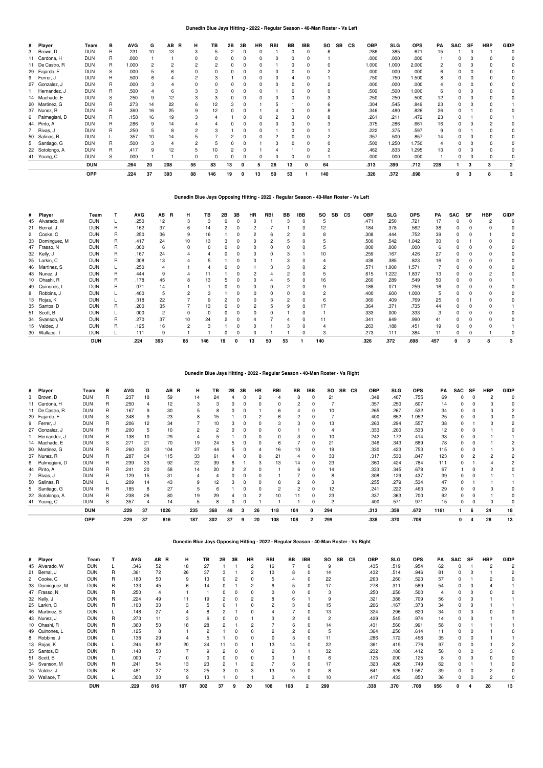### Dunedin Blue Jays Hitting - 2022 - Regular Season - 40-Man Roster - Vs Left

| # | Player | Team | B | AVG | G | AB | R | H | TB | 2B | 3B | HR | RBI | BB | IBB | SO | SB | CS | OBP | SLG | OPS | PA | SAC | SF | HBP | GIDP |
|---|---|---|---|---|---|---|---|---|---|---|---|---|---|---|---|---|---|---|---|---|---|---|---|---|---|---|
| 3 | Brown, D | DUN | R | .231 | 10 | 13 | | 3 | 5 | 2 | 0 | 0 | 1 | 0 | 0 | 6 | | | .286 | .385 | .671 | 15 | 1 | 0 | 1 | 0 |
| 11 | Cardona, H | DUN | R | .000 | 1 | 1 | | 0 | 0 | 0 | 0 | 0 | 0 | 0 | 0 | 1 | | | .000 | .000 | .000 | 1 | 0 | 0 | 0 | 0 |
| 11 | De Castro, R | DUN | R | 1.000 | 2 | 2 | | 2 | 2 | 0 | 0 | 0 | 1 | 0 | 0 | 0 | | | 1.000 | 1.000 | 2.000 | 2 | 0 | 0 | 0 | 0 |
| 29 | Fajardo, F | DUN | S | .000 | 5 | 6 | | 0 | 0 | 0 | 0 | 0 | 0 | 0 | 0 | 2 | | | .000 | .000 | .000 | 6 | 0 | 0 | 0 | 0 |
| 9 | Ferrer, J | DUN | R | .500 | 6 | 4 | | 2 | 3 | 1 | 0 | 0 | 0 | 4 | 0 | 1 | | | .750 | .750 | 1.500 | 8 | 0 | 0 | 0 | 0 |
| 27 | Gonzalez, J | DUN | R | .000 | 3 | 4 | | 0 | 0 | 0 | 0 | 0 | 0 | 0 | 0 | 2 | | | .000 | .000 | .000 | 4 | 0 | 0 | 0 | 0 |
| 1 | Hernandez, J | DUN | R | .500 | 4 | 6 | | 3 | 3 | 0 | 0 | 0 | 1 | 0 | 0 | 0 | | | .500 | .500 | 1.000 | 6 | 0 | 0 | 0 | 0 |
| 14 | Machado, E | DUN | S | .250 | 9 | 12 | | 3 | 3 | 0 | 0 | 0 | 0 | 0 | 0 | 3 | | | .250 | .250 | .500 | 12 | 0 | 0 | 0 | 0 |
| 20 | Martinez, G | DUN | R | .273 | 14 | 22 | | 6 | 12 | 3 | 0 | 1 | 5 | 1 | 0 | 6 | | | .304 | .545 | .849 | 23 | 0 | 0 | 0 | 1 |
| 37 | Nunez, R | DUN | R | .360 | 16 | 25 | | 9 | 12 | 0 | 0 | 1 | 4 | 0 | 0 | 8 | | | .346 | .480 | .826 | 26 | 0 | 1 | 0 | 0 |
| 6 | Palmegiani, D | DUN | R | .158 | 16 | 19 | | 3 | 4 | 1 | 0 | 0 | 2 | 3 | 0 | 8 | | | .261 | .211 | .472 | 23 | 0 | 1 | 0 | 1 |
| 44 | Pinto, A | DUN | R | .286 | 9 | 14 | | 4 | 4 | 0 | 0 | 0 | 0 | 0 | 0 | 3 | | | .375 | .286 | .661 | 16 | 0 | 0 | 2 | 0 |
| 7 | Rivas, J | DUN | R | .250 | 5 | 8 | | 2 | 3 | 1 | 0 | 0 | 1 | 0 | 0 | 1 | | | .222 | .375 | .597 | 9 | 0 | 1 | 0 | 0 |
| 50 | Salinas, R | DUN | L | .357 | 10 | 14 | | 5 | 7 | 2 | 0 | 0 | 2 | 0 | 0 | 2 | | | .357 | .500 | .857 | 14 | 0 | 0 | 0 | 0 |
| 5 | Santiago, G | DUN | R | .500 | 3 | 4 | | 2 | 5 | 0 | 0 | 1 | 3 | 0 | 0 | 0 | | | .500 | 1.250 | 1.750 | 4 | 0 | 0 | 0 | 0 |
| 22 | Sotolongo, A | DUN | R | .417 | 9 | 12 | | 5 | 10 | 2 | 0 | 1 | 4 | 1 | 0 | 2 | | | .462 | .833 | 1.295 | 13 | 0 | 0 | 0 | 0 |
| 41 | Young, C | DUN | S | .000 | 1 | 1 | | 0 | 0 | 0 | 0 | 0 | 0 | 0 | 0 | 1 | | | .000 | .000 | .000 | 1 | 0 | 0 | 0 | 0 |
| | **DUN** | | | **.264** | **20** | **208** | | **55** | **83** | **13** | **0** | **5** | **26** | **13** | **0** | **64** | | | **.313** | **.399** | **.712** | **228** | **1** | **3** | **3** | **2** |
| | **OPP** | | | **.224** | **37** | **393** | | **88** | **146** | **19** | **0** | **13** | **50** | **53** | **1** | **140** | | | **.326** | **.372** | **.698** | | **0** | **3** | **8** | **3** |

### Dunedin Blue Jays Opposing Hitting - 2022 - Regular Season - 40-Man Roster - Vs Left

| # | Player | Team | T | AVG | AB | R | H | TB | 2B | 3B | HR | RBI | BB | IBB | SO | SB | CS | OBP | SLG | OPS | PA | SAC | SF | HBP | GIDP |
|---|---|---|---|---|---|---|---|---|---|---|---|---|---|---|---|---|---|---|---|---|---|---|---|---|---|
| 45 | Alvarado, W | DUN | L | .250 | 12 | | 3 | 3 | 0 | 0 | 0 | 1 | 3 | 0 | 5 | | | .471 | .250 | .721 | 17 | 0 | 0 | 2 | 0 |
| 21 | Bernal, J | DUN | R | .162 | 37 | | 6 | 14 | 2 | 0 | 2 | 7 | 1 | 0 | 12 | | | .184 | .378 | .562 | 38 | 0 | 0 | 0 | 0 |
| 2 | Cooke, C | DUN | R | .250 | 36 | | 9 | 16 | 1 | 0 | 2 | 6 | 2 | 0 | 8 | | | .308 | .444 | .752 | 39 | 0 | 0 | 1 | 0 |
| 33 | Dominguez, M | DUN | R | .417 | 24 | | 10 | 13 | 3 | 0 | 0 | 2 | 5 | 0 | 5 | | | .500 | .542 | 1.042 | 30 | 0 | 1 | 0 | 0 |
| 47 | Frasso, N | DUN | R | .000 | 6 | | 0 | 0 | 0 | 0 | 0 | 0 | 0 | 0 | 5 | | | .000 | .000 | .000 | 6 | 0 | 0 | 0 | 0 |
| 32 | Kelly, J | DUN | R | .167 | 24 | | 4 | 4 | 0 | 0 | 0 | 0 | 3 | 1 | 10 | | | .259 | .167 | .426 | 27 | 0 | 0 | 0 | 0 |
| 25 | Larkin, C | DUN | R | .308 | 13 | | 4 | 5 | 1 | 0 | 0 | 1 | 3 | 0 | 4 | | | .438 | .385 | .823 | 16 | 0 | 0 | 0 | 0 |
| 46 | Martinez, S | DUN | L | .250 | 4 | | 1 | 4 | 0 | 0 | 1 | 3 | 3 | 0 | 2 | | | .571 | 1.000 | 1.571 | 7 | 0 | 0 | 0 | 0 |
| 43 | Nunez, J | DUN | R | .444 | 9 | | 4 | 11 | 1 | 0 | 2 | 4 | 2 | 0 | 5 | | | .615 | 1.222 | 1.837 | 13 | 0 | 0 | 2 | 0 |
| 10 | Ohashi, R | DUN | R | .178 | 45 | | 8 | 13 | 5 | 0 | 0 | 4 | 5 | 0 | 16 | | | .260 | .289 | .549 | 50 | 0 | 0 | 0 | 1 |
| 49 | Quinones, L | DUN | R | .071 | 14 | | 1 | 1 | 0 | 0 | 0 | 0 | 2 | 0 | 9 | | | .188 | .071 | .259 | 16 | 0 | 0 | 0 | 0 |
| 8 | Robbins, J | DUN | L | .400 | 5 | | 2 | 3 | 1 | 0 | 0 | 0 | 0 | 0 | 2 | | | .400 | .600 | 1.000 | 5 | 0 | 0 | 0 | 0 |
| 13 | Rojas, K | DUN | L | .318 | 22 | | 7 | 9 | 2 | 0 | 0 | 3 | 2 | 0 | 6 | | | .360 | .409 | .769 | 25 | 0 | 1 | 0 | 0 |
| 35 | Santos, D | DUN | R | .200 | 35 | | 7 | 13 | 0 | 0 | 2 | 5 | 9 | 0 | 17 | | | .364 | .371 | .735 | 44 | 0 | 0 | 0 | 1 |
| 51 | Scott, B | DUN | L | .000 | 2 | | 0 | 0 | 0 | 0 | 0 | 0 | 1 | 0 | 1 | | | .333 | .000 | .333 | 3 | 0 | 0 | 0 | 0 |
| 34 | Svanson, M | DUN | R | .270 | 37 | | 10 | 24 | 2 | 0 | 4 | 7 | 4 | 0 | 11 | | | .341 | .649 | .990 | 41 | 0 | 0 | 0 | 0 |
| 15 | Valdez, J | DUN | R | .125 | 16 | | 2 | 3 | 1 | 0 | 0 | 1 | 3 | 0 | 4 | | | .263 | .188 | .451 | 19 | 0 | 0 | 0 | 1 |
| 30 | Wallace, T | DUN | L | .111 | 9 | | 1 | 1 | 0 | 0 | 0 | 1 | 1 | 0 | 3 | | | .273 | .111 | .384 | 11 | 0 | 0 | 1 | 0 |
| | **DUN** | | | **.224** | **393** | | **88** | **146** | **19** | **0** | **13** | **50** | **53** | **1** | **140** | | | **.326** | **.372** | **.698** | **457** | **0** | **3** | **8** | **3** |

### Dunedin Blue Jays Hitting - 2022 - Regular Season - 40-Man Roster - Vs Right

| # | Player | Team | B | AVG | G | AB | R | H | TB | 2B | 3B | HR | RBI | BB | IBB | SO | SB | CS | OBP | SLG | OPS | PA | SAC | SF | HBP | GIDP |
|---|---|---|---|---|---|---|---|---|---|---|---|---|---|---|---|---|---|---|---|---|---|---|---|---|---|---|
| 3 | Brown, D | DUN | R | .237 | 18 | 59 | | 14 | 24 | 4 | 0 | 2 | 4 | 8 | 0 | 21 | | | .348 | .407 | .755 | 69 | 0 | 0 | 2 | 0 |
| 11 | Cardona, H | DUN | R | .250 | 4 | 12 | | 3 | 3 | 0 | 0 | 0 | 0 | 2 | 0 | 7 | | | .357 | .250 | .607 | 14 | 0 | 0 | 0 | 0 |
| 11 | De Castro, R | DUN | R | .167 | 9 | 30 | | 5 | 8 | 0 | 0 | 1 | 6 | 4 | 0 | 10 | | | .265 | .267 | .532 | 34 | 0 | 0 | 0 | 2 |
| 29 | Fajardo, F | DUN | S | .348 | 9 | 23 | | 8 | 15 | 1 | 0 | 2 | 6 | 2 | 0 | 7 | | | .400 | .652 | 1.052 | 25 | 0 | 0 | 0 | 0 |
| 9 | Ferrer, J | DUN | R | .206 | 12 | 34 | | 7 | 10 | 3 | 0 | 0 | 3 | 3 | 0 | 13 | | | .263 | .294 | .557 | 38 | 0 | 1 | 0 | 2 |
| 27 | Gonzalez, J | DUN | R | .200 | 5 | 10 | | 2 | 2 | 0 | 0 | 0 | 0 | 1 | 0 | 4 | | | .333 | .200 | .533 | 12 | 0 | 0 | 1 | 0 |
| 1 | Hernandez, J | DUN | R | .138 | 10 | 29 | | 4 | 5 | 1 | 0 | 0 | 0 | 3 | 0 | 10 | | | .242 | .172 | .414 | 33 | 0 | 0 | 1 | 1 |
| 14 | Machado, E | DUN | S | .271 | 21 | 70 | | 19 | 24 | 5 | 0 | 0 | 6 | 7 | 0 | 21 | | | .346 | .343 | .689 | 78 | 0 | 0 | 1 | 2 |
| 20 | Martinez, G | DUN | R | .260 | 33 | 104 | | 27 | 44 | 5 | 0 | 4 | 16 | 10 | 0 | 19 | | | .330 | .423 | .753 | 115 | 0 | 0 | 1 | 3 |
| 37 | Nunez, R | DUN | R | .287 | 34 | 115 | | 33 | 61 | 4 | 0 | 8 | 21 | 4 | 0 | 33 | | | .317 | .530 | .847 | 123 | 0 | 2 | 2 | 2 |
| 6 | Palmegiani, D | DUN | R | .239 | 33 | 92 | | 22 | 39 | 6 | 1 | 3 | 13 | 14 | 0 | 23 | | | .360 | .424 | .784 | 111 | 0 | 1 | 4 | 2 |
| 44 | Pinto, A | DUN | R | .241 | 20 | 58 | | 14 | 20 | 2 | 2 | 0 | 1 | 6 | 0 | 14 | | | .333 | .345 | .678 | 67 | 1 | 0 | 2 | 0 |
| 7 | Rivas, J | DUN | R | .129 | 15 | 31 | | 4 | 4 | 0 | 0 | 0 | 1 | 7 | 0 | 8 | | | .308 | .129 | .437 | 39 | 0 | 0 | 1 | 1 |
| 50 | Salinas, R | DUN | L | .209 | 14 | 43 | | 9 | 12 | 3 | 0 | 0 | 8 | 2 | 0 | 3 | | | .255 | .279 | .534 | 47 | 0 | 1 | 1 | 1 |
| 5 | Santiago, G | DUN | R | .185 | 8 | 27 | | 5 | 6 | 1 | 0 | 0 | 2 | 2 | 0 | 12 | | | .241 | .222 | .463 | 29 | 0 | 0 | 0 | 0 |
| 22 | Sotolongo, A | DUN | R | .238 | 26 | 80 | | 19 | 29 | 4 | 0 | 2 | 10 | 11 | 0 | 23 | | | .337 | .363 | .700 | 92 | 0 | 0 | 1 | 0 |
| 41 | Young, C | DUN | S | .357 | 4 | 14 | | 5 | 8 | 0 | 0 | 1 | 1 | 1 | 0 | 2 | | | .400 | .571 | .971 | 15 | 0 | 0 | 0 | 0 |
| | **DUN** | | | **.229** | **37** | **1026** | | **235** | **368** | **49** | **3** | **26** | **118** | **104** | **0** | **294** | | | **.313** | **.359** | **.672** | **1161** | **1** | **6** | **24** | **18** |
| | **OPP** | | | **.229** | **37** | **816** | | **187** | **302** | **37** | **9** | **20** | **108** | **108** | **2** | **299** | | | **.338** | **.370** | **.708** | | **0** | **4** | **28** | **13** |

### Dunedin Blue Jays Opposing Hitting - 2022 - Regular Season - 40-Man Roster - Vs Right

| # | Player | Team | T | AVG | AB | R | H | TB | 2B | 3B | HR | RBI | BB | IBB | SO | SB | CS | OBP | SLG | OPS | PA | SAC | SF | HBP | GIDP |
|---|---|---|---|---|---|---|---|---|---|---|---|---|---|---|---|---|---|---|---|---|---|---|---|---|---|
| 45 | Alvarado, W | DUN | L | .346 | 52 | | 18 | 27 | 1 | 1 | 2 | 16 | 7 | 0 | 9 | | | .435 | .519 | .954 | 62 | 0 | 1 | 2 | 2 |
| 21 | Bernal, J | DUN | R | .361 | 72 | | 26 | 37 | 3 | 1 | 2 | 10 | 8 | 0 | 14 | | | .432 | .514 | .946 | 81 | 0 | 0 | 1 | 2 |
| 2 | Cooke, C | DUN | R | .180 | 50 | | 9 | 13 | 0 | 2 | 0 | 5 | 4 | 0 | 22 | | | .263 | .260 | .523 | 57 | 0 | 1 | 2 | 0 |
| 33 | Dominguez, M | DUN | R | .133 | 45 | | 6 | 14 | 0 | 1 | 2 | 6 | 5 | 0 | 17 | | | .278 | .311 | .589 | 54 | 0 | 0 | 4 | 1 |
| 47 | Frasso, N | DUN | R | .250 | 4 | | 1 | 1 | 0 | 0 | 0 | 0 | 0 | 0 | 3 | | | .250 | .250 | .500 | 4 | 0 | 0 | 0 | 0 |
| 32 | Kelly, J | DUN | R | .224 | 49 | | 11 | 19 | 2 | 0 | 2 | 8 | 6 | 1 | 9 | | | .321 | .388 | .709 | 56 | 0 | 0 | 1 | 1 |
| 25 | Larkin, C | DUN | R | .100 | 30 | | 3 | 5 | 0 | 1 | 0 | 2 | 3 | 0 | 15 | | | .206 | .167 | .373 | 34 | 0 | 0 | 1 | 0 |
| 46 | Martinez, S | DUN | L | .148 | 27 | | 4 | 8 | 2 | 1 | 0 | 4 | 7 | 0 | 13 | | | .324 | .296 | .620 | 34 | 0 | 0 | 0 | 0 |
| 43 | Nunez, J | DUN | R | .273 | 11 | | 3 | 6 | 0 | 0 | 1 | 3 | 2 | 0 | 2 | | | .429 | .545 | .974 | 14 | 0 | 0 | 1 | 1 |
| 10 | Ohashi, R | DUN | R | .360 | 50 | | 18 | 28 | 2 | 1 | 2 | 7 | 6 | 0 | 14 | | | .431 | .560 | .991 | 58 | 0 | 1 | 1 | 1 |
| 49 | Quinones, L | DUN | R | .125 | 8 | | 1 | 2 | 1 | 0 | 0 | 2 | 2 | 0 | 5 | | | .364 | .250 | .614 | 11 | 0 | 0 | 1 | 0 |
| 8 | Robbins, J | DUN | L | .138 | 29 | | 4 | 5 | 1 | 0 | 0 | 0 | 5 | 0 | 11 | | | .286 | .172 | .458 | 35 | 0 | 0 | 1 | 1 |
| 13 | Rojas, K | DUN | L | .244 | 82 | | 20 | 34 | 11 | 0 | 1 | 13 | 14 | 0 | 22 | | | .361 | .415 | .776 | 97 | 0 | 0 | 1 | 2 |
| 35 | Santos, D | DUN | R | .140 | 50 | | 7 | 9 | 2 | 0 | 0 | 2 | 3 | 1 | 32 | | | .232 | .180 | .412 | 56 | 0 | 0 | 3 | 0 |
| 51 | Scott, B | DUN | L | .000 | 7 | | 0 | 0 | 0 | 0 | 0 | 0 | 1 | 0 | 6 | | | .125 | .000 | .125 | 8 | 0 | 0 | 0 | 0 |
| 34 | Svanson, M | DUN | R | .241 | 54 | | 13 | 23 | 2 | 1 | 2 | 7 | 6 | 0 | 17 | | | .323 | .426 | .749 | 62 | 0 | 1 | 1 | 0 |
| 15 | Valdez, J | DUN | R | .481 | 27 | | 13 | 25 | 3 | 0 | 3 | 13 | 10 | 0 | 8 | | | .641 | .926 | 1.567 | 39 | 0 | 0 | 2 | 0 |
| 30 | Wallace, T | DUN | L | .300 | 30 | | 9 | 13 | 1 | 0 | 1 | 3 | 4 | 0 | 10 | | | .417 | .433 | .850 | 36 | 0 | 0 | 2 | 0 |
| | **DUN** | | | **.229** | **816** | | **187** | **302** | **37** | **9** | **20** | **108** | **108** | **2** | **299** | | | **.338** | **.370** | **.708** | **956** | **0** | **4** | **28** | **13** |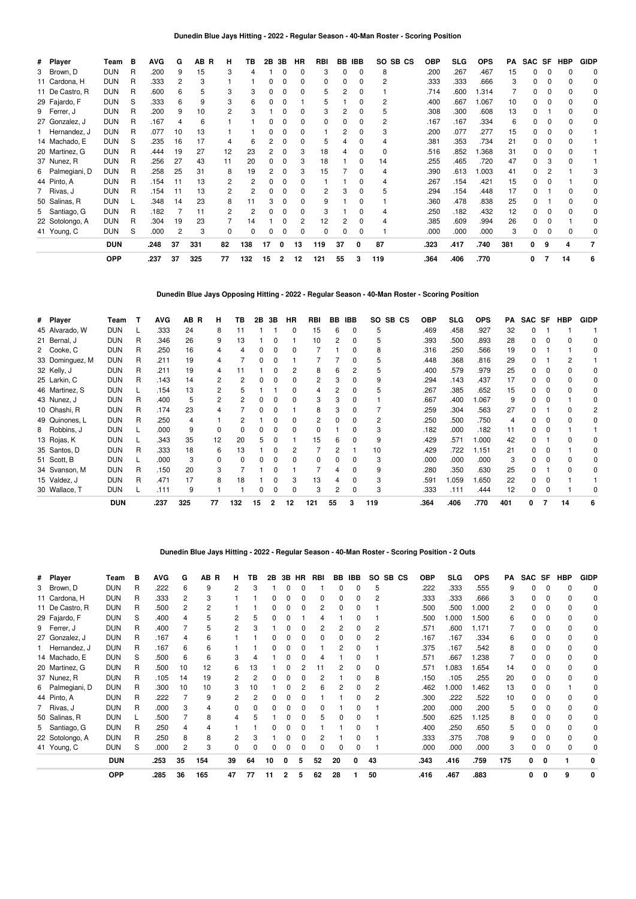## Dunedin Blue Jays Hitting - 2022 - Regular Season - 40-Man Roster - Scoring Position

| # | Player | Team | B | AVG | G | AB | R | H | TB | 2B | 3B | HR | RBI | BB | IBB | SO | SB | CS | OBP | SLG | OPS | PA | SAC | SF | HBP | GIDP |
|---|---|---|---|---|---|---|---|---|---|---|---|---|---|---|---|---|---|---|---|---|---|---|---|---|---|---|
| 3 | Brown, D | DUN | R | .200 | 9 | 15 | | 3 | 4 | 1 | 0 | 0 | 3 | 0 | 0 | 8 | | | .200 | .267 | .467 | 15 | 0 | 0 | 0 | 0 |
| 11 | Cardona, H | DUN | R | .333 | 2 | 3 | | 1 | 1 | 0 | 0 | 0 | 0 | 0 | 0 | 2 | | | .333 | .333 | .666 | 3 | 0 | 0 | 0 | 0 |
| 11 | De Castro, R | DUN | R | .600 | 6 | 5 | | 3 | 3 | 0 | 0 | 0 | 5 | 2 | 0 | 1 | | | .714 | .600 | 1.314 | 7 | 0 | 0 | 0 | 0 |
| 29 | Fajardo, F | DUN | S | .333 | 6 | 9 | | 3 | 6 | 0 | 0 | 1 | 5 | 1 | 0 | 2 | | | .400 | .667 | 1.067 | 10 | 0 | 0 | 0 | 0 |
| 9 | Ferrer, J | DUN | R | .200 | 9 | 10 | | 2 | 3 | 1 | 0 | 0 | 3 | 2 | 0 | 5 | | | .308 | .300 | .608 | 13 | 0 | 1 | 0 | 0 |
| 27 | Gonzalez, J | DUN | R | .167 | 4 | 6 | | 1 | 1 | 0 | 0 | 0 | 0 | 0 | 0 | 2 | | | .167 | .167 | .334 | 6 | 0 | 0 | 0 | 0 |
| 1 | Hernandez, J | DUN | R | .077 | 10 | 13 | | 1 | 1 | 0 | 0 | 0 | 1 | 2 | 0 | 3 | | | .200 | .077 | .277 | 15 | 0 | 0 | 0 | 1 |
| 14 | Machado, E | DUN | S | .235 | 16 | 17 | | 4 | 6 | 2 | 0 | 0 | 5 | 4 | 0 | 4 | | | .381 | .353 | .734 | 21 | 0 | 0 | 0 | 1 |
| 20 | Martinez, G | DUN | R | .444 | 19 | 27 | | 12 | 23 | 2 | 0 | 3 | 18 | 4 | 0 | 0 | | | .516 | .852 | 1.368 | 31 | 0 | 0 | 0 | 1 |
| 37 | Nunez, R | DUN | R | .256 | 27 | 43 | | 11 | 20 | 0 | 0 | 3 | 18 | 1 | 0 | 14 | | | .255 | .465 | .720 | 47 | 0 | 3 | 0 | 1 |
| 6 | Palmegiani, D | DUN | R | .258 | 25 | 31 | | 8 | 19 | 2 | 0 | 3 | 15 | 7 | 0 | 4 | | | .390 | .613 | 1.003 | 41 | 0 | 2 | 1 | 3 |
| 44 | Pinto, A | DUN | R | .154 | 11 | 13 | | 2 | 2 | 0 | 0 | 0 | 1 | 1 | 0 | 4 | | | .267 | .154 | .421 | 15 | 0 | 0 | 1 | 0 |
| 7 | Rivas, J | DUN | R | .154 | 11 | 13 | | 2 | 2 | 0 | 0 | 0 | 2 | 3 | 0 | 5 | | | .294 | .154 | .448 | 17 | 0 | 1 | 0 | 0 |
| 50 | Salinas, R | DUN | L | .348 | 14 | 23 | | 8 | 11 | 3 | 0 | 0 | 9 | 1 | 0 | 1 | | | .360 | .478 | .838 | 25 | 0 | 1 | 0 | 0 |
| 5 | Santiago, G | DUN | R | .182 | 7 | 11 | | 2 | 2 | 0 | 0 | 0 | 3 | 1 | 0 | 4 | | | .250 | .182 | .432 | 12 | 0 | 0 | 0 | 0 |
| 22 | Sotolongo, A | DUN | R | .304 | 19 | 23 | | 7 | 14 | 1 | 0 | 2 | 12 | 2 | 0 | 4 | | | .385 | .609 | .994 | 26 | 0 | 0 | 1 | 0 |
| 41 | Young, C | DUN | S | .000 | 2 | 3 | | 0 | 0 | 0 | 0 | 0 | 0 | 0 | 0 | 1 | | | .000 | .000 | .000 | 3 | 0 | 0 | 0 | 0 |
| | | **DUN** | | **.248** | **37** | **331** | | **82** | **138** | **17** | **0** | **13** | **119** | **37** | **0** | **87** | | | **.323** | **.417** | **.740** | **381** | **0** | **9** | **4** | **7** |
| | | **OPP** | | **.237** | **37** | **325** | | **77** | **132** | **15** | **2** | **12** | **121** | **55** | **3** | **119** | | | **.364** | **.406** | **.770** | | **0** | **7** | **14** | **6** |

## Dunedin Blue Jays Opposing Hitting - 2022 - Regular Season - 40-Man Roster - Scoring Position

| # | Player | Team | T | AVG | AB | R | H | TB | 2B | 3B | HR | RBI | BB | IBB | SO | SB | CS | OBP | SLG | OPS | PA | SAC | SF | HBP | GIDP |
|---|---|---|---|---|---|---|---|---|---|---|---|---|---|---|---|---|---|---|---|---|---|---|---|---|---|
| 45 | Alvarado, W | DUN | L | .333 | 24 | | 8 | 11 | 1 | 1 | 0 | 15 | 6 | 0 | 5 | | | .469 | .458 | .927 | 32 | 0 | 1 | 1 | 1 |
| 21 | Bernal, J | DUN | R | .346 | 26 | | 9 | 13 | 1 | 0 | 1 | 10 | 2 | 0 | 5 | | | .393 | .500 | .893 | 28 | 0 | 0 | 0 | 0 |
| 2 | Cooke, C | DUN | R | .250 | 16 | | 4 | 4 | 0 | 0 | 0 | 7 | 1 | 0 | 8 | | | .316 | .250 | .566 | 19 | 0 | 1 | 1 | 0 |
| 33 | Dominguez, M | DUN | R | .211 | 19 | | 4 | 7 | 0 | 0 | 1 | 7 | 7 | 0 | 5 | | | .448 | .368 | .816 | 29 | 0 | 1 | 2 | 1 |
| 32 | Kelly, J | DUN | R | .211 | 19 | | 4 | 11 | 1 | 0 | 2 | 8 | 6 | 2 | 5 | | | .400 | .579 | .979 | 25 | 0 | 0 | 0 | 0 |
| 25 | Larkin, C | DUN | R | .143 | 14 | | 2 | 2 | 0 | 0 | 0 | 2 | 3 | 0 | 9 | | | .294 | .143 | .437 | 17 | 0 | 0 | 0 | 0 |
| 46 | Martinez, S | DUN | L | .154 | 13 | | 2 | 5 | 1 | 1 | 0 | 4 | 2 | 0 | 5 | | | .267 | .385 | .652 | 15 | 0 | 0 | 0 | 0 |
| 43 | Nunez, J | DUN | R | .400 | 5 | | 2 | 2 | 0 | 0 | 0 | 3 | 3 | 0 | 1 | | | .667 | .400 | 1.067 | 9 | 0 | 0 | 1 | 0 |
| 10 | Ohashi, R | DUN | R | .174 | 23 | | 4 | 7 | 0 | 0 | 1 | 8 | 3 | 0 | 7 | | | .259 | .304 | .563 | 27 | 0 | 1 | 0 | 2 |
| 49 | Quinones, L | DUN | R | .250 | 4 | | 1 | 2 | 1 | 0 | 0 | 2 | 0 | 0 | 2 | | | .250 | .500 | .750 | 4 | 0 | 0 | 0 | 0 |
| 8 | Robbins, J | DUN | L | .000 | 9 | | 0 | 0 | 0 | 0 | 0 | 0 | 1 | 0 | 3 | | | .182 | .000 | .182 | 11 | 0 | 0 | 1 | 1 |
| 13 | Rojas, K | DUN | L | .343 | 35 | | 12 | 20 | 5 | 0 | 1 | 15 | 6 | 0 | 9 | | | .429 | .571 | 1.000 | 42 | 0 | 1 | 0 | 0 |
| 35 | Santos, D | DUN | R | .333 | 18 | | 6 | 13 | 1 | 0 | 2 | 7 | 2 | 1 | 10 | | | .429 | .722 | 1.151 | 21 | 0 | 0 | 1 | 0 |
| 51 | Scott, B | DUN | L | .000 | 3 | | 0 | 0 | 0 | 0 | 0 | 0 | 0 | 0 | 3 | | | .000 | .000 | .000 | 3 | 0 | 0 | 0 | 0 |
| 34 | Svanson, M | DUN | R | .150 | 20 | | 3 | 7 | 1 | 0 | 1 | 7 | 4 | 0 | 9 | | | .280 | .350 | .630 | 25 | 0 | 1 | 0 | 0 |
| 15 | Valdez, J | DUN | R | .471 | 17 | | 8 | 18 | 1 | 0 | 3 | 13 | 4 | 0 | 3 | | | .591 | 1.059 | 1.650 | 22 | 0 | 0 | 1 | 1 |
| 30 | Wallace, T | DUN | L | .111 | 9 | | 1 | 1 | 0 | 0 | 0 | 3 | 2 | 0 | 3 | | | .333 | .111 | .444 | 12 | 0 | 0 | 1 | 0 |
| | | **DUN** | | **.237** | **325** | | **77** | **132** | **15** | **2** | **12** | **121** | **55** | **3** | **119** | | | **.364** | **.406** | **.770** | **401** | **0** | **7** | **14** | **6** |

## Dunedin Blue Jays Hitting - 2022 - Regular Season - 40-Man Roster - Scoring Position - 2 Outs

| # | Player | Team | B | AVG | G | AB | R | H | TB | 2B | 3B | HR | RBI | BB | IBB | SO | SB | CS | OBP | SLG | OPS | PA | SAC | SF | HBP | GIDP |
|---|---|---|---|---|---|---|---|---|---|---|---|---|---|---|---|---|---|---|---|---|---|---|---|---|---|---|
| 3 | Brown, D | DUN | R | .222 | 6 | 9 | | 2 | 3 | 1 | 0 | 0 | 1 | 0 | 0 | 5 | | | .222 | .333 | .555 | 9 | 0 | 0 | 0 | 0 |
| 11 | Cardona, H | DUN | R | .333 | 2 | 3 | | 1 | 1 | 0 | 0 | 0 | 0 | 0 | 0 | 2 | | | .333 | .333 | .666 | 3 | 0 | 0 | 0 | 0 |
| 11 | De Castro, R | DUN | R | .500 | 2 | 2 | | 1 | 1 | 0 | 0 | 0 | 2 | 0 | 0 | 1 | | | .500 | .500 | 1.000 | 2 | 0 | 0 | 0 | 0 |
| 29 | Fajardo, F | DUN | S | .400 | 4 | 5 | | 2 | 5 | 0 | 0 | 1 | 4 | 1 | 0 | 1 | | | .500 | 1.000 | 1.500 | 6 | 0 | 0 | 0 | 0 |
| 9 | Ferrer, J | DUN | R | .400 | 7 | 5 | | 2 | 3 | 1 | 0 | 0 | 2 | 2 | 0 | 2 | | | .571 | .600 | 1.171 | 7 | 0 | 0 | 0 | 0 |
| 27 | Gonzalez, J | DUN | R | .167 | 4 | 6 | | 1 | 1 | 0 | 0 | 0 | 0 | 0 | 0 | 2 | | | .167 | .167 | .334 | 6 | 0 | 0 | 0 | 0 |
| 1 | Hernandez, J | DUN | R | .167 | 6 | 6 | | 1 | 1 | 0 | 0 | 0 | 1 | 2 | 0 | 1 | | | .375 | .167 | .542 | 8 | 0 | 0 | 0 | 0 |
| 14 | Machado, E | DUN | S | .500 | 6 | 6 | | 3 | 4 | 1 | 0 | 0 | 4 | 1 | 0 | 1 | | | .571 | .667 | 1.238 | 7 | 0 | 0 | 0 | 0 |
| 20 | Martinez, G | DUN | R | .500 | 10 | 12 | | 6 | 13 | 1 | 0 | 2 | 11 | 2 | 0 | 0 | | | .571 | 1.083 | 1.654 | 14 | 0 | 0 | 0 | 0 |
| 37 | Nunez, R | DUN | R | .105 | 14 | 19 | | 2 | 2 | 0 | 0 | 0 | 2 | 1 | 0 | 8 | | | .150 | .105 | .255 | 20 | 0 | 0 | 0 | 0 |
| 6 | Palmegiani, D | DUN | R | .300 | 10 | 10 | | 3 | 10 | 1 | 0 | 2 | 6 | 2 | 0 | 2 | | | .462 | 1.000 | 1.462 | 13 | 0 | 0 | 1 | 0 |
| 44 | Pinto, A | DUN | R | .222 | 7 | 9 | | 2 | 2 | 0 | 0 | 0 | 1 | 1 | 0 | 2 | | | .300 | .222 | .522 | 10 | 0 | 0 | 0 | 0 |
| 7 | Rivas, J | DUN | R | .000 | 3 | 4 | | 0 | 0 | 0 | 0 | 0 | 0 | 1 | 0 | 1 | | | .200 | .000 | .200 | 5 | 0 | 0 | 0 | 0 |
| 50 | Salinas, R | DUN | L | .500 | 7 | 8 | | 4 | 5 | 1 | 0 | 0 | 5 | 0 | 0 | 1 | | | .500 | .625 | 1.125 | 8 | 0 | 0 | 0 | 0 |
| 5 | Santiago, G | DUN | R | .250 | 4 | 4 | | 1 | 1 | 0 | 0 | 0 | 1 | 1 | 0 | 1 | | | .400 | .250 | .650 | 5 | 0 | 0 | 0 | 0 |
| 22 | Sotolongo, A | DUN | R | .250 | 8 | 8 | | 2 | 3 | 1 | 0 | 0 | 2 | 1 | 0 | 1 | | | .333 | .375 | .708 | 9 | 0 | 0 | 0 | 0 |
| 41 | Young, C | DUN | S | .000 | 2 | 3 | | 0 | 0 | 0 | 0 | 0 | 0 | 0 | 0 | 1 | | | .000 | .000 | .000 | 3 | 0 | 0 | 0 | 0 |
| | | **DUN** | | **.253** | **35** | **154** | | **39** | **64** | **10** | **0** | **5** | **52** | **20** | **0** | **43** | | | **.343** | **.416** | **.759** | **175** | **0** | **0** | **1** | **0** |
| | | **OPP** | | **.285** | **36** | **165** | | **47** | **77** | **11** | **2** | **5** | **62** | **28** | **1** | **50** | | | **.416** | **.467** | **.883** | | **0** | **0** | **9** | **0** |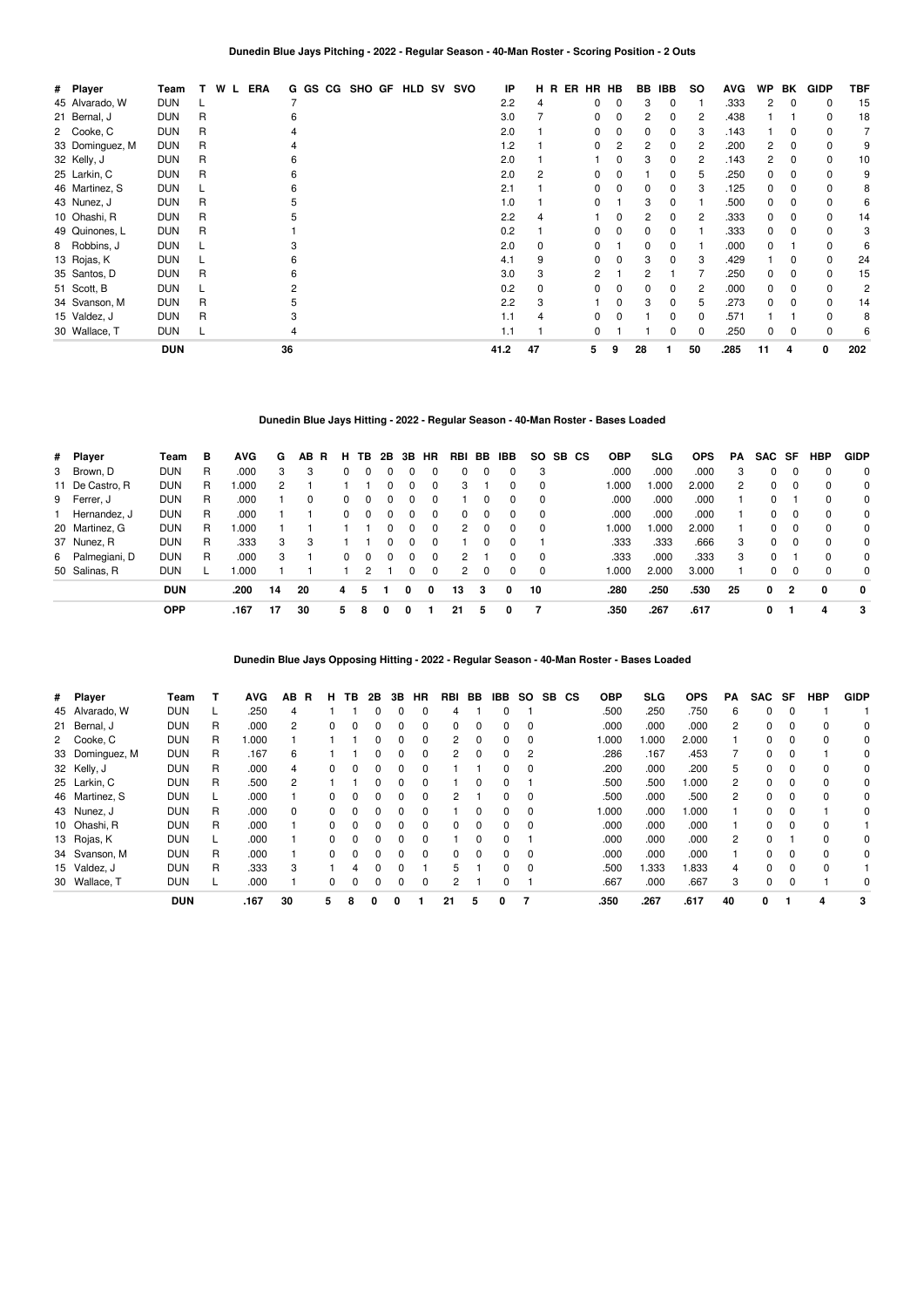**Dunedin Blue Jays Pitching - 2022 - Regular Season - 40-Man Roster - Scoring Position - 2 Outs**

| # | Player | Team | T | W | L | ERA | G | GS | CG | SHO | GF | HLD | SV | SVO | IP | H | R | ER | HR | HB | BB | IBB | SO | AVG | WP | BK | GIDP | TBF |
|---|---|---|---|---|---|---|---|---|---|---|---|---|---|---|---|---|---|---|---|---|---|---|---|---|---|---|---|---|
| 45 | Alvarado, W | DUN | L | | | | 7 | | | | | | | | 2.2 | 4 | | | 0 | 0 | 3 | 0 | 1 | .333 | 2 | 0 | 0 | 15 |
| 21 | Bernal, J | DUN | R | | | | 6 | | | | | | | | 3.0 | 7 | | | 0 | 0 | 2 | 0 | 2 | .438 | 1 | 1 | 0 | 18 |
| 2 | Cooke, C | DUN | R | | | | 4 | | | | | | | | 2.0 | 1 | | | 0 | 0 | 0 | 0 | 3 | .143 | 1 | 0 | 0 | 7 |
| 33 | Dominguez, M | DUN | R | | | | 4 | | | | | | | | 1.2 | 1 | | | 0 | 2 | 2 | 0 | 2 | .200 | 2 | 0 | 0 | 9 |
| 32 | Kelly, J | DUN | R | | | | 6 | | | | | | | | 2.0 | 1 | | | 1 | 0 | 3 | 0 | 2 | .143 | 2 | 0 | 0 | 10 |
| 25 | Larkin, C | DUN | R | | | | 6 | | | | | | | | 2.0 | 2 | | | 0 | 0 | 1 | 0 | 5 | .250 | 0 | 0 | 0 | 9 |
| 46 | Martinez, S | DUN | L | | | | 6 | | | | | | | | 2.1 | 1 | | | 0 | 0 | 0 | 0 | 3 | .125 | 0 | 0 | 0 | 8 |
| 43 | Nunez, J | DUN | R | | | | 5 | | | | | | | | 1.0 | 1 | | | 0 | 1 | 3 | 0 | 1 | .500 | 0 | 0 | 0 | 6 |
| 10 | Ohashi, R | DUN | R | | | | 5 | | | | | | | | 2.2 | 4 | | | 1 | 0 | 2 | 0 | 2 | .333 | 0 | 0 | 0 | 14 |
| 49 | Quinones, L | DUN | R | | | | 1 | | | | | | | | 0.2 | 1 | | | 0 | 0 | 0 | 0 | 1 | .333 | 0 | 0 | 0 | 3 |
| 8 | Robbins, J | DUN | L | | | | 3 | | | | | | | | 2.0 | 0 | | | 0 | 1 | 0 | 0 | 1 | .000 | 0 | 1 | 0 | 6 |
| 13 | Rojas, K | DUN | L | | | | 6 | | | | | | | | 4.1 | 9 | | | 0 | 0 | 3 | 0 | 3 | .429 | 1 | 0 | 0 | 24 |
| 35 | Santos, D | DUN | R | | | | 6 | | | | | | | | 3.0 | 3 | | | 2 | 1 | 2 | 1 | 7 | .250 | 0 | 0 | 0 | 15 |
| 51 | Scott, B | DUN | L | | | | 2 | | | | | | | | 0.2 | 0 | | | 0 | 0 | 0 | 0 | 2 | .000 | 0 | 0 | 0 | 2 |
| 34 | Svanson, M | DUN | R | | | | 5 | | | | | | | | 2.2 | 3 | | | 1 | 0 | 3 | 0 | 5 | .273 | 0 | 0 | 0 | 14 |
| 15 | Valdez, J | DUN | R | | | | 3 | | | | | | | | 1.1 | 4 | | | 0 | 0 | 1 | 0 | 0 | .571 | 1 | 1 | 0 | 8 |
| 30 | Wallace, T | DUN | L | | | | 4 | | | | | | | | 1.1 | 1 | | | 0 | 1 | 1 | 0 | 0 | .250 | 0 | 0 | 0 | 6 |
| | | **DUN** | | | | | **36** | | | | | | | | **41.2** | **47** | | | **5** | **9** | **28** | **1** | **50** | **.285** | **11** | **4** | **0** | **202** |

**Dunedin Blue Jays Hitting - 2022 - Regular Season - 40-Man Roster - Bases Loaded**

| # | Player | Team | B | AVG | G | AB | R | H | TB | 2B | 3B | HR | RBI | BB | IBB | SO | SB | CS | OBP | SLG | OPS | PA | SAC | SF | HBP | GIDP |
|---|---|---|---|---|---|---|---|---|---|---|---|---|---|---|---|---|---|---|---|---|---|---|---|---|---|---|
| 3 | Brown, D | DUN | R | .000 | 3 | 3 | | 0 | 0 | 0 | 0 | 0 | 0 | 0 | 0 | 3 | | | .000 | .000 | .000 | 3 | 0 | 0 | 0 | 0 |
| 11 | De Castro, R | DUN | R | 1.000 | 2 | 1 | | 1 | 1 | 0 | 0 | 0 | 3 | 1 | 0 | 0 | | | 1.000 | 1.000 | 2.000 | 2 | 0 | 0 | 0 | 0 |
| 9 | Ferrer, J | DUN | R | .000 | 1 | 0 | | 0 | 0 | 0 | 0 | 0 | 1 | 0 | 0 | 0 | | | .000 | .000 | .000 | 1 | 0 | 1 | 0 | 0 |
| 1 | Hernandez, J | DUN | R | .000 | 1 | 1 | | 0 | 0 | 0 | 0 | 0 | 0 | 0 | 0 | 0 | | | .000 | .000 | .000 | 1 | 0 | 0 | 0 | 0 |
| 20 | Martinez, G | DUN | R | 1.000 | 1 | 1 | | 1 | 1 | 0 | 0 | 0 | 2 | 0 | 0 | 0 | | | 1.000 | 1.000 | 2.000 | 1 | 0 | 0 | 0 | 0 |
| 37 | Nunez, R | DUN | R | .333 | 3 | 3 | | 1 | 1 | 0 | 0 | 0 | 1 | 0 | 0 | 1 | | | .333 | .333 | .666 | 3 | 0 | 0 | 0 | 0 |
| 6 | Palmegiani, D | DUN | R | .000 | 3 | 1 | | 0 | 0 | 0 | 0 | 0 | 2 | 1 | 0 | 0 | | | .333 | .000 | .333 | 3 | 0 | 1 | 0 | 0 |
| 50 | Salinas, R | DUN | L | 1.000 | 1 | 1 | | 1 | 2 | 1 | 0 | 0 | 2 | 0 | 0 | 0 | | | 1.000 | 2.000 | 3.000 | 1 | 0 | 0 | 0 | 0 |
| | | **DUN** | | **.200** | **14** | **20** | | **4** | **5** | **1** | **0** | **0** | **13** | **3** | **0** | **10** | | | **.280** | **.250** | **.530** | **25** | **0** | **2** | **0** | **0** |
| | | **OPP** | | **.167** | **17** | **30** | | **5** | **8** | **0** | **0** | **1** | **21** | **5** | **0** | **7** | | | **.350** | **.267** | **.617** | | **0** | **1** | **4** | **3** |

**Dunedin Blue Jays Opposing Hitting - 2022 - Regular Season - 40-Man Roster - Bases Loaded**

| # | Player | Team | T | AVG | AB | R | H | TB | 2B | 3B | HR | RBI | BB | IBB | SO | SB | CS | OBP | SLG | OPS | PA | SAC | SF | HBP | GIDP |
|---|---|---|---|---|---|---|---|---|---|---|---|---|---|---|---|---|---|---|---|---|---|---|---|---|---|
| 45 | Alvarado, W | DUN | L | .250 | 4 | | 1 | 1 | 0 | 0 | 0 | 4 | 1 | 0 | 1 | | | .500 | .250 | .750 | 6 | 0 | 0 | 1 | 1 |
| 21 | Bernal, J | DUN | R | .000 | 2 | | 0 | 0 | 0 | 0 | 0 | 0 | 0 | 0 | 0 | | | .000 | .000 | .000 | 2 | 0 | 0 | 0 | 0 |
| 2 | Cooke, C | DUN | R | 1.000 | 1 | | 1 | 1 | 0 | 0 | 0 | 2 | 0 | 0 | 0 | | | 1.000 | 1.000 | 2.000 | 1 | 0 | 0 | 0 | 0 |
| 33 | Dominguez, M | DUN | R | .167 | 6 | | 1 | 1 | 0 | 0 | 0 | 2 | 0 | 0 | 2 | | | .286 | .167 | .453 | 7 | 0 | 0 | 1 | 0 |
| 32 | Kelly, J | DUN | R | .000 | 4 | | 0 | 0 | 0 | 0 | 0 | 1 | 1 | 0 | 0 | | | .200 | .000 | .200 | 5 | 0 | 0 | 0 | 0 |
| 25 | Larkin, C | DUN | R | .500 | 2 | | 1 | 1 | 0 | 0 | 0 | 1 | 0 | 0 | 1 | | | .500 | .500 | 1.000 | 2 | 0 | 0 | 0 | 0 |
| 46 | Martinez, S | DUN | L | .000 | 1 | | 0 | 0 | 0 | 0 | 0 | 2 | 1 | 0 | 0 | | | .500 | .000 | .500 | 2 | 0 | 0 | 0 | 0 |
| 43 | Nunez, J | DUN | R | .000 | 0 | | 0 | 0 | 0 | 0 | 0 | 1 | 0 | 0 | 0 | | | 1.000 | .000 | 1.000 | 1 | 0 | 0 | 1 | 0 |
| 10 | Ohashi, R | DUN | R | .000 | 1 | | 0 | 0 | 0 | 0 | 0 | 0 | 0 | 0 | 0 | | | .000 | .000 | .000 | 1 | 0 | 0 | 0 | 1 |
| 13 | Rojas, K | DUN | L | .000 | 1 | | 0 | 0 | 0 | 0 | 0 | 1 | 0 | 0 | 1 | | | .000 | .000 | .000 | 2 | 0 | 1 | 0 | 0 |
| 34 | Svanson, M | DUN | R | .000 | 1 | | 0 | 0 | 0 | 0 | 0 | 0 | 0 | 0 | 0 | | | .000 | .000 | .000 | 1 | 0 | 0 | 0 | 0 |
| 15 | Valdez, J | DUN | R | .333 | 3 | | 1 | 4 | 0 | 0 | 1 | 5 | 1 | 0 | 0 | | | .500 | 1.333 | 1.833 | 4 | 0 | 0 | 0 | 1 |
| 30 | Wallace, T | DUN | L | .000 | 1 | | 0 | 0 | 0 | 0 | 0 | 2 | 1 | 0 | 1 | | | .667 | .000 | .667 | 3 | 0 | 0 | 1 | 0 |
| | | **DUN** | | **.167** | **30** | | **5** | **8** | **0** | **0** | **1** | **21** | **5** | **0** | **7** | | | **.350** | **.267** | **.617** | **40** | **0** | **1** | **4** | **3** |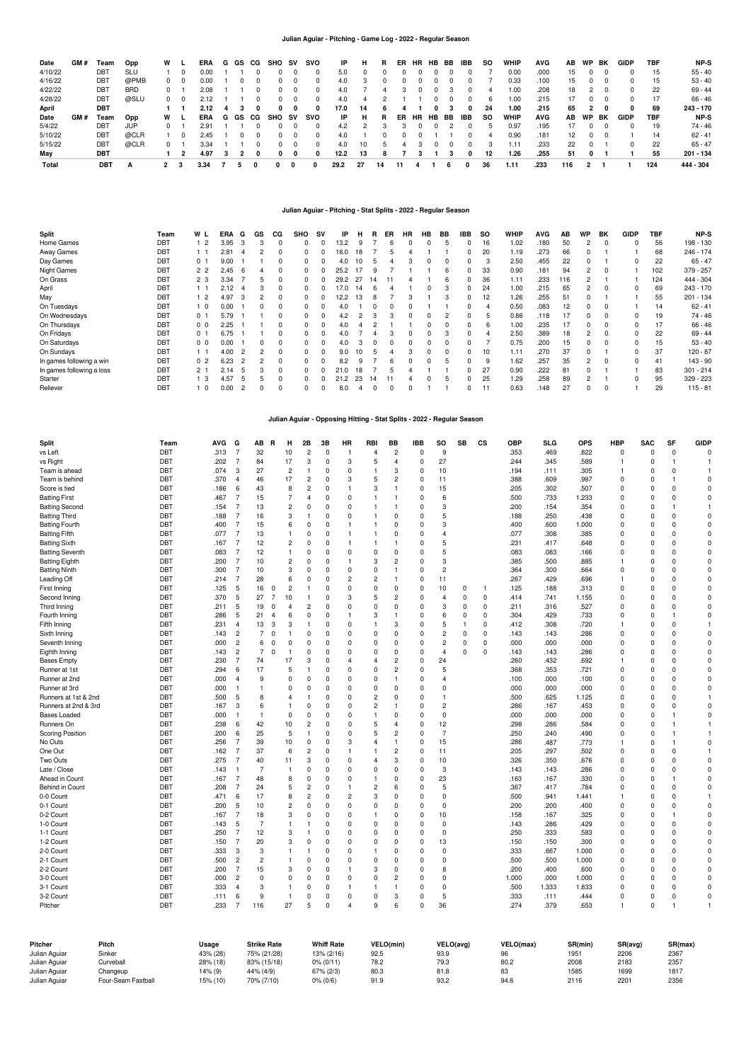## Julian Aguiar - Pitching - Game Log - 2022 - Regular Season

| Date | GM # | Team | Opp | W | L | ERA | G | GS | CG | SHO | SV | SVO | IP | H | R | ER | HR | HB | BB | IBB | SO | WHIP | AVG | AB | WP | BK | GIDP | TBF | NP-S |
|---|---|---|---|---|---|---|---|---|---|---|---|---|---|---|---|---|---|---|---|---|---|---|---|---|---|---|---|---|---|
| 4/10/22 | | DBT | SLU | 1 | 0 | 0.00 | 1 | 1 | 0 | 0 | 0 | 0 | 5.0 | 0 | 0 | 0 | 0 | 0 | 0 | 0 | 7 | 0.00 | .000 | 15 | 0 | 0 | 0 | 15 | 55 - 40 |
| 4/16/22 | | DBT | @PMB | 0 | 0 | 0.00 | 1 | 0 | 0 | 0 | 0 | 0 | 4.0 | 3 | 0 | 0 | 0 | 0 | 0 | 0 | 7 | 0.33 | .100 | 15 | 0 | 0 | 0 | 15 | 53 - 40 |
| 4/22/22 | | DBT | BRD | 0 | 1 | 2.08 | 1 | 1 | 0 | 0 | 0 | 0 | 4.0 | 7 | 4 | 3 | 0 | 0 | 3 | 0 | 4 | 1.00 | .208 | 18 | 2 | 0 | 0 | 22 | 69 - 44 |
| 4/28/22 | | DBT | @SLU | 0 | 0 | 2.12 | 1 | 1 | 0 | 0 | 0 | 0 | 4.0 | 4 | 2 | 1 | 1 | 0 | 0 | 0 | 6 | 1.00 | .215 | 17 | 0 | 0 | 0 | 17 | 66 - 46 |
| **April** | | **DBT** | | **1** | **1** | **2.12** | **4** | **3** | **0** | **0** | **0** | **0** | **17.0** | **14** | **6** | **4** | **1** | **0** | **3** | **0** | **24** | **1.00** | **.215** | **65** | **2** | **0** | **0** | **69** | **243 - 170** |
| **Date** | **GM #** | **Team** | **Opp** | **W** | **L** | **ERA** | **G** | **GS** | **CG** | **SHO** | **SV** | **SVO** | **IP** | **H** | **R** | **ER** | **HR** | **HB** | **BB** | **IBB** | **SO** | **WHIP** | **AVG** | **AB** | **WP** | **BK** | **GIDP** | **TBF** | **NP-S** |
| 5/4/22 | | DBT | JUP | 0 | 1 | 2.91 | 1 | 1 | 0 | 0 | 0 | 0 | 4.2 | 2 | 3 | 3 | 0 | 0 | 2 | 0 | 5 | 0.97 | .195 | 17 | 0 | 0 | 0 | 19 | 74 - 46 |
| 5/10/22 | | DBT | @CLR | 1 | 0 | 2.45 | 1 | 0 | 0 | 0 | 0 | 0 | 4.0 | 1 | 0 | 0 | 0 | 1 | 1 | 0 | 4 | 0.90 | .181 | 12 | 0 | 0 | 1 | 14 | 62 - 41 |
| 5/15/22 | | DBT | @CLR | 0 | 1 | 3.34 | 1 | 1 | 0 | 0 | 0 | 0 | 4.0 | 10 | 5 | 4 | 3 | 0 | 0 | 0 | 3 | 1.11 | .233 | 22 | 0 | 1 | 0 | 22 | 65 - 47 |
| **May** | | **DBT** | | **1** | **2** | **4.97** | **3** | **2** | **0** | **0** | **0** | **0** | **12.2** | **13** | **8** | **7** | **3** | **1** | **3** | **0** | **12** | **1.26** | **.255** | **51** | **0** | **1** | **1** | **55** | **201 - 134** |
| **Total** | | **DBT** | **A** | **2** | **3** | **3.34** | **7** | **5** | **0** | **0** | **0** | **0** | **29.2** | **27** | **14** | **11** | **4** | **1** | **6** | **0** | **36** | **1.11** | **.233** | **116** | **2** | **1** | **1** | **124** | **444 - 304** |

## Julian Aguiar - Pitching - Stat Splits - 2022 - Regular Season

| Split | Team | W | L | ERA | G | GS | CG | SHO | SV | IP | H | R | ER | HR | HB | BB | IBB | SO | WHIP | AVG | AB | WP | BK | GIDP | TBF | NP-S |
|---|---|---|---|---|---|---|---|---|---|---|---|---|---|---|---|---|---|---|---|---|---|---|---|---|---|---|
| Home Games | DBT | 1 | 2 | 3.95 | 3 | 3 | 0 | 0 | 0 | 13.2 | 9 | 7 | 6 | 0 | 0 | 5 | 0 | 16 | 1.02 | .180 | 50 | 2 | 0 | 0 | 56 | 198 - 130 |
| Away Games | DBT | 1 | 1 | 2.81 | 4 | 2 | 0 | 0 | 0 | 16.0 | 18 | 7 | 5 | 4 | 1 | 1 | 0 | 20 | 1.19 | .273 | 66 | 0 | 1 | 1 | 68 | 246 - 174 |
| Day Games | DBT | 0 | 1 | 9.00 | 1 | 1 | 0 | 0 | 0 | 4.0 | 10 | 5 | 4 | 3 | 0 | 0 | 0 | 3 | 2.50 | .455 | 22 | 0 | 1 | 0 | 22 | 65 - 47 |
| Night Games | DBT | 2 | 2 | 2.45 | 6 | 4 | 0 | 0 | 0 | 25.2 | 17 | 9 | 7 | 1 | 1 | 6 | 0 | 33 | 0.90 | .181 | 94 | 2 | 0 | 1 | 102 | 379 - 257 |
| On Grass | DBT | 2 | 3 | 3.34 | 7 | 5 | 0 | 0 | 0 | 29.2 | 27 | 14 | 11 | 4 | 1 | 6 | 0 | 36 | 1.11 | .233 | 116 | 2 | 1 | 1 | 124 | 444 - 304 |
| April | DBT | 1 | 1 | 2.12 | 4 | 3 | 0 | 0 | 0 | 17.0 | 14 | 6 | 4 | 1 | 0 | 3 | 0 | 24 | 1.00 | .215 | 65 | 2 | 0 | 0 | 69 | 243 - 170 |
| May | DBT | 1 | 2 | 4.97 | 3 | 2 | 0 | 0 | 0 | 12.2 | 13 | 8 | 7 | 3 | 1 | 3 | 0 | 12 | 1.26 | .255 | 51 | 0 | 1 | 1 | 55 | 201 - 134 |
| On Tuesdays | DBT | 1 | 0 | 0.00 | 1 | 0 | 0 | 0 | 0 | 4.0 | 1 | 0 | 0 | 0 | 1 | 1 | 0 | 4 | 0.50 | .083 | 12 | 0 | 0 | 1 | 14 | 62 - 41 |
| On Wednesdays | DBT | 0 | 1 | 5.79 | 1 | 1 | 0 | 0 | 0 | 4.2 | 2 | 3 | 3 | 0 | 0 | 2 | 0 | 5 | 0.86 | .118 | 17 | 0 | 0 | 0 | 19 | 74 - 46 |
| On Thursdays | DBT | 0 | 0 | 2.25 | 1 | 1 | 0 | 0 | 0 | 4.0 | 4 | 2 | 1 | 1 | 0 | 0 | 0 | 6 | 1.00 | .235 | 17 | 0 | 0 | 0 | 17 | 66 - 46 |
| On Fridays | DBT | 0 | 1 | 6.75 | 1 | 1 | 0 | 0 | 0 | 4.0 | 7 | 4 | 3 | 0 | 0 | 3 | 0 | 4 | 2.50 | .389 | 18 | 2 | 0 | 0 | 22 | 69 - 44 |
| On Saturdays | DBT | 0 | 0 | 0.00 | 1 | 0 | 0 | 0 | 0 | 4.0 | 3 | 0 | 0 | 0 | 0 | 0 | 0 | 7 | 0.75 | .200 | 15 | 0 | 0 | 0 | 15 | 53 - 40 |
| On Sundays | DBT | 1 | 1 | 4.00 | 2 | 2 | 0 | 0 | 0 | 9.0 | 10 | 5 | 4 | 3 | 0 | 0 | 0 | 10 | 1.11 | .270 | 37 | 0 | 1 | 0 | 37 | 120 - 87 |
| In games following a win | DBT | 0 | 2 | 6.23 | 2 | 2 | 0 | 0 | 0 | 8.2 | 9 | 7 | 6 | 0 | 0 | 5 | 0 | 9 | 1.62 | .257 | 35 | 2 | 0 | 0 | 41 | 143 - 90 |
| In games following a loss | DBT | 2 | 1 | 2.14 | 5 | 3 | 0 | 0 | 0 | 21.0 | 18 | 7 | 5 | 4 | 1 | 1 | 0 | 27 | 0.90 | .222 | 81 | 0 | 1 | 1 | 83 | 301 - 214 |
| Starter | DBT | 1 | 3 | 4.57 | 5 | 5 | 0 | 0 | 0 | 21.2 | 23 | 14 | 11 | 4 | 0 | 5 | 0 | 25 | 1.29 | .258 | 89 | 2 | 1 | 0 | 95 | 329 - 223 |
| Reliever | DBT | 1 | 0 | 0.00 | 2 | 0 | 0 | 0 | 0 | 8.0 | 4 | 0 | 0 | 0 | 1 | 1 | 0 | 11 | 0.63 | .148 | 27 | 0 | 0 | 1 | 29 | 115 - 81 |

## Julian Aguiar - Opposing Hitting - Stat Splits - 2022 - Regular Season

| Split | Team | AVG | G | AB | R | H | 2B | 3B | HR | RBI | BB | IBB | SO | SB | CS | OBP | SLG | OPS | HBP | SAC | SF | GIDP |
|---|---|---|---|---|---|---|---|---|---|---|---|---|---|---|---|---|---|---|---|---|---|---|
| vs Left | DBT | .313 | 7 | 32 | | 10 | 2 | 0 | 1 | 4 | 2 | 0 | 9 | | | .353 | .469 | .822 | 0 | 0 | 0 | 0 |
| vs Right | DBT | .202 | 7 | 84 | | 17 | 3 | 0 | 3 | 5 | 4 | 0 | 27 | | | .244 | .345 | .589 | 1 | 0 | 1 | 1 |
| Team is ahead | DBT | .074 | 3 | 27 | | 2 | 1 | 0 | 0 | 1 | 3 | 0 | 10 | | | .194 | .111 | .305 | 1 | 0 | 0 | 1 |
| Team is behind | DBT | .370 | 4 | 46 | | 17 | 2 | 0 | 3 | 5 | 2 | 0 | 11 | | | .388 | .609 | .997 | 0 | 0 | 1 | 0 |
| Score is tied | DBT | .186 | 6 | 43 | | 8 | 2 | 0 | 1 | 3 | 1 | 0 | 15 | | | .205 | .302 | .507 | 0 | 0 | 0 | 0 |
| Batting First | DBT | .467 | 7 | 15 | | 7 | 4 | 0 | 0 | 1 | 1 | 0 | 6 | | | .500 | .733 | 1.233 | 0 | 0 | 0 | 0 |
| Batting Second | DBT | .154 | 7 | 13 | | 2 | 0 | 0 | 0 | 1 | 1 | 0 | 3 | | | .200 | .154 | .354 | 0 | 0 | 1 | 1 |
| Batting Third | DBT | .188 | 7 | 16 | | 3 | 1 | 0 | 0 | 1 | 0 | 0 | 5 | | | .188 | .250 | .438 | 0 | 0 | 0 | 0 |
| Batting Fourth | DBT | .400 | 7 | 15 | | 6 | 0 | 0 | 1 | 1 | 0 | 0 | 3 | | | .400 | .600 | 1.000 | 0 | 0 | 0 | 0 |
| Batting Fifth | DBT | .077 | 7 | 13 | | 1 | 0 | 0 | 1 | 1 | 0 | 0 | 4 | | | .077 | .308 | .385 | 0 | 0 | 0 | 0 |
| Batting Sixth | DBT | .167 | 7 | 12 | | 2 | 0 | 0 | 1 | 1 | 1 | 0 | 5 | | | .231 | .417 | .648 | 0 | 0 | 0 | 0 |
| Batting Seventh | DBT | .083 | 7 | 12 | | 1 | 0 | 0 | 0 | 0 | 0 | 0 | 5 | | | .083 | .083 | .166 | 0 | 0 | 0 | 0 |
| Batting Eighth | DBT | .200 | 7 | 10 | | 2 | 0 | 0 | 1 | 3 | 2 | 0 | 3 | | | .385 | .500 | .885 | 1 | 0 | 0 | 0 |
| Batting Ninth | DBT | .300 | 7 | 10 | | 3 | 0 | 0 | 0 | 0 | 1 | 0 | 2 | | | .364 | .300 | .664 | 0 | 0 | 0 | 0 |
| Leading Off | DBT | .214 | 7 | 28 | | 6 | 0 | 0 | 2 | 2 | 1 | 0 | 11 | | | .267 | .429 | .696 | 1 | 0 | 0 | 0 |
| First Inning | DBT | .125 | 5 | 16 | 0 | 2 | 1 | 0 | 0 | 0 | 0 | 0 | 10 | 0 | 1 | .125 | .188 | .313 | 0 | 0 | 0 | 0 |
| Second Inning | DBT | .370 | 5 | 27 | 7 | 10 | 1 | 0 | 3 | 5 | 2 | 0 | 4 | 0 | 0 | .414 | .741 | 1.155 | 0 | 0 | 0 | 0 |
| Third Inning | DBT | .211 | 5 | 19 | 0 | 4 | 2 | 0 | 0 | 0 | 0 | 0 | 3 | 0 | 0 | .211 | .316 | .527 | 0 | 0 | 0 | 0 |
| Fourth Inning | DBT | .286 | 5 | 21 | 4 | 6 | 0 | 0 | 1 | 3 | 1 | 0 | 6 | 0 | 0 | .304 | .429 | .733 | 0 | 0 | 1 | 0 |
| Fifth Inning | DBT | .231 | 4 | 13 | 3 | 3 | 1 | 0 | 0 | 1 | 3 | 0 | 5 | 1 | 0 | .412 | .308 | .720 | 1 | 0 | 0 | 1 |
| Sixth Inning | DBT | .143 | 2 | 7 | 0 | 1 | 0 | 0 | 0 | 0 | 0 | 0 | 2 | 0 | 0 | .143 | .143 | .286 | 0 | 0 | 0 | 0 |
| Seventh Inning | DBT | .000 | 2 | 6 | 0 | 0 | 0 | 0 | 0 | 0 | 0 | 0 | 2 | 0 | 0 | .000 | .000 | .000 | 0 | 0 | 0 | 0 |
| Eighth Inning | DBT | .143 | 2 | 7 | 0 | 1 | 0 | 0 | 0 | 0 | 0 | 0 | 4 | 0 | 0 | .143 | .143 | .286 | 0 | 0 | 0 | 0 |
| Bases Empty | DBT | .230 | 7 | 74 | | 17 | 3 | 0 | 4 | 4 | 2 | 0 | 24 | | | .260 | .432 | .692 | 1 | 0 | 0 | 0 |
| Runner at 1st | DBT | .294 | 6 | 17 | | 5 | 1 | 0 | 0 | 0 | 2 | 0 | 5 | | | .368 | .353 | .721 | 0 | 0 | 0 | 0 |
| Runner at 2nd | DBT | .000 | 4 | 9 | | 0 | 0 | 0 | 0 | 0 | 1 | 0 | 4 | | | .100 | .000 | .100 | 0 | 0 | 0 | 0 |
| Runner at 3rd | DBT | .000 | 1 | 1 | | 0 | 0 | 0 | 0 | 0 | 0 | 0 | 0 | | | .000 | .000 | .000 | 0 | 0 | 0 | 0 |
| Runners at 1st & 2nd | DBT | .500 | 5 | 8 | | 4 | 1 | 0 | 0 | 2 | 0 | 0 | 1 | | | .500 | .625 | 1.125 | 0 | 0 | 0 | 1 |
| Runners at 2nd & 3rd | DBT | .167 | 3 | 6 | | 1 | 0 | 0 | 0 | 2 | 1 | 0 | 2 | | | .286 | .167 | .453 | 0 | 0 | 0 | 0 |
| Bases Loaded | DBT | .000 | 1 | 1 | | 0 | 0 | 0 | 0 | 1 | 0 | 0 | 0 | | | .000 | .000 | .000 | 0 | 0 | 1 | 0 |
| Runners On | DBT | .238 | 6 | 42 | | 10 | 2 | 0 | 0 | 5 | 4 | 0 | 12 | | | .298 | .286 | .584 | 0 | 0 | 1 | 1 |
| Scoring Position | DBT | .200 | 6 | 25 | | 5 | 1 | 0 | 0 | 5 | 2 | 0 | 7 | | | .250 | .240 | .490 | 0 | 0 | 1 | 1 |
| No Outs | DBT | .256 | 7 | 39 | | 10 | 0 | 0 | 3 | 4 | 1 | 0 | 15 | | | .286 | .487 | .773 | 1 | 0 | 1 | 0 |
| One Out | DBT | .162 | 7 | 37 | | 6 | 2 | 0 | 1 | 1 | 2 | 0 | 11 | | | .205 | .297 | .502 | 0 | 0 | 0 | 1 |
| Two Outs | DBT | .275 | 7 | 40 | | 11 | 3 | 0 | 0 | 4 | 3 | 0 | 10 | | | .326 | .350 | .676 | 0 | 0 | 0 | 0 |
| Late / Close | DBT | .143 | 1 | 7 | | 1 | 0 | 0 | 0 | 0 | 0 | 0 | 3 | | | .143 | .143 | .286 | 0 | 0 | 0 | 0 |
| Ahead in Count | DBT | .167 | 7 | 48 | | 8 | 0 | 0 | 0 | 1 | 0 | 0 | 23 | | | .163 | .167 | .330 | 0 | 0 | 1 | 0 |
| Behind in Count | DBT | .208 | 7 | 24 | | 5 | 2 | 0 | 1 | 2 | 6 | 0 | 5 | | | .367 | .417 | .784 | 0 | 0 | 0 | 0 |
| 0-0 Count | DBT | .471 | 6 | 17 | | 8 | 2 | 0 | 2 | 3 | 0 | 0 | 0 | | | .500 | .941 | 1.441 | 1 | 0 | 0 | 1 |
| 0-1 Count | DBT | .200 | 5 | 10 | | 2 | 0 | 0 | 0 | 0 | 0 | 0 | 0 | | | .200 | .200 | .400 | 0 | 0 | 0 | 0 |
| 0-2 Count | DBT | .167 | 7 | 18 | | 3 | 0 | 0 | 0 | 1 | 0 | 0 | 10 | | | .158 | .167 | .325 | 0 | 0 | 1 | 0 |
| 1-0 Count | DBT | .143 | 5 | 7 | | 1 | 1 | 0 | 0 | 0 | 0 | 0 | 0 | | | .143 | .286 | .429 | 0 | 0 | 0 | 0 |
| 1-1 Count | DBT | .250 | 7 | 12 | | 3 | 1 | 0 | 0 | 0 | 0 | 0 | 0 | | | .250 | .333 | .583 | 0 | 0 | 0 | 0 |
| 1-2 Count | DBT | .150 | 7 | 20 | | 3 | 0 | 0 | 0 | 0 | 0 | 0 | 13 | | | .150 | .150 | .300 | 0 | 0 | 0 | 0 |
| 2-0 Count | DBT | .333 | 3 | 3 | | 1 | 1 | 0 | 0 | 1 | 0 | 0 | 0 | | | .333 | .667 | 1.000 | 0 | 0 | 0 | 0 |
| 2-1 Count | DBT | .500 | 2 | 2 | | 1 | 0 | 0 | 0 | 0 | 0 | 0 | 0 | | | .500 | .500 | 1.000 | 0 | 0 | 0 | 0 |
| 2-2 Count | DBT | .200 | 7 | 15 | | 3 | 0 | 0 | 1 | 3 | 0 | 0 | 8 | | | .200 | .400 | .600 | 0 | 0 | 0 | 0 |
| 3-0 Count | DBT | .000 | 2 | 0 | | 0 | 0 | 0 | 0 | 0 | 2 | 0 | 0 | | | 1.000 | .000 | 1.000 | 0 | 0 | 0 | 0 |
| 3-1 Count | DBT | .333 | 4 | 3 | | 1 | 0 | 0 | 1 | 1 | 1 | 0 | 0 | | | .500 | 1.333 | 1.833 | 0 | 0 | 0 | 0 |
| 3-2 Count | DBT | .111 | 6 | 9 | | 1 | 0 | 0 | 0 | 0 | 3 | 0 | 5 | | | .333 | .111 | .444 | 0 | 0 | 0 | 0 |
| Pitcher | DBT | .233 | 7 | 116 | | 27 | 5 | 0 | 4 | 9 | 6 | 0 | 36 | | | .274 | .379 | .653 | 1 | 0 | 1 | 1 |

| Pitcher | Pitch | Usage | Strike Rate | Whiff Rate | VELO(min) | VELO(avg) | VELO(max) | SR(min) | SR(avg) | SR(max) |
|---|---|---|---|---|---|---|---|---|---|---|
| Julian Aguiar | Sinker | 43% (28) | 75% (21/28) | 13% (2/16) | 92.5 | 93.9 | 96 | 1951 | 2206 | 2367 |
| Julian Aguiar | Curveball | 28% (18) | 83% (15/18) | 0% (0/11) | 78.2 | 79.3 | 80.2 | 2008 | 2183 | 2357 |
| Julian Aguiar | Changeup | 14% (9) | 44% (4/9) | 67% (2/3) | 80.3 | 81.8 | 83 | 1585 | 1699 | 1817 |
| Julian Aguiar | Four-Seam Fastball | 15% (10) | 70% (7/10) | 0% (0/6) | 91.9 | 93.2 | 94.6 | 2116 | 2201 | 2356 |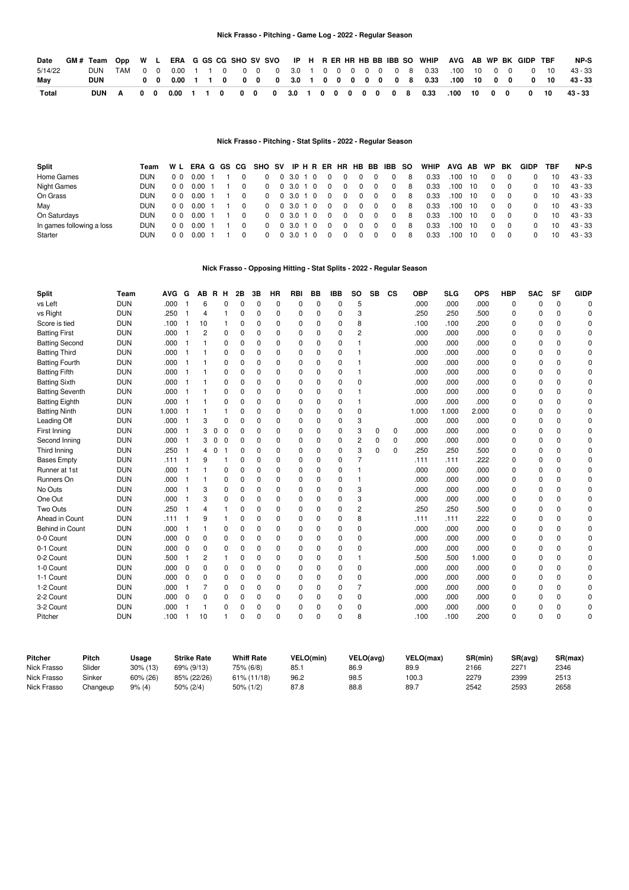## Nick Frasso - Pitching - Game Log - 2022 - Regular Season

| Date | GM # | Team | Opp | W | L | ERA | G | GS | CG | SHO | SV | SVO | IP | H | R | ER | HR | HB | BB | IBB | SO | WHIP | AVG | AB | WP | BK | GIDP | TBF | NP-S |
|---|---|---|---|---|---|---|---|---|---|---|---|---|---|---|---|---|---|---|---|---|---|---|---|---|---|---|---|---|---|
| 5/14/22 | | DUN | TAM | 0 | 0 | 0.00 | 1 | 1 | 0 | 0 | 0 | 0 | 3.0 | 1 | 0 | 0 | 0 | 0 | 0 | 0 | 8 | 0.33 | .100 | 10 | 0 | 0 | 0 | 10 | 43 - 33 |
| **May** | | **DUN** | | **0** | **0** | **0.00** | **1** | **1** | **0** | **0** | **0** | **0** | **3.0** | **1** | **0** | **0** | **0** | **0** | **0** | **0** | **8** | **0.33** | **.100** | **10** | **0** | **0** | **0** | **10** | **43 - 33** |
| **Total** | | **DUN** | **A** | **0** | **0** | **0.00** | **1** | **1** | **0** | **0** | **0** | **0** | **3.0** | **1** | **0** | **0** | **0** | **0** | **0** | **0** | **8** | **0.33** | **.100** | **10** | **0** | **0** | **0** | **10** | **43 - 33** |

## Nick Frasso - Pitching - Stat Splits - 2022 - Regular Season

| Split | Team | W | L | ERA | G | GS | CG | SHO | SV | IP | H | R | ER | HR | HB | BB | IBB | SO | WHIP | AVG | AB | WP | BK | GIDP | TBF | NP-S |
|---|---|---|---|---|---|---|---|---|---|---|---|---|---|---|---|---|---|---|---|---|---|---|---|---|---|---|
| Home Games | DUN | 0 | 0 | 0.00 | 1 | 1 | 0 | 0 | 0 | 3.0 | 1 | 0 | 0 | 0 | 0 | 0 | 0 | 8 | 0.33 | .100 | 10 | 0 | 0 | 0 | 10 | 43 - 33 |
| Night Games | DUN | 0 | 0 | 0.00 | 1 | 1 | 0 | 0 | 0 | 3.0 | 1 | 0 | 0 | 0 | 0 | 0 | 0 | 8 | 0.33 | .100 | 10 | 0 | 0 | 0 | 10 | 43 - 33 |
| On Grass | DUN | 0 | 0 | 0.00 | 1 | 1 | 0 | 0 | 0 | 3.0 | 1 | 0 | 0 | 0 | 0 | 0 | 0 | 8 | 0.33 | .100 | 10 | 0 | 0 | 0 | 10 | 43 - 33 |
| May | DUN | 0 | 0 | 0.00 | 1 | 1 | 0 | 0 | 0 | 3.0 | 1 | 0 | 0 | 0 | 0 | 0 | 0 | 8 | 0.33 | .100 | 10 | 0 | 0 | 0 | 10 | 43 - 33 |
| On Saturdays | DUN | 0 | 0 | 0.00 | 1 | 1 | 0 | 0 | 0 | 3.0 | 1 | 0 | 0 | 0 | 0 | 0 | 0 | 8 | 0.33 | .100 | 10 | 0 | 0 | 0 | 10 | 43 - 33 |
| In games following a loss | DUN | 0 | 0 | 0.00 | 1 | 1 | 0 | 0 | 0 | 3.0 | 1 | 0 | 0 | 0 | 0 | 0 | 0 | 8 | 0.33 | .100 | 10 | 0 | 0 | 0 | 10 | 43 - 33 |
| Starter | DUN | 0 | 0 | 0.00 | 1 | 1 | 0 | 0 | 0 | 3.0 | 1 | 0 | 0 | 0 | 0 | 0 | 0 | 8 | 0.33 | .100 | 10 | 0 | 0 | 0 | 10 | 43 - 33 |

## Nick Frasso - Opposing Hitting - Stat Splits - 2022 - Regular Season

| Split | Team | AVG | G | AB | R | H | 2B | 3B | HR | RBI | BB | IBB | SO | SB | CS | OBP | SLG | OPS | HBP | SAC | SF | GIDP |
|---|---|---|---|---|---|---|---|---|---|---|---|---|---|---|---|---|---|---|---|---|---|---|
| vs Left | DUN | .000 | 1 | 6 | | 0 | 0 | 0 | 0 | 0 | 0 | 0 | 5 | | | .000 | .000 | .000 | 0 | 0 | 0 | 0 |
| vs Right | DUN | .250 | 1 | 4 | | 1 | 0 | 0 | 0 | 0 | 0 | 0 | 3 | | | .250 | .250 | .500 | 0 | 0 | 0 | 0 |
| Score is tied | DUN | .100 | 1 | 10 | | 1 | 0 | 0 | 0 | 0 | 0 | 0 | 8 | | | .100 | .100 | .200 | 0 | 0 | 0 | 0 |
| Batting First | DUN | .000 | 1 | 2 | | 0 | 0 | 0 | 0 | 0 | 0 | 0 | 2 | | | .000 | .000 | .000 | 0 | 0 | 0 | 0 |
| Batting Second | DUN | .000 | 1 | 1 | | 0 | 0 | 0 | 0 | 0 | 0 | 0 | 1 | | | .000 | .000 | .000 | 0 | 0 | 0 | 0 |
| Batting Third | DUN | .000 | 1 | 1 | | 0 | 0 | 0 | 0 | 0 | 0 | 0 | 1 | | | .000 | .000 | .000 | 0 | 0 | 0 | 0 |
| Batting Fourth | DUN | .000 | 1 | 1 | | 0 | 0 | 0 | 0 | 0 | 0 | 0 | 1 | | | .000 | .000 | .000 | 0 | 0 | 0 | 0 |
| Batting Fifth | DUN | .000 | 1 | 1 | | 0 | 0 | 0 | 0 | 0 | 0 | 0 | 1 | | | .000 | .000 | .000 | 0 | 0 | 0 | 0 |
| Batting Sixth | DUN | .000 | 1 | 1 | | 0 | 0 | 0 | 0 | 0 | 0 | 0 | 0 | | | .000 | .000 | .000 | 0 | 0 | 0 | 0 |
| Batting Seventh | DUN | .000 | 1 | 1 | | 0 | 0 | 0 | 0 | 0 | 0 | 0 | 1 | | | .000 | .000 | .000 | 0 | 0 | 0 | 0 |
| Batting Eighth | DUN | .000 | 1 | 1 | | 0 | 0 | 0 | 0 | 0 | 0 | 0 | 1 | | | .000 | .000 | .000 | 0 | 0 | 0 | 0 |
| Batting Ninth | DUN | 1.000 | 1 | 1 | | 1 | 0 | 0 | 0 | 0 | 0 | 0 | 0 | | | 1.000 | 1.000 | 2.000 | 0 | 0 | 0 | 0 |
| Leading Off | DUN | .000 | 1 | 3 | | 0 | 0 | 0 | 0 | 0 | 0 | 0 | 3 | | | .000 | .000 | .000 | 0 | 0 | 0 | 0 |
| First Inning | DUN | .000 | 1 | 3 | 0 | 0 | 0 | 0 | 0 | 0 | 0 | 0 | 3 | 0 | 0 | .000 | .000 | .000 | 0 | 0 | 0 | 0 |
| Second Inning | DUN | .000 | 1 | 3 | 0 | 0 | 0 | 0 | 0 | 0 | 0 | 0 | 2 | 0 | 0 | .000 | .000 | .000 | 0 | 0 | 0 | 0 |
| Third Inning | DUN | .250 | 1 | 4 | 0 | 1 | 0 | 0 | 0 | 0 | 0 | 0 | 3 | 0 | 0 | .250 | .250 | .500 | 0 | 0 | 0 | 0 |
| Bases Empty | DUN | .111 | 1 | 9 | | 1 | 0 | 0 | 0 | 0 | 0 | 0 | 7 | | | .111 | .111 | .222 | 0 | 0 | 0 | 0 |
| Runner at 1st | DUN | .000 | 1 | 1 | | 0 | 0 | 0 | 0 | 0 | 0 | 0 | 1 | | | .000 | .000 | .000 | 0 | 0 | 0 | 0 |
| Runners On | DUN | .000 | 1 | 1 | | 0 | 0 | 0 | 0 | 0 | 0 | 0 | 1 | | | .000 | .000 | .000 | 0 | 0 | 0 | 0 |
| No Outs | DUN | .000 | 1 | 3 | | 0 | 0 | 0 | 0 | 0 | 0 | 0 | 3 | | | .000 | .000 | .000 | 0 | 0 | 0 | 0 |
| One Out | DUN | .000 | 1 | 3 | | 0 | 0 | 0 | 0 | 0 | 0 | 0 | 3 | | | .000 | .000 | .000 | 0 | 0 | 0 | 0 |
| Two Outs | DUN | .250 | 1 | 4 | | 1 | 0 | 0 | 0 | 0 | 0 | 0 | 2 | | | .250 | .250 | .500 | 0 | 0 | 0 | 0 |
| Ahead in Count | DUN | .111 | 1 | 9 | | 1 | 0 | 0 | 0 | 0 | 0 | 0 | 8 | | | .111 | .111 | .222 | 0 | 0 | 0 | 0 |
| Behind in Count | DUN | .000 | 1 | 1 | | 0 | 0 | 0 | 0 | 0 | 0 | 0 | 0 | | | .000 | .000 | .000 | 0 | 0 | 0 | 0 |
| 0-0 Count | DUN | .000 | 0 | 0 | | 0 | 0 | 0 | 0 | 0 | 0 | 0 | 0 | | | .000 | .000 | .000 | 0 | 0 | 0 | 0 |
| 0-1 Count | DUN | .000 | 0 | 0 | | 0 | 0 | 0 | 0 | 0 | 0 | 0 | 0 | | | .000 | .000 | .000 | 0 | 0 | 0 | 0 |
| 0-2 Count | DUN | .500 | 1 | 2 | | 1 | 0 | 0 | 0 | 0 | 0 | 0 | 1 | | | .500 | .500 | 1.000 | 0 | 0 | 0 | 0 |
| 1-0 Count | DUN | .000 | 0 | 0 | | 0 | 0 | 0 | 0 | 0 | 0 | 0 | 0 | | | .000 | .000 | .000 | 0 | 0 | 0 | 0 |
| 1-1 Count | DUN | .000 | 0 | 0 | | 0 | 0 | 0 | 0 | 0 | 0 | 0 | 0 | | | .000 | .000 | .000 | 0 | 0 | 0 | 0 |
| 1-2 Count | DUN | .000 | 1 | 7 | | 0 | 0 | 0 | 0 | 0 | 0 | 0 | 7 | | | .000 | .000 | .000 | 0 | 0 | 0 | 0 |
| 2-2 Count | DUN | .000 | 0 | 0 | | 0 | 0 | 0 | 0 | 0 | 0 | 0 | 0 | | | .000 | .000 | .000 | 0 | 0 | 0 | 0 |
| 3-2 Count | DUN | .000 | 1 | 1 | | 0 | 0 | 0 | 0 | 0 | 0 | 0 | 0 | | | .000 | .000 | .000 | 0 | 0 | 0 | 0 |
| Pitcher | DUN | .100 | 1 | 10 | | 1 | 0 | 0 | 0 | 0 | 0 | 0 | 8 | | | .100 | .100 | .200 | 0 | 0 | 0 | 0 |

| Pitcher | Pitch | Usage | Strike Rate | Whiff Rate | VELO(min) | VELO(avg) | VELO(max) | SR(min) | SR(avg) | SR(max) |
|---|---|---|---|---|---|---|---|---|---|---|
| Nick Frasso | Slider | 30% (13) | 69% (9/13) | 75% (6/8) | 85.1 | 86.9 | 89.9 | 2166 | 2271 | 2346 |
| Nick Frasso | Sinker | 60% (26) | 85% (22/26) | 61% (11/18) | 96.2 | 98.5 | 100.3 | 2279 | 2399 | 2513 |
| Nick Frasso | Changeup | 9% (4) | 50% (2/4) | 50% (1/2) | 87.8 | 88.8 | 89.7 | 2542 | 2593 | 2658 |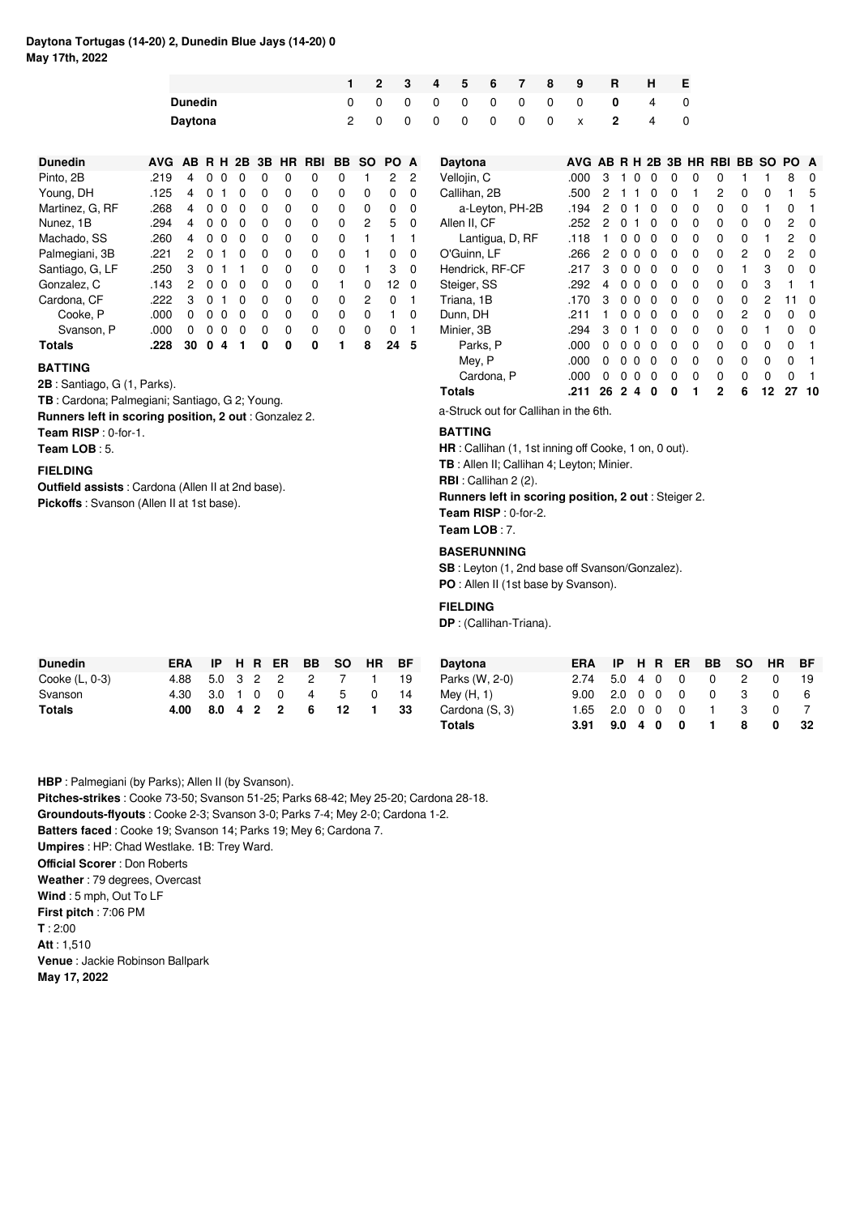**Daytona Tortugas (14-20) 2, Dunedin Blue Jays (14-20) 0**
**May 17th, 2022**

| | 1 | 2 | 3 | 4 | 5 | 6 | 7 | 8 | 9 | R | H | E |
|---|---|---|---|---|---|---|---|---|---|---|---|---|
| **Dunedin** | 0 | 0 | 0 | 0 | 0 | 0 | 0 | 0 | 0 | **0** | 4 | 0 |
| **Daytona** | 2 | 0 | 0 | 0 | 0 | 0 | 0 | 0 | x | **2** | 4 | 0 |

| Dunedin | AVG | AB | R | H | 2B | 3B | HR | RBI | BB | SO | PO | A |
|---|---|---|---|---|---|---|---|---|---|---|---|---|
| Pinto, 2B | .219 | 4 | 0 | 0 | 0 | 0 | 0 | 0 | 0 | 1 | 2 | 2 |
| Young, DH | .125 | 4 | 0 | 1 | 0 | 0 | 0 | 0 | 0 | 0 | 0 | 0 |
| Martinez, G, RF | .268 | 4 | 0 | 0 | 0 | 0 | 0 | 0 | 0 | 0 | 0 | 0 |
| Nunez, 1B | .294 | 4 | 0 | 0 | 0 | 0 | 0 | 0 | 0 | 2 | 5 | 0 |
| Machado, SS | .260 | 4 | 0 | 0 | 0 | 0 | 0 | 0 | 0 | 1 | 1 | 1 |
| Palmegiani, 3B | .221 | 2 | 0 | 1 | 0 | 0 | 0 | 0 | 0 | 1 | 0 | 0 |
| Santiago, G, LF | .250 | 3 | 0 | 1 | 1 | 0 | 0 | 0 | 0 | 1 | 3 | 0 |
| Gonzalez, C | .143 | 2 | 0 | 0 | 0 | 0 | 0 | 0 | 1 | 0 | 12 | 0 |
| Cardona, CF | .222 | 3 | 0 | 1 | 0 | 0 | 0 | 0 | 0 | 2 | 0 | 1 |
| Cooke, P | .000 | 0 | 0 | 0 | 0 | 0 | 0 | 0 | 0 | 0 | 1 | 0 |
| Svanson, P | .000 | 0 | 0 | 0 | 0 | 0 | 0 | 0 | 0 | 0 | 0 | 1 |
| **Totals** | **.228** | **30** | **0** | **4** | **1** | **0** | **0** | **0** | **1** | **8** | **24** | **5** |

### BATTING

**2B** : Santiago, G (1, Parks).

**TB** : Cardona; Palmegiani; Santiago, G 2; Young.

**Runners left in scoring position, 2 out** : Gonzalez 2.

**Team RISP** : 0-for-1.

**Team LOB** : 5.

### FIELDING

**Outfield assists** : Cardona (Allen II at 2nd base).

**Pickoffs** : Svanson (Allen II at 1st base).

| Daytona | AVG | AB | R | H | 2B | 3B | HR | RBI | BB | SO | PO | A |
|---|---|---|---|---|---|---|---|---|---|---|---|---|
| Vellojin, C | .000 | 3 | 1 | 0 | 0 | 0 | 0 | 0 | 1 | 1 | 8 | 0 |
| Callihan, 2B | .500 | 2 | 1 | 1 | 0 | 0 | 1 | 2 | 0 | 0 | 1 | 5 |
| a-Leyton, PH-2B | .194 | 2 | 0 | 1 | 0 | 0 | 0 | 0 | 0 | 1 | 0 | 1 |
| Allen II, CF | .252 | 2 | 0 | 1 | 0 | 0 | 0 | 0 | 0 | 0 | 2 | 0 |
| Lantigua, D, RF | .118 | 1 | 0 | 0 | 0 | 0 | 0 | 0 | 0 | 1 | 2 | 0 |
| O'Guinn, LF | .266 | 2 | 0 | 0 | 0 | 0 | 0 | 0 | 2 | 0 | 2 | 0 |
| Hendrick, RF-CF | .217 | 3 | 0 | 0 | 0 | 0 | 0 | 0 | 1 | 3 | 0 | 0 |
| Steiger, SS | .292 | 4 | 0 | 0 | 0 | 0 | 0 | 0 | 0 | 3 | 1 | 1 |
| Triana, 1B | .170 | 3 | 0 | 0 | 0 | 0 | 0 | 0 | 0 | 2 | 11 | 0 |
| Dunn, DH | .211 | 1 | 0 | 0 | 0 | 0 | 0 | 0 | 2 | 0 | 0 | 0 |
| Minier, 3B | .294 | 3 | 0 | 1 | 0 | 0 | 0 | 0 | 0 | 1 | 0 | 0 |
| Parks, P | .000 | 0 | 0 | 0 | 0 | 0 | 0 | 0 | 0 | 0 | 0 | 1 |
| Mey, P | .000 | 0 | 0 | 0 | 0 | 0 | 0 | 0 | 0 | 0 | 0 | 1 |
| Cardona, P | .000 | 0 | 0 | 0 | 0 | 0 | 0 | 0 | 0 | 0 | 0 | 1 |
| **Totals** | **.211** | **26** | **2** | **4** | **0** | **0** | **1** | **2** | **6** | **12** | **27** | **10** |

a-Struck out for Callihan in the 6th.

### BATTING

**HR** : Callihan (1, 1st inning off Cooke, 1 on, 0 out).

**TB** : Allen II; Callihan 4; Leyton; Minier.

**RBI** : Callihan 2 (2).

**Runners left in scoring position, 2 out** : Steiger 2.

**Team RISP** : 0-for-2.

**Team LOB** : 7.

### BASERUNNING

**SB** : Leyton (1, 2nd base off Svanson/Gonzalez).

**PO** : Allen II (1st base by Svanson).

### FIELDING

**DP** : (Callihan-Triana).

| Dunedin | ERA | IP | H | R | ER | BB | SO | HR | BF |
|---|---|---|---|---|---|---|---|---|---|
| Cooke (L, 0-3) | 4.88 | 5.0 | 3 | 2 | 2 | 2 | 7 | 1 | 19 |
| Svanson | 4.30 | 3.0 | 1 | 0 | 0 | 4 | 5 | 0 | 14 |
| **Totals** | **4.00** | **8.0** | **4** | **2** | **2** | **6** | **12** | **1** | **33** |

| Daytona | ERA | IP | H | R | ER | BB | SO | HR | BF |
|---|---|---|---|---|---|---|---|---|---|
| Parks (W, 2-0) | 2.74 | 5.0 | 4 | 0 | 0 | 0 | 2 | 0 | 19 |
| Mey (H, 1) | 9.00 | 2.0 | 0 | 0 | 0 | 0 | 3 | 0 | 6 |
| Cardona (S, 3) | 1.65 | 2.0 | 0 | 0 | 0 | 1 | 3 | 0 | 7 |
| **Totals** | **3.91** | **9.0** | **4** | **0** | **0** | **1** | **8** | **0** | **32** |

**HBP** : Palmegiani (by Parks); Allen II (by Svanson).

**Pitches-strikes** : Cooke 73-50; Svanson 51-25; Parks 68-42; Mey 25-20; Cardona 28-18.

**Groundouts-flyouts** : Cooke 2-3; Svanson 3-0; Parks 7-4; Mey 2-0; Cardona 1-2.

**Batters faced** : Cooke 19; Svanson 14; Parks 19; Mey 6; Cardona 7.

**Umpires** : HP: Chad Westlake. 1B: Trey Ward.

**Official Scorer** : Don Roberts

**Weather** : 79 degrees, Overcast

**Wind** : 5 mph, Out To LF

**First pitch** : 7:06 PM

**T** : 2:00

**Att** : 1,510

**Venue** : Jackie Robinson Ballpark

**May 17, 2022**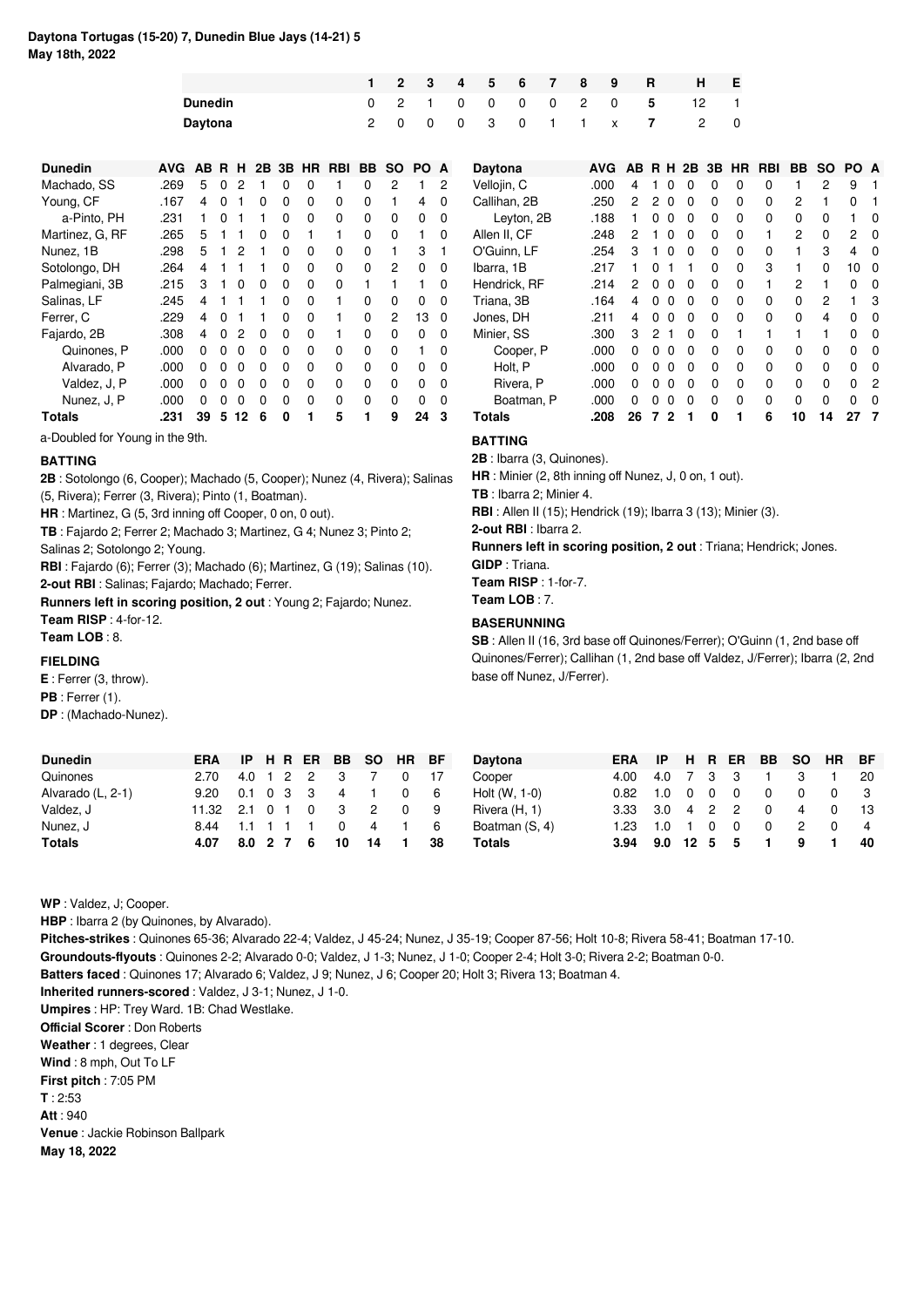**Daytona Tortugas (15-20) 7, Dunedin Blue Jays (14-21) 5**
**May 18th, 2022**

| | 1 | 2 | 3 | 4 | 5 | 6 | 7 | 8 | 9 | R | H | E |
|---|---|---|---|---|---|---|---|---|---|---|---|---|
| **Dunedin** | 0 | 2 | 1 | 0 | 0 | 0 | 0 | 2 | 0 | 5 | 12 | 1 |
| **Daytona** | 2 | 0 | 0 | 0 | 3 | 0 | 1 | 1 | x | 7 | 2 | 0 |

| Dunedin | AVG | AB | R | H | 2B | 3B | HR | RBI | BB | SO | PO | A |
|---|---|---|---|---|---|---|---|---|---|---|---|---|
| Machado, SS | .269 | 5 | 0 | 2 | 1 | 0 | 0 | 1 | 0 | 2 | 1 | 2 |
| Young, CF | .167 | 4 | 0 | 1 | 0 | 0 | 0 | 0 | 0 | 1 | 4 | 0 |
| a-Pinto, PH | .231 | 1 | 0 | 1 | 1 | 0 | 0 | 0 | 0 | 0 | 0 | 0 |
| Martinez, G, RF | .265 | 5 | 1 | 1 | 0 | 0 | 1 | 1 | 0 | 0 | 1 | 0 |
| Nunez, 1B | .298 | 5 | 1 | 2 | 1 | 0 | 0 | 0 | 0 | 1 | 3 | 1 |
| Sotolongo, DH | .264 | 4 | 1 | 1 | 1 | 0 | 0 | 0 | 0 | 2 | 0 | 0 |
| Palmegiani, 3B | .215 | 3 | 1 | 0 | 0 | 0 | 0 | 0 | 1 | 1 | 1 | 0 |
| Salinas, LF | .245 | 4 | 1 | 1 | 1 | 0 | 0 | 1 | 0 | 0 | 0 | 0 |
| Ferrer, C | .229 | 4 | 0 | 1 | 1 | 0 | 0 | 1 | 0 | 2 | 13 | 0 |
| Fajardo, 2B | .308 | 4 | 0 | 2 | 0 | 0 | 0 | 1 | 0 | 0 | 0 | 0 |
| Quinones, P | .000 | 0 | 0 | 0 | 0 | 0 | 0 | 0 | 0 | 0 | 1 | 0 |
| Alvarado, P | .000 | 0 | 0 | 0 | 0 | 0 | 0 | 0 | 0 | 0 | 0 | 0 |
| Valdez, J, P | .000 | 0 | 0 | 0 | 0 | 0 | 0 | 0 | 0 | 0 | 0 | 0 |
| Nunez, J, P | .000 | 0 | 0 | 0 | 0 | 0 | 0 | 0 | 0 | 0 | 0 | 0 |
| **Totals** | **.231** | **39** | **5** | **12** | **6** | **0** | **1** | **5** | **1** | **9** | **24** | **3** |

a-Doubled for Young in the 9th.

### BATTING

**2B** : Sotolongo (6, Cooper); Machado (5, Cooper); Nunez (4, Rivera); Salinas (5, Rivera); Ferrer (3, Rivera); Pinto (1, Boatman).

**HR** : Martinez, G (5, 3rd inning off Cooper, 0 on, 0 out).

**TB** : Fajardo 2; Ferrer 2; Machado 3; Martinez, G 4; Nunez 3; Pinto 2; Salinas 2; Sotolongo 2; Young.

**RBI** : Fajardo (6); Ferrer (3); Machado (6); Martinez, G (19); Salinas (10).

**2-out RBI** : Salinas; Fajardo; Machado; Ferrer.

**Runners left in scoring position, 2 out** : Young 2; Fajardo; Nunez.

**Team RISP** : 4-for-12.

**Team LOB** : 8.

### FIELDING

**E** : Ferrer (3, throw).

**PB** : Ferrer (1).

**DP** : (Machado-Nunez).

| Daytona | AVG | AB | R | H | 2B | 3B | HR | RBI | BB | SO | PO | A |
|---|---|---|---|---|---|---|---|---|---|---|---|---|
| Vellojin, C | .000 | 4 | 1 | 0 | 0 | 0 | 0 | 0 | 1 | 2 | 9 | 1 |
| Callihan, 2B | .250 | 2 | 2 | 0 | 0 | 0 | 0 | 0 | 2 | 1 | 0 | 1 |
| Leyton, 2B | .188 | 1 | 0 | 0 | 0 | 0 | 0 | 0 | 0 | 0 | 1 | 0 |
| Allen II, CF | .248 | 2 | 1 | 0 | 0 | 0 | 0 | 1 | 2 | 0 | 2 | 0 |
| O'Guinn, LF | .254 | 3 | 1 | 0 | 0 | 0 | 0 | 0 | 1 | 3 | 4 | 0 |
| Ibarra, 1B | .217 | 1 | 0 | 1 | 1 | 0 | 0 | 3 | 1 | 0 | 10 | 0 |
| Hendrick, RF | .214 | 2 | 0 | 0 | 0 | 0 | 0 | 1 | 2 | 1 | 0 | 0 |
| Triana, 3B | .164 | 4 | 0 | 0 | 0 | 0 | 0 | 0 | 0 | 2 | 1 | 3 |
| Jones, DH | .211 | 4 | 0 | 0 | 0 | 0 | 0 | 0 | 0 | 4 | 0 | 0 |
| Minier, SS | .300 | 3 | 2 | 1 | 0 | 0 | 1 | 1 | 1 | 1 | 0 | 0 |
| Cooper, P | .000 | 0 | 0 | 0 | 0 | 0 | 0 | 0 | 0 | 0 | 0 | 0 |
| Holt, P | .000 | 0 | 0 | 0 | 0 | 0 | 0 | 0 | 0 | 0 | 0 | 0 |
| Rivera, P | .000 | 0 | 0 | 0 | 0 | 0 | 0 | 0 | 0 | 0 | 0 | 2 |
| Boatman, P | .000 | 0 | 0 | 0 | 0 | 0 | 0 | 0 | 0 | 0 | 0 | 0 |
| **Totals** | **.208** | **26** | **7** | **2** | **1** | **0** | **1** | **6** | **10** | **14** | **27** | **7** |

### BATTING

**2B** : Ibarra (3, Quinones).

**HR** : Minier (2, 8th inning off Nunez, J, 0 on, 1 out).

**TB** : Ibarra 2; Minier 4.

**RBI** : Allen II (15); Hendrick (19); Ibarra 3 (13); Minier (3).

**2-out RBI** : Ibarra 2.

**Runners left in scoring position, 2 out** : Triana; Hendrick; Jones.

**GIDP** : Triana.

**Team RISP** : 1-for-7.

**Team LOB** : 7.

### BASERUNNING

**SB** : Allen II (16, 3rd base off Quinones/Ferrer); O'Guinn (1, 2nd base off Quinones/Ferrer); Callihan (1, 2nd base off Valdez, J/Ferrer); Ibarra (2, 2nd base off Nunez, J/Ferrer).

| Dunedin | ERA | IP | H | R | ER | BB | SO | HR | BF |
|---|---|---|---|---|---|---|---|---|---|
| Quinones | 2.70 | 4.0 | 1 | 2 | 2 | 3 | 7 | 0 | 17 |
| Alvarado (L, 2-1) | 9.20 | 0.1 | 0 | 3 | 3 | 4 | 1 | 0 | 6 |
| Valdez, J | 11.32 | 2.1 | 0 | 1 | 0 | 3 | 2 | 0 | 9 |
| Nunez, J | 8.44 | 1.1 | 1 | 1 | 1 | 0 | 4 | 1 | 6 |
| **Totals** | **4.07** | **8.0** | **2** | **7** | **6** | **10** | **14** | **1** | **38** |

| Daytona | ERA | IP | H | R | ER | BB | SO | HR | BF |
|---|---|---|---|---|---|---|---|---|---|
| Cooper | 4.00 | 4.0 | 7 | 3 | 3 | 1 | 3 | 1 | 20 |
| Holt (W, 1-0) | 0.82 | 1.0 | 0 | 0 | 0 | 0 | 0 | 0 | 3 |
| Rivera (H, 1) | 3.33 | 3.0 | 4 | 2 | 2 | 0 | 4 | 0 | 13 |
| Boatman (S, 4) | 1.23 | 1.0 | 1 | 0 | 0 | 0 | 2 | 0 | 4 |
| **Totals** | **3.94** | **9.0** | **12** | **5** | **5** | **1** | **9** | **1** | **40** |

**WP** : Valdez, J; Cooper.

**HBP** : Ibarra 2 (by Quinones, by Alvarado).

**Pitches-strikes** : Quinones 65-36; Alvarado 22-4; Valdez, J 45-24; Nunez, J 35-19; Cooper 87-56; Holt 10-8; Rivera 58-41; Boatman 17-10.

**Groundouts-flyouts** : Quinones 2-2; Alvarado 0-0; Valdez, J 1-3; Nunez, J 1-0; Cooper 2-4; Holt 3-0; Rivera 2-2; Boatman 0-0.

**Batters faced** : Quinones 17; Alvarado 6; Valdez, J 9; Nunez, J 6; Cooper 20; Holt 3; Rivera 13; Boatman 4.

**Inherited runners-scored** : Valdez, J 3-1; Nunez, J 1-0.

**Umpires** : HP: Trey Ward. 1B: Chad Westlake.

**Official Scorer** : Don Roberts

**Weather** : 1 degrees, Clear

**Wind** : 8 mph, Out To LF

**First pitch** : 7:05 PM

**T** : 2:53

**Att** : 940

**Venue** : Jackie Robinson Ballpark

**May 18, 2022**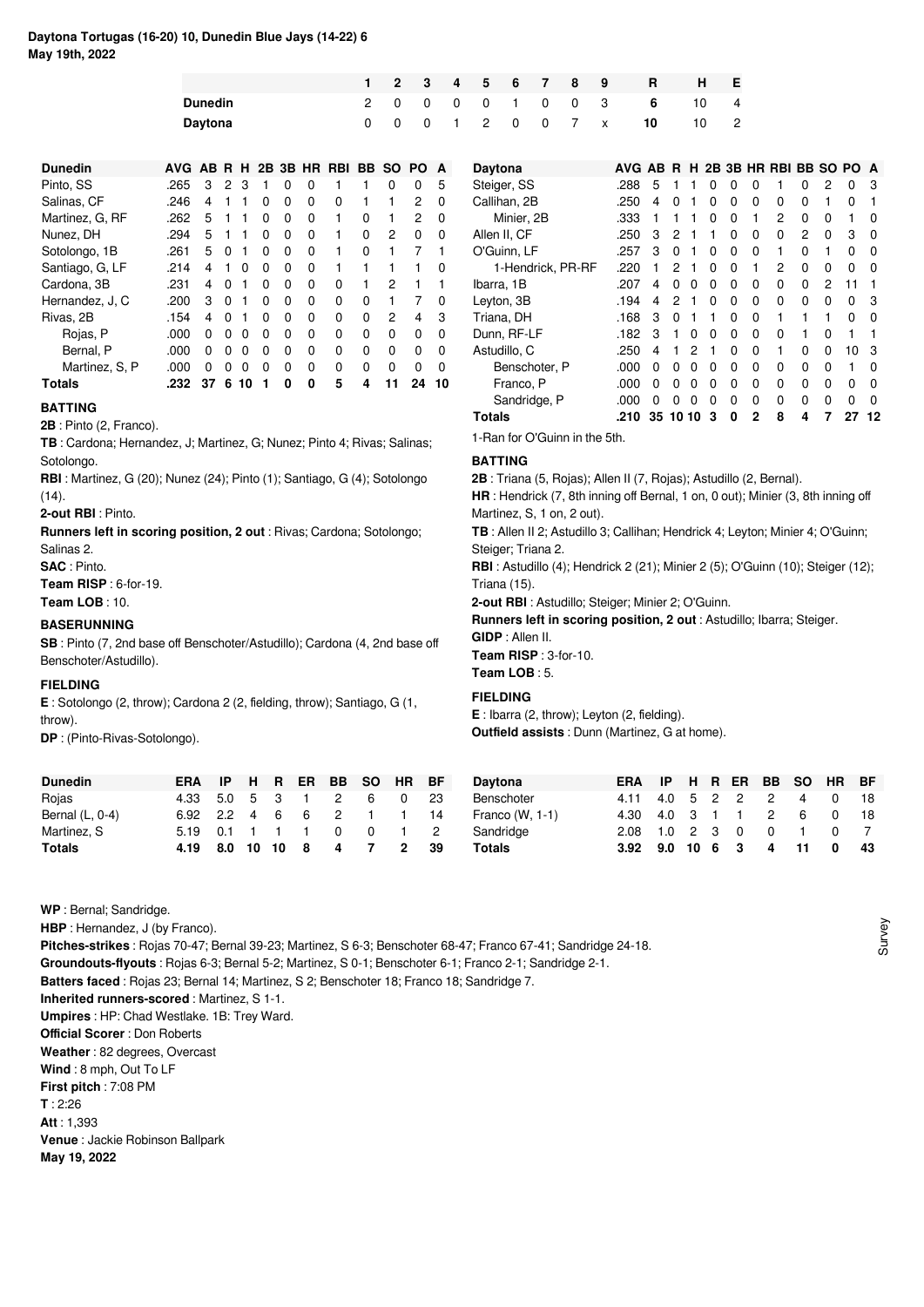**Daytona Tortugas (16-20) 10, Dunedin Blue Jays (14-22) 6**
**May 19th, 2022**

| | 1 | 2 | 3 | 4 | 5 | 6 | 7 | 8 | 9 | R | H | E |
|---|---|---|---|---|---|---|---|---|---|---|---|---|
| **Dunedin** | 2 | 0 | 0 | 0 | 0 | 1 | 0 | 0 | 3 | 6 | 10 | 4 |
| **Daytona** | 0 | 0 | 0 | 1 | 2 | 0 | 0 | 7 | x | 10 | 10 | 2 |

| Dunedin | AVG | AB | R | H | 2B | 3B | HR | RBI | BB | SO | PO | A |
|---|---|---|---|---|---|---|---|---|---|---|---|---|
| Pinto, SS | .265 | 3 | 2 | 3 | 1 | 0 | 0 | 1 | 1 | 0 | 0 | 5 |
| Salinas, CF | .246 | 4 | 1 | 1 | 0 | 0 | 0 | 0 | 1 | 1 | 2 | 0 |
| Martinez, G, RF | .262 | 5 | 1 | 1 | 0 | 0 | 0 | 1 | 0 | 1 | 2 | 0 |
| Nunez, DH | .294 | 5 | 1 | 1 | 0 | 0 | 0 | 1 | 0 | 2 | 0 | 0 |
| Sotolongo, 1B | .261 | 5 | 0 | 1 | 0 | 0 | 0 | 1 | 0 | 1 | 7 | 1 |
| Santiago, G, LF | .214 | 4 | 1 | 0 | 0 | 0 | 0 | 1 | 1 | 1 | 1 | 0 |
| Cardona, 3B | .231 | 4 | 0 | 1 | 0 | 0 | 0 | 0 | 1 | 2 | 1 | 1 |
| Hernandez, J, C | .200 | 3 | 0 | 1 | 0 | 0 | 0 | 0 | 0 | 1 | 7 | 0 |
| Rivas, 2B | .154 | 4 | 0 | 1 | 0 | 0 | 0 | 0 | 0 | 2 | 4 | 3 |
| Rojas, P | .000 | 0 | 0 | 0 | 0 | 0 | 0 | 0 | 0 | 0 | 0 | 0 |
| Bernal, P | .000 | 0 | 0 | 0 | 0 | 0 | 0 | 0 | 0 | 0 | 0 | 0 |
| Martinez, S, P | .000 | 0 | 0 | 0 | 0 | 0 | 0 | 0 | 0 | 0 | 0 | 0 |
| **Totals** | **.232** | **37** | **6** | **10** | **1** | **0** | **0** | **5** | **4** | **11** | **24** | **10** |

**BATTING**

**2B** : Pinto (2, Franco).

**TB** : Cardona; Hernandez, J; Martinez, G; Nunez; Pinto 4; Rivas; Salinas; Sotolongo.

**RBI** : Martinez, G (20); Nunez (24); Pinto (1); Santiago, G (4); Sotolongo (14).

**2-out RBI** : Pinto.

**Runners left in scoring position, 2 out** : Rivas; Cardona; Sotolongo; Salinas 2.

**SAC** : Pinto.

**Team RISP** : 6-for-19.

**Team LOB** : 10.

**BASERUNNING**

**SB** : Pinto (7, 2nd base off Benschoter/Astudillo); Cardona (4, 2nd base off Benschoter/Astudillo).

**FIELDING**

**E** : Sotolongo (2, throw); Cardona 2 (2, fielding, throw); Santiago, G (1, throw).

**DP** : (Pinto-Rivas-Sotolongo).

| Daytona | AVG | AB | R | H | 2B | 3B | HR | RBI | BB | SO | PO | A |
|---|---|---|---|---|---|---|---|---|---|---|---|---|
| Steiger, SS | .288 | 5 | 1 | 1 | 0 | 0 | 0 | 1 | 0 | 2 | 0 | 3 |
| Callihan, 2B | .250 | 4 | 0 | 1 | 0 | 0 | 0 | 0 | 0 | 1 | 0 | 1 |
| Minier, 2B | .333 | 1 | 1 | 1 | 0 | 0 | 1 | 2 | 0 | 0 | 1 | 0 |
| Allen II, CF | .250 | 3 | 2 | 1 | 1 | 0 | 0 | 0 | 2 | 0 | 3 | 0 |
| O'Guinn, LF | .257 | 3 | 0 | 1 | 0 | 0 | 0 | 1 | 0 | 1 | 0 | 0 |
| 1-Hendrick, PR-RF | .220 | 1 | 2 | 1 | 0 | 0 | 1 | 2 | 0 | 0 | 0 | 0 |
| Ibarra, 1B | .207 | 4 | 0 | 0 | 0 | 0 | 0 | 0 | 0 | 2 | 11 | 1 |
| Leyton, 3B | .194 | 4 | 2 | 1 | 0 | 0 | 0 | 0 | 0 | 0 | 0 | 3 |
| Triana, DH | .168 | 3 | 0 | 1 | 1 | 0 | 0 | 1 | 1 | 1 | 0 | 0 |
| Dunn, RF-LF | .182 | 3 | 1 | 0 | 0 | 0 | 0 | 0 | 1 | 0 | 1 | 1 |
| Astudillo, C | .250 | 4 | 1 | 2 | 1 | 0 | 0 | 1 | 0 | 0 | 10 | 3 |
| Benschoter, P | .000 | 0 | 0 | 0 | 0 | 0 | 0 | 0 | 0 | 0 | 1 | 0 |
| Franco, P | .000 | 0 | 0 | 0 | 0 | 0 | 0 | 0 | 0 | 0 | 0 | 0 |
| Sandridge, P | .000 | 0 | 0 | 0 | 0 | 0 | 0 | 0 | 0 | 0 | 0 | 0 |
| **Totals** | **.210** | **35** | **10** | **10** | **3** | **0** | **2** | **8** | **4** | **7** | **27** | **12** |

1-Ran for O'Guinn in the 5th.

**BATTING**

**2B** : Triana (5, Rojas); Allen II (7, Rojas); Astudillo (2, Bernal).

**HR** : Hendrick (7, 8th inning off Bernal, 1 on, 0 out); Minier (3, 8th inning off Martinez, S, 1 on, 2 out).

**TB** : Allen II 2; Astudillo 3; Callihan; Hendrick 4; Leyton; Minier 4; O'Guinn; Steiger; Triana 2.

**RBI** : Astudillo (4); Hendrick 2 (21); Minier 2 (5); O'Guinn (10); Steiger (12); Triana (15).

**2-out RBI** : Astudillo; Steiger; Minier 2; O'Guinn.

**Runners left in scoring position, 2 out** : Astudillo; Ibarra; Steiger.

**GIDP** : Allen II.

**Team RISP** : 3-for-10.

**Team LOB** : 5.

**FIELDING**

**E** : Ibarra (2, throw); Leyton (2, fielding).

**Outfield assists** : Dunn (Martinez, G at home).

| Dunedin | ERA | IP | H | R | ER | BB | SO | HR | BF |
|---|---|---|---|---|---|---|---|---|---|
| Rojas | 4.33 | 5.0 | 5 | 3 | 1 | 2 | 6 | 0 | 23 |
| Bernal (L, 0-4) | 6.92 | 2.2 | 4 | 6 | 6 | 2 | 1 | 1 | 14 |
| Martinez, S | 5.19 | 0.1 | 1 | 1 | 1 | 0 | 0 | 1 | 2 |
| **Totals** | **4.19** | **8.0** | **10** | **10** | **8** | **4** | **7** | **2** | **39** |

| Daytona | ERA | IP | H | R | ER | BB | SO | HR | BF |
|---|---|---|---|---|---|---|---|---|---|
| Benschoter | 4.11 | 4.0 | 5 | 2 | 2 | 2 | 4 | 0 | 18 |
| Franco (W, 1-1) | 4.30 | 4.0 | 3 | 1 | 1 | 2 | 6 | 0 | 18 |
| Sandridge | 2.08 | 1.0 | 2 | 3 | 0 | 0 | 1 | 0 | 7 |
| **Totals** | **3.92** | **9.0** | **10** | **6** | **3** | **4** | **11** | **0** | **43** |

**WP** : Bernal; Sandridge.

**HBP** : Hernandez, J (by Franco).

**Pitches-strikes** : Rojas 70-47; Bernal 39-23; Martinez, S 6-3; Benschoter 68-47; Franco 67-41; Sandridge 24-18.

**Groundouts-flyouts** : Rojas 6-3; Bernal 5-2; Martinez, S 0-1; Benschoter 6-1; Franco 2-1; Sandridge 2-1.

**Batters faced** : Rojas 23; Bernal 14; Martinez, S 2; Benschoter 18; Franco 18; Sandridge 7.

**Inherited runners-scored** : Martinez, S 1-1.

**Umpires** : HP: Chad Westlake. 1B: Trey Ward.

**Official Scorer** : Don Roberts

**Weather** : 82 degrees, Overcast

**Wind** : 8 mph, Out To LF

**First pitch** : 7:08 PM

**T** : 2:26

**Att** : 1,393

**Venue** : Jackie Robinson Ballpark

**May 19, 2022**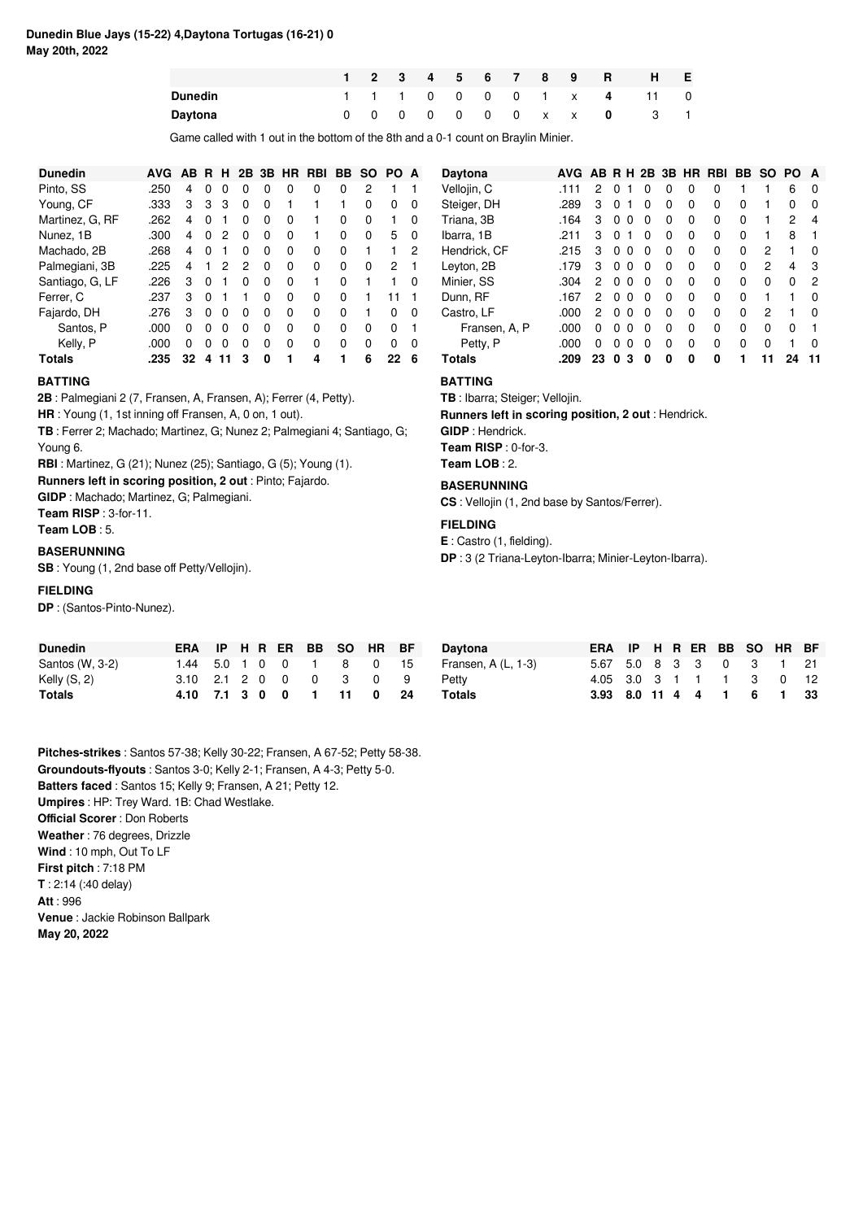**Dunedin Blue Jays (15-22) 4,Daytona Tortugas (16-21) 0**
**May 20th, 2022**

| | 1 | 2 | 3 | 4 | 5 | 6 | 7 | 8 | 9 | R | H | E |
|---|---|---|---|---|---|---|---|---|---|---|---|---|
| **Dunedin** | 1 | 1 | 1 | 0 | 0 | 0 | 0 | 1 | x | **4** | 11 | 0 |
| **Daytona** | 0 | 0 | 0 | 0 | 0 | 0 | 0 | x | x | **0** | 3 | 1 |

Game called with 1 out in the bottom of the 8th and a 0-1 count on Braylin Minier.

| Dunedin | AVG | AB | R | H | 2B | 3B | HR | RBI | BB | SO | PO | A |
|---|---|---|---|---|---|---|---|---|---|---|---|---|
| Pinto, SS | .250 | 4 | 0 | 0 | 0 | 0 | 0 | 0 | 0 | 2 | 1 | 1 |
| Young, CF | .333 | 3 | 3 | 3 | 0 | 0 | 1 | 1 | 1 | 0 | 0 | 0 |
| Martinez, G, RF | .262 | 4 | 0 | 1 | 0 | 0 | 0 | 1 | 0 | 0 | 1 | 0 |
| Nunez, 1B | .300 | 4 | 0 | 2 | 0 | 0 | 0 | 1 | 0 | 0 | 5 | 0 |
| Machado, 2B | .268 | 4 | 0 | 1 | 0 | 0 | 0 | 0 | 0 | 1 | 1 | 2 |
| Palmegiani, 3B | .225 | 4 | 1 | 2 | 2 | 0 | 0 | 0 | 0 | 0 | 2 | 1 |
| Santiago, G, LF | .226 | 3 | 0 | 1 | 0 | 0 | 0 | 1 | 0 | 1 | 1 | 0 |
| Ferrer, C | .237 | 3 | 0 | 1 | 1 | 0 | 0 | 0 | 0 | 1 | 11 | 1 |
| Fajardo, DH | .276 | 3 | 0 | 0 | 0 | 0 | 0 | 0 | 0 | 1 | 0 | 0 |
| Santos, P | .000 | 0 | 0 | 0 | 0 | 0 | 0 | 0 | 0 | 0 | 0 | 1 |
| Kelly, P | .000 | 0 | 0 | 0 | 0 | 0 | 0 | 0 | 0 | 0 | 0 | 0 |
| **Totals** | **.235** | **32** | **4** | **11** | **3** | **0** | **1** | **4** | **1** | **6** | **22** | **6** |

### BATTING

**2B** : Palmegiani 2 (7, Fransen, A, Fransen, A); Ferrer (4, Petty).
**HR** : Young (1, 1st inning off Fransen, A, 0 on, 1 out).
**TB** : Ferrer 2; Machado; Martinez, G; Nunez 2; Palmegiani 4; Santiago, G; Young 6.
**RBI** : Martinez, G (21); Nunez (25); Santiago, G (5); Young (1).
**Runners left in scoring position, 2 out** : Pinto; Fajardo.
**GIDP** : Machado; Martinez, G; Palmegiani.
**Team RISP** : 3-for-11.
**Team LOB** : 5.

### BASERUNNING

**SB** : Young (1, 2nd base off Petty/Vellojin).

### FIELDING

**DP** : (Santos-Pinto-Nunez).

| Daytona | AVG | AB | R | H | 2B | 3B | HR | RBI | BB | SO | PO | A |
|---|---|---|---|---|---|---|---|---|---|---|---|---|
| Vellojin, C | .111 | 2 | 0 | 1 | 0 | 0 | 0 | 0 | 1 | 1 | 6 | 0 |
| Steiger, DH | .289 | 3 | 0 | 1 | 0 | 0 | 0 | 0 | 0 | 1 | 0 | 0 |
| Triana, 3B | .164 | 3 | 0 | 0 | 0 | 0 | 0 | 0 | 0 | 1 | 2 | 4 |
| Ibarra, 1B | .211 | 3 | 0 | 1 | 0 | 0 | 0 | 0 | 0 | 1 | 8 | 1 |
| Hendrick, CF | .215 | 3 | 0 | 0 | 0 | 0 | 0 | 0 | 0 | 2 | 1 | 0 |
| Leyton, 2B | .179 | 3 | 0 | 0 | 0 | 0 | 0 | 0 | 0 | 2 | 4 | 3 |
| Minier, SS | .304 | 2 | 0 | 0 | 0 | 0 | 0 | 0 | 0 | 0 | 0 | 2 |
| Dunn, RF | .167 | 2 | 0 | 0 | 0 | 0 | 0 | 0 | 0 | 1 | 1 | 0 |
| Castro, LF | .000 | 2 | 0 | 0 | 0 | 0 | 0 | 0 | 0 | 2 | 1 | 0 |
| Fransen, A, P | .000 | 0 | 0 | 0 | 0 | 0 | 0 | 0 | 0 | 0 | 0 | 1 |
| Petty, P | .000 | 0 | 0 | 0 | 0 | 0 | 0 | 0 | 0 | 0 | 1 | 0 |
| **Totals** | **.209** | **23** | **0** | **3** | **0** | **0** | **0** | **0** | **1** | **11** | **24** | **11** |

### BATTING

**TB** : Ibarra; Steiger; Vellojin.
**Runners left in scoring position, 2 out** : Hendrick.
**GIDP** : Hendrick.
**Team RISP** : 0-for-3.
**Team LOB** : 2.

### BASERUNNING

**CS** : Vellojin (1, 2nd base by Santos/Ferrer).

### FIELDING

**E** : Castro (1, fielding).
**DP** : 3 (2 Triana-Leyton-Ibarra; Minier-Leyton-Ibarra).

| Dunedin | ERA | IP | H | R | ER | BB | SO | HR | BF |
|---|---|---|---|---|---|---|---|---|---|
| Santos (W, 3-2) | 1.44 | 5.0 | 1 | 0 | 0 | 1 | 8 | 0 | 15 |
| Kelly (S, 2) | 3.10 | 2.1 | 2 | 0 | 0 | 0 | 3 | 0 | 9 |
| **Totals** | **4.10** | **7.1** | **3** | **0** | **0** | **1** | **11** | **0** | **24** |

| Daytona | ERA | IP | H | R | ER | BB | SO | HR | BF |
|---|---|---|---|---|---|---|---|---|---|
| Fransen, A (L, 1-3) | 5.67 | 5.0 | 8 | 3 | 3 | 0 | 3 | 1 | 21 |
| Petty | 4.05 | 3.0 | 3 | 1 | 1 | 1 | 3 | 0 | 12 |
| **Totals** | **3.93** | **8.0** | **11** | **4** | **4** | **1** | **6** | **1** | **33** |

**Pitches-strikes** : Santos 57-38; Kelly 30-22; Fransen, A 67-52; Petty 58-38.
**Groundouts-flyouts** : Santos 3-0; Kelly 2-1; Fransen, A 4-3; Petty 5-0.
**Batters faced** : Santos 15; Kelly 9; Fransen, A 21; Petty 12.
**Umpires** : HP: Trey Ward. 1B: Chad Westlake.
**Official Scorer** : Don Roberts
**Weather** : 76 degrees, Drizzle
**Wind** : 10 mph, Out To LF
**First pitch** : 7:18 PM
**T** : 2:14 (:40 delay)
**Att** : 996
**Venue** : Jackie Robinson Ballpark
**May 20, 2022**